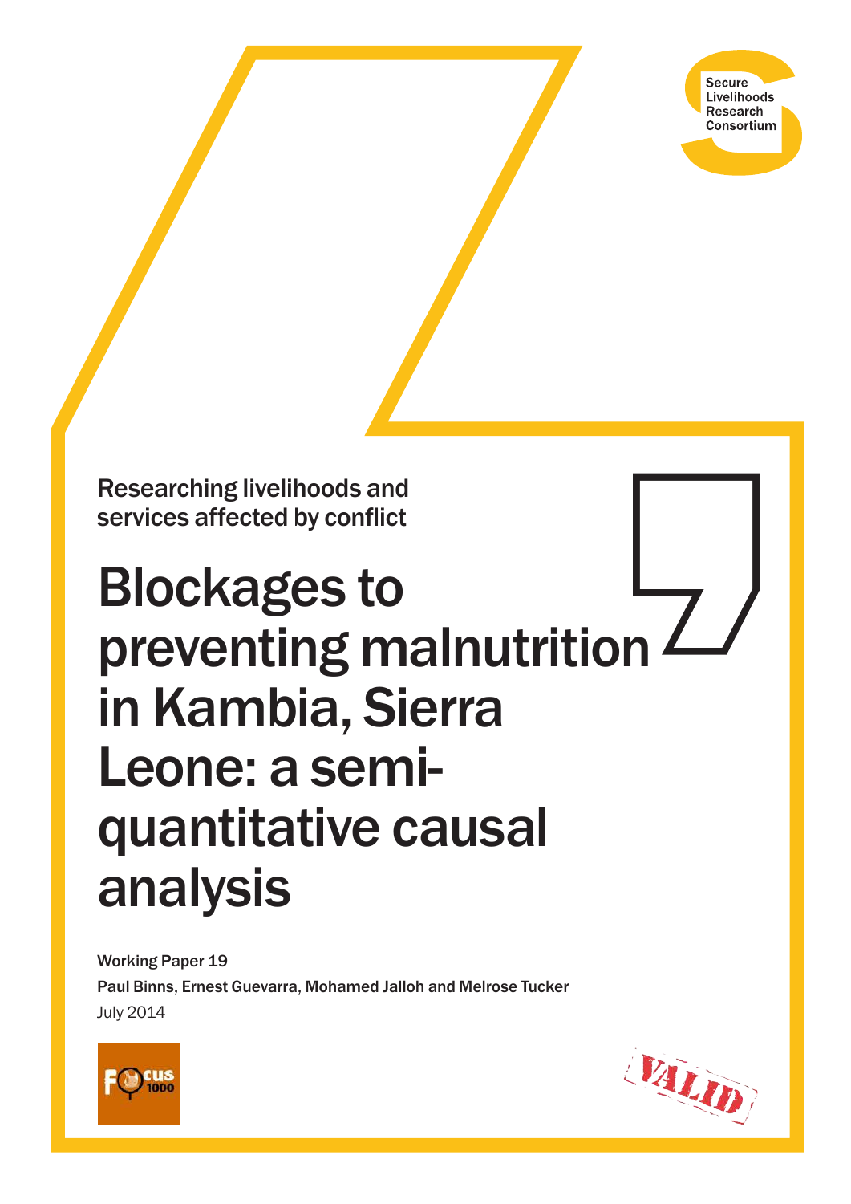Secure Livelihoods Research Consortium

Researching livelihoods and services affected by conflict

# Blockages to preventing malnutrition in Kambia, Sierra Leone: a semi-quantitative causal analysis

**Working Paper 19**

**Paul Binns, Ernest Guevarra, Mohamed Jalloh and Melrose Tucker**

July 2014

Focus 1000

VALID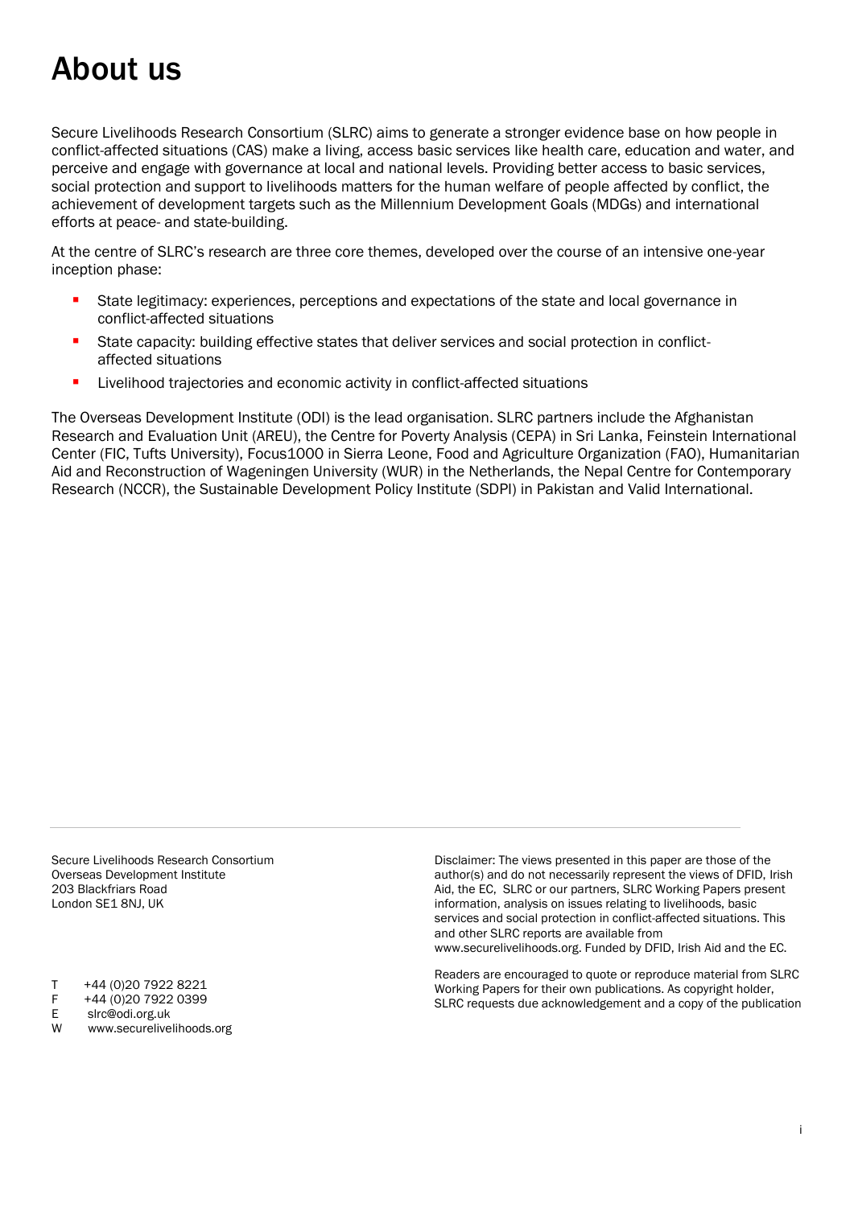# About us

Secure Livelihoods Research Consortium (SLRC) aims to generate a stronger evidence base on how people in conflict-affected situations (CAS) make a living, access basic services like health care, education and water, and perceive and engage with governance at local and national levels. Providing better access to basic services, social protection and support to livelihoods matters for the human welfare of people affected by conflict, the achievement of development targets such as the Millennium Development Goals (MDGs) and international efforts at peace- and state-building.

At the centre of SLRC's research are three core themes, developed over the course of an intensive one-year inception phase:

- State legitimacy: experiences, perceptions and expectations of the state and local governance in conflict-affected situations
- State capacity: building effective states that deliver services and social protection in conflict-affected situations
- Livelihood trajectories and economic activity in conflict-affected situations

The Overseas Development Institute (ODI) is the lead organisation. SLRC partners include the Afghanistan Research and Evaluation Unit (AREU), the Centre for Poverty Analysis (CEPA) in Sri Lanka, Feinstein International Center (FIC, Tufts University), Focus1000 in Sierra Leone, Food and Agriculture Organization (FAO), Humanitarian Aid and Reconstruction of Wageningen University (WUR) in the Netherlands, the Nepal Centre for Contemporary Research (NCCR), the Sustainable Development Policy Institute (SDPI) in Pakistan and Valid International.

---

Secure Livelihoods Research Consortium
Overseas Development Institute
203 Blackfriars Road
London SE1 8NJ, UK

T +44 (0)20 7922 8221
F +44 (0)20 7922 0399
E slrc@odi.org.uk
W www.securelivelihoods.org

Disclaimer: The views presented in this paper are those of the author(s) and do not necessarily represent the views of DFID, Irish Aid, the EC, SLRC or our partners, SLRC Working Papers present information, analysis on issues relating to livelihoods, basic services and social protection in conflict-affected situations. This and other SLRC reports are available from www.securelivelihoods.org. Funded by DFID, Irish Aid and the EC.

Readers are encouraged to quote or reproduce material from SLRC Working Papers for their own publications. As copyright holder, SLRC requests due acknowledgement and a copy of the publication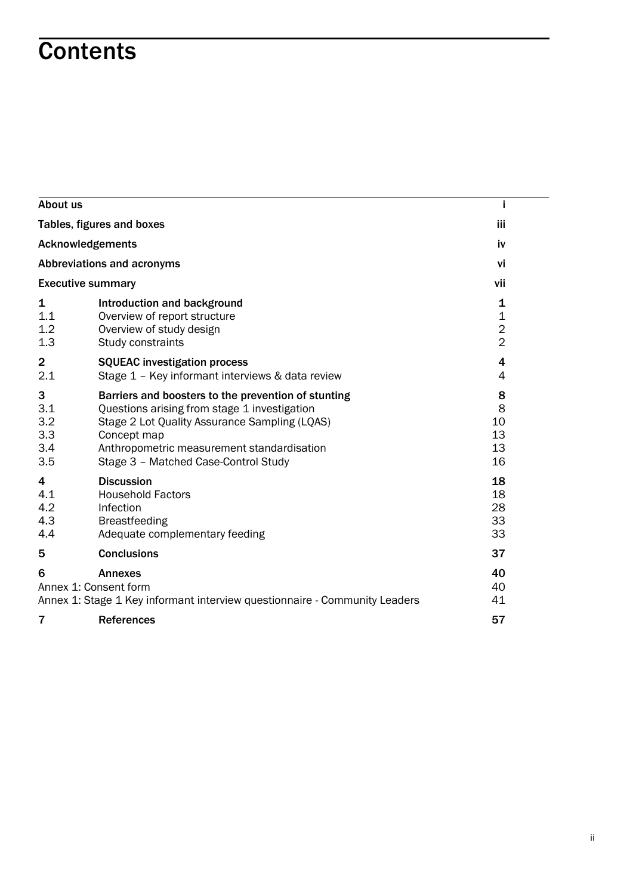# Contents

| | | |
|---|---|---|
| **About us** | | **i** |
| **Tables, figures and boxes** | | **iii** |
| **Acknowledgements** | | **iv** |
| **Abbreviations and acronyms** | | **vi** |
| **Executive summary** | | **vii** |
| **1** | **Introduction and background** | **1** |
| 1.1 | Overview of report structure | 1 |
| 1.2 | Overview of study design | 2 |
| 1.3 | Study constraints | 2 |
| **2** | **SQUEAC investigation process** | **4** |
| 2.1 | Stage 1 – Key informant interviews & data review | 4 |
| **3** | **Barriers and boosters to the prevention of stunting** | **8** |
| 3.1 | Questions arising from stage 1 investigation | 8 |
| 3.2 | Stage 2 Lot Quality Assurance Sampling (LQAS) | 10 |
| 3.3 | Concept map | 13 |
| 3.4 | Anthropometric measurement standardisation | 13 |
| 3.5 | Stage 3 – Matched Case-Control Study | 16 |
| **4** | **Discussion** | **18** |
| 4.1 | Household Factors | 18 |
| 4.2 | Infection | 28 |
| 4.3 | Breastfeeding | 33 |
| 4.4 | Adequate complementary feeding | 33 |
| **5** | **Conclusions** | **37** |
| **6** | **Annexes** | **40** |
| Annex 1: Consent form | | 40 |
| Annex 1: Stage 1 Key informant interview questionnaire - Community Leaders | | 41 |
| **7** | **References** | **57** |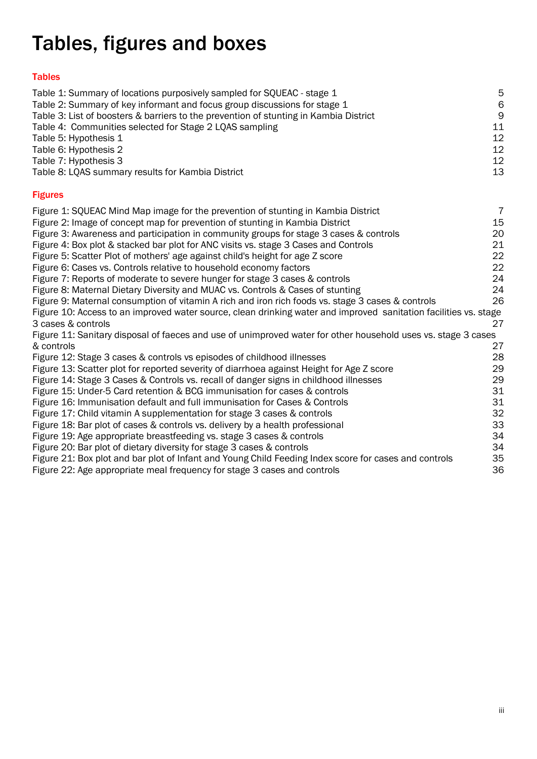# Tables, figures and boxes

## Tables

Table 1: Summary of locations purposively sampled for SQUEAC - stage 1 5
Table 2: Summary of key informant and focus group discussions for stage 1 6
Table 3: List of boosters & barriers to the prevention of stunting in Kambia District 9
Table 4: Communities selected for Stage 2 LQAS sampling 11
Table 5: Hypothesis 1 12
Table 6: Hypothesis 2 12
Table 7: Hypothesis 3 12
Table 8: LQAS summary results for Kambia District 13

## Figures

Figure 1: SQUEAC Mind Map image for the prevention of stunting in Kambia District 7
Figure 2: Image of concept map for prevention of stunting in Kambia District 15
Figure 3: Awareness and participation in community groups for stage 3 cases & controls 20
Figure 4: Box plot & stacked bar plot for ANC visits vs. stage 3 Cases and Controls 21
Figure 5: Scatter Plot of mothers' age against child's height for age Z score 22
Figure 6: Cases vs. Controls relative to household economy factors 22
Figure 7: Reports of moderate to severe hunger for stage 3 cases & controls 24
Figure 8: Maternal Dietary Diversity and MUAC vs. Controls & Cases of stunting 24
Figure 9: Maternal consumption of vitamin A rich and iron rich foods vs. stage 3 cases & controls 26
Figure 10: Access to an improved water source, clean drinking water and improved sanitation facilities vs. stage 3 cases & controls 27
Figure 11: Sanitary disposal of faeces and use of unimproved water for other household uses vs. stage 3 cases & controls 27
Figure 12: Stage 3 cases & controls vs episodes of childhood illnesses 28
Figure 13: Scatter plot for reported severity of diarrhoea against Height for Age Z score 29
Figure 14: Stage 3 Cases & Controls vs. recall of danger signs in childhood illnesses 29
Figure 15: Under-5 Card retention & BCG immunisation for cases & controls 31
Figure 16: Immunisation default and full immunisation for Cases & Controls 31
Figure 17: Child vitamin A supplementation for stage 3 cases & Controls 32
Figure 18: Bar plot of cases & controls vs. delivery by a health professional 33
Figure 19: Age appropriate breastfeeding vs. stage 3 cases & controls 34
Figure 20: Bar plot of dietary diversity for stage 3 cases & controls 34
Figure 21: Box plot and bar plot of Infant and Young Child Feeding Index score for cases and controls 35
Figure 22: Age appropriate meal frequency for stage 3 cases and controls 36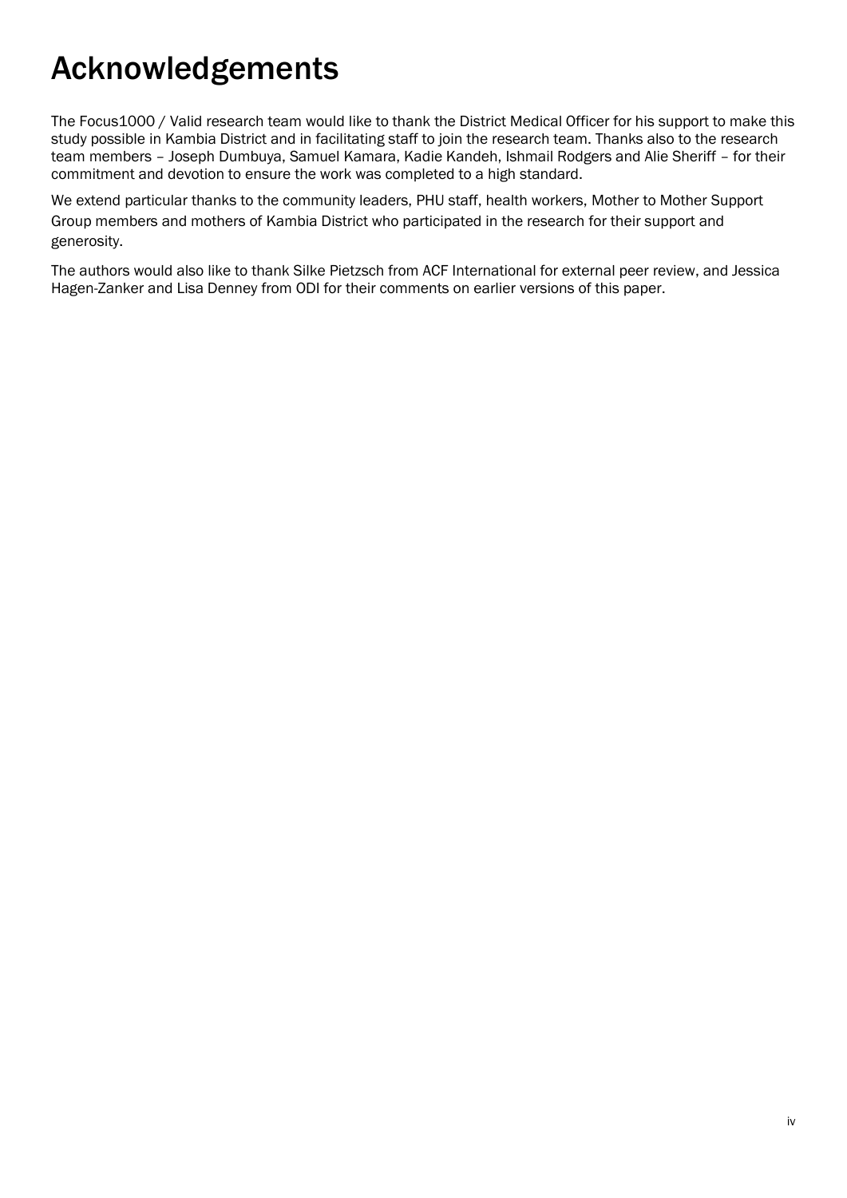# Acknowledgements

The Focus1000 / Valid research team would like to thank the District Medical Officer for his support to make this study possible in Kambia District and in facilitating staff to join the research team. Thanks also to the research team members – Joseph Dumbuya, Samuel Kamara, Kadie Kandeh, Ishmail Rodgers and Alie Sheriff – for their commitment and devotion to ensure the work was completed to a high standard.

We extend particular thanks to the community leaders, PHU staff, health workers, Mother to Mother Support Group members and mothers of Kambia District who participated in the research for their support and generosity.

The authors would also like to thank Silke Pietzsch from ACF International for external peer review, and Jessica Hagen-Zanker and Lisa Denney from ODI for their comments on earlier versions of this paper.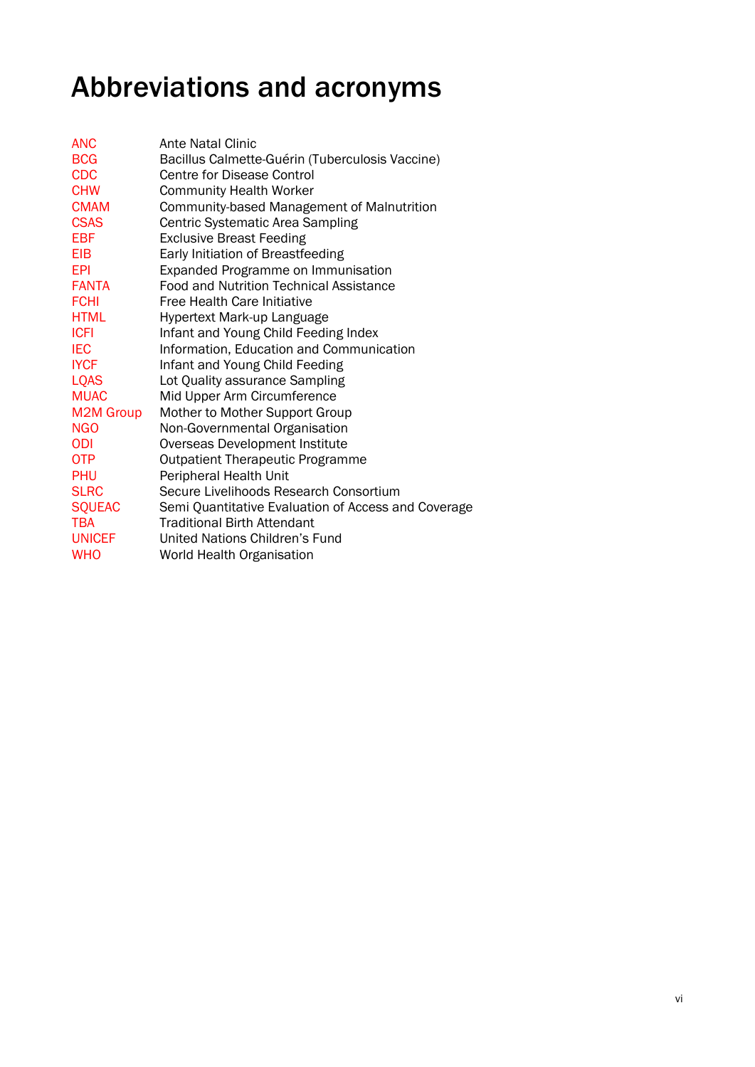# Abbreviations and acronyms

| | |
|---|---|
| ANC | Ante Natal Clinic |
| BCG | Bacillus Calmette-Guérin (Tuberculosis Vaccine) |
| CDC | Centre for Disease Control |
| CHW | Community Health Worker |
| CMAM | Community-based Management of Malnutrition |
| CSAS | Centric Systematic Area Sampling |
| EBF | Exclusive Breast Feeding |
| EIB | Early Initiation of Breastfeeding |
| EPI | Expanded Programme on Immunisation |
| FANTA | Food and Nutrition Technical Assistance |
| FCHI | Free Health Care Initiative |
| HTML | Hypertext Mark-up Language |
| ICFI | Infant and Young Child Feeding Index |
| IEC | Information, Education and Communication |
| IYCF | Infant and Young Child Feeding |
| LQAS | Lot Quality assurance Sampling |
| MUAC | Mid Upper Arm Circumference |
| M2M Group | Mother to Mother Support Group |
| NGO | Non-Governmental Organisation |
| ODI | Overseas Development Institute |
| OTP | Outpatient Therapeutic Programme |
| PHU | Peripheral Health Unit |
| SLRC | Secure Livelihoods Research Consortium |
| SQUEAC | Semi Quantitative Evaluation of Access and Coverage |
| TBA | Traditional Birth Attendant |
| UNICEF | United Nations Children's Fund |
| WHO | World Health Organisation |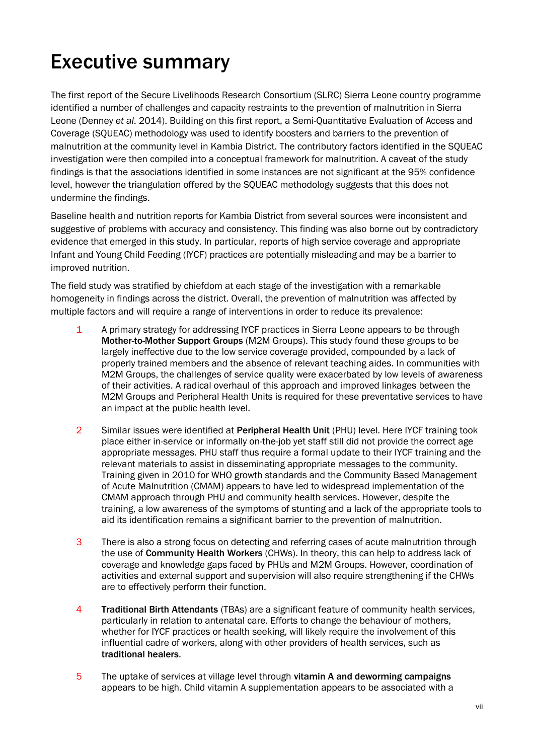# Executive summary

The first report of the Secure Livelihoods Research Consortium (SLRC) Sierra Leone country programme identified a number of challenges and capacity restraints to the prevention of malnutrition in Sierra Leone (Denney *et al*. 2014). Building on this first report, a Semi-Quantitative Evaluation of Access and Coverage (SQUEAC) methodology was used to identify boosters and barriers to the prevention of malnutrition at the community level in Kambia District. The contributory factors identified in the SQUEAC investigation were then compiled into a conceptual framework for malnutrition. A caveat of the study findings is that the associations identified in some instances are not significant at the 95% confidence level, however the triangulation offered by the SQUEAC methodology suggests that this does not undermine the findings.

Baseline health and nutrition reports for Kambia District from several sources were inconsistent and suggestive of problems with accuracy and consistency. This finding was also borne out by contradictory evidence that emerged in this study. In particular, reports of high service coverage and appropriate Infant and Young Child Feeding (IYCF) practices are potentially misleading and may be a barrier to improved nutrition.

The field study was stratified by chiefdom at each stage of the investigation with a remarkable homogeneity in findings across the district. Overall, the prevention of malnutrition was affected by multiple factors and will require a range of interventions in order to reduce its prevalence:

1. A primary strategy for addressing IYCF practices in Sierra Leone appears to be through **Mother-to-Mother Support Groups** (M2M Groups). This study found these groups to be largely ineffective due to the low service coverage provided, compounded by a lack of properly trained members and the absence of relevant teaching aides. In communities with M2M Groups, the challenges of service quality were exacerbated by low levels of awareness of their activities. A radical overhaul of this approach and improved linkages between the M2M Groups and Peripheral Health Units is required for these preventative services to have an impact at the public health level.

2. Similar issues were identified at **Peripheral Health Unit** (PHU) level. Here IYCF training took place either in-service or informally on-the-job yet staff still did not provide the correct age appropriate messages. PHU staff thus require a formal update to their IYCF training and the relevant materials to assist in disseminating appropriate messages to the community. Training given in 2010 for WHO growth standards and the Community Based Management of Acute Malnutrition (CMAM) appears to have led to widespread implementation of the CMAM approach through PHU and community health services. However, despite the training, a low awareness of the symptoms of stunting and a lack of the appropriate tools to aid its identification remains a significant barrier to the prevention of malnutrition.

3. There is also a strong focus on detecting and referring cases of acute malnutrition through the use of **Community Health Workers** (CHWs). In theory, this can help to address lack of coverage and knowledge gaps faced by PHUs and M2M Groups. However, coordination of activities and external support and supervision will also require strengthening if the CHWs are to effectively perform their function.

4. **Traditional Birth Attendants** (TBAs) are a significant feature of community health services, particularly in relation to antenatal care. Efforts to change the behaviour of mothers, whether for IYCF practices or health seeking, will likely require the involvement of this influential cadre of workers, along with other providers of health services, such as **traditional healers**.

5. The uptake of services at village level through **vitamin A and deworming campaigns** appears to be high. Child vitamin A supplementation appears to be associated with a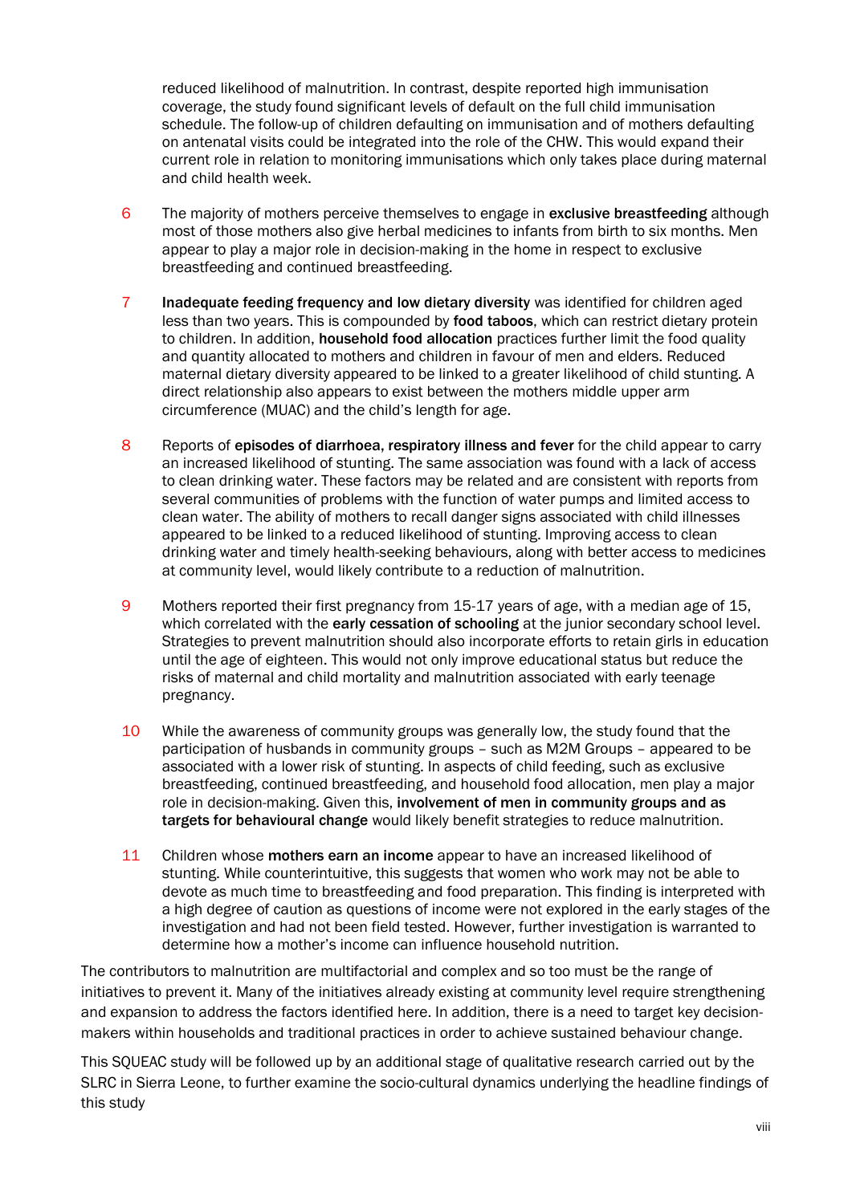reduced likelihood of malnutrition. In contrast, despite reported high immunisation coverage, the study found significant levels of default on the full child immunisation schedule. The follow-up of children defaulting on immunisation and of mothers defaulting on antenatal visits could be integrated into the role of the CHW. This would expand their current role in relation to monitoring immunisations which only takes place during maternal and child health week.

6. The majority of mothers perceive themselves to engage in **exclusive breastfeeding** although most of those mothers also give herbal medicines to infants from birth to six months. Men appear to play a major role in decision-making in the home in respect to exclusive breastfeeding and continued breastfeeding.

7. **Inadequate feeding frequency and low dietary diversity** was identified for children aged less than two years. This is compounded by **food taboos**, which can restrict dietary protein to children. In addition, **household food allocation** practices further limit the food quality and quantity allocated to mothers and children in favour of men and elders. Reduced maternal dietary diversity appeared to be linked to a greater likelihood of child stunting. A direct relationship also appears to exist between the mothers middle upper arm circumference (MUAC) and the child's length for age.

8. Reports of **episodes of diarrhoea, respiratory illness and fever** for the child appear to carry an increased likelihood of stunting. The same association was found with a lack of access to clean drinking water. These factors may be related and are consistent with reports from several communities of problems with the function of water pumps and limited access to clean water. The ability of mothers to recall danger signs associated with child illnesses appeared to be linked to a reduced likelihood of stunting. Improving access to clean drinking water and timely health-seeking behaviours, along with better access to medicines at community level, would likely contribute to a reduction of malnutrition.

9. Mothers reported their first pregnancy from 15-17 years of age, with a median age of 15, which correlated with the **early cessation of schooling** at the junior secondary school level. Strategies to prevent malnutrition should also incorporate efforts to retain girls in education until the age of eighteen. This would not only improve educational status but reduce the risks of maternal and child mortality and malnutrition associated with early teenage pregnancy.

10. While the awareness of community groups was generally low, the study found that the participation of husbands in community groups – such as M2M Groups – appeared to be associated with a lower risk of stunting. In aspects of child feeding, such as exclusive breastfeeding, continued breastfeeding, and household food allocation, men play a major role in decision-making. Given this, **involvement of men in community groups and as targets for behavioural change** would likely benefit strategies to reduce malnutrition.

11. Children whose **mothers earn an income** appear to have an increased likelihood of stunting. While counterintuitive, this suggests that women who work may not be able to devote as much time to breastfeeding and food preparation. This finding is interpreted with a high degree of caution as questions of income were not explored in the early stages of the investigation and had not been field tested. However, further investigation is warranted to determine how a mother's income can influence household nutrition.

The contributors to malnutrition are multifactorial and complex and so too must be the range of initiatives to prevent it. Many of the initiatives already existing at community level require strengthening and expansion to address the factors identified here. In addition, there is a need to target key decision-makers within households and traditional practices in order to achieve sustained behaviour change.

This SQUEAC study will be followed up by an additional stage of qualitative research carried out by the SLRC in Sierra Leone, to further examine the socio-cultural dynamics underlying the headline findings of this study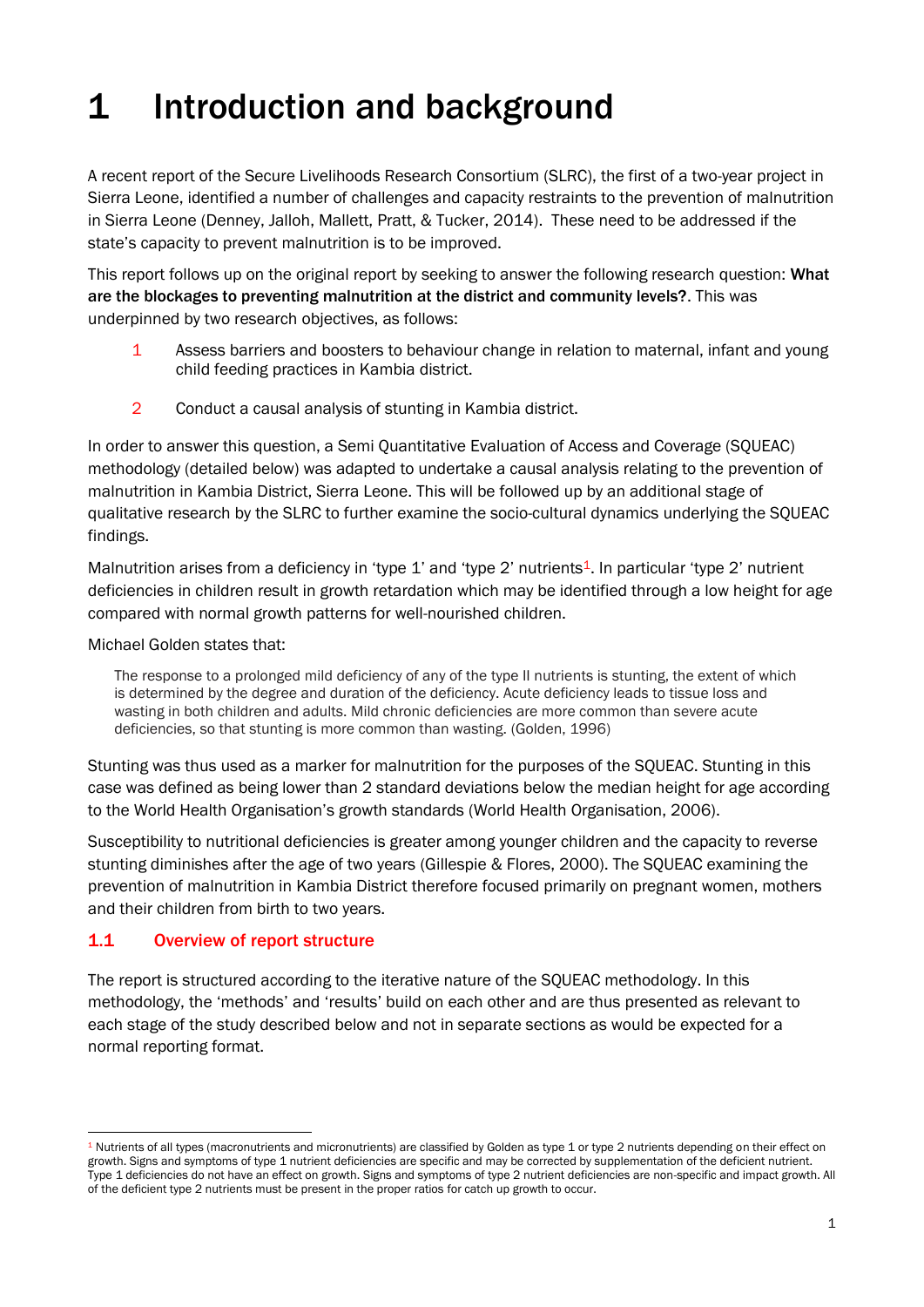# 1 Introduction and background

A recent report of the Secure Livelihoods Research Consortium (SLRC), the first of a two-year project in Sierra Leone, identified a number of challenges and capacity restraints to the prevention of malnutrition in Sierra Leone (Denney, Jalloh, Mallett, Pratt, & Tucker, 2014). These need to be addressed if the state's capacity to prevent malnutrition is to be improved.

This report follows up on the original report by seeking to answer the following research question: **What are the blockages to preventing malnutrition at the district and community levels?**. This was underpinned by two research objectives, as follows:

1. Assess barriers and boosters to behaviour change in relation to maternal, infant and young child feeding practices in Kambia district.
2. Conduct a causal analysis of stunting in Kambia district.

In order to answer this question, a Semi Quantitative Evaluation of Access and Coverage (SQUEAC) methodology (detailed below) was adapted to undertake a causal analysis relating to the prevention of malnutrition in Kambia District, Sierra Leone. This will be followed up by an additional stage of qualitative research by the SLRC to further examine the socio-cultural dynamics underlying the SQUEAC findings.

Malnutrition arises from a deficiency in 'type 1' and 'type 2' nutrients[1]. In particular 'type 2' nutrient deficiencies in children result in growth retardation which may be identified through a low height for age compared with normal growth patterns for well-nourished children.

Michael Golden states that:

> The response to a prolonged mild deficiency of any of the type II nutrients is stunting, the extent of which is determined by the degree and duration of the deficiency. Acute deficiency leads to tissue loss and wasting in both children and adults. Mild chronic deficiencies are more common than severe acute deficiencies, so that stunting is more common than wasting. (Golden, 1996)

Stunting was thus used as a marker for malnutrition for the purposes of the SQUEAC. Stunting in this case was defined as being lower than 2 standard deviations below the median height for age according to the World Health Organisation's growth standards (World Health Organisation, 2006).

Susceptibility to nutritional deficiencies is greater among younger children and the capacity to reverse stunting diminishes after the age of two years (Gillespie & Flores, 2000). The SQUEAC examining the prevention of malnutrition in Kambia District therefore focused primarily on pregnant women, mothers and their children from birth to two years.

## 1.1 Overview of report structure

The report is structured according to the iterative nature of the SQUEAC methodology. In this methodology, the 'methods' and 'results' build on each other and are thus presented as relevant to each stage of the study described below and not in separate sections as would be expected for a normal reporting format.

---

[1] Nutrients of all types (macronutrients and micronutrients) are classified by Golden as type 1 or type 2 nutrients depending on their effect on growth. Signs and symptoms of type 1 nutrient deficiencies are specific and may be corrected by supplementation of the deficient nutrient. Type 1 deficiencies do not have an effect on growth. Signs and symptoms of type 2 nutrient deficiencies are non-specific and impact growth. All of the deficient type 2 nutrients must be present in the proper ratios for catch up growth to occur.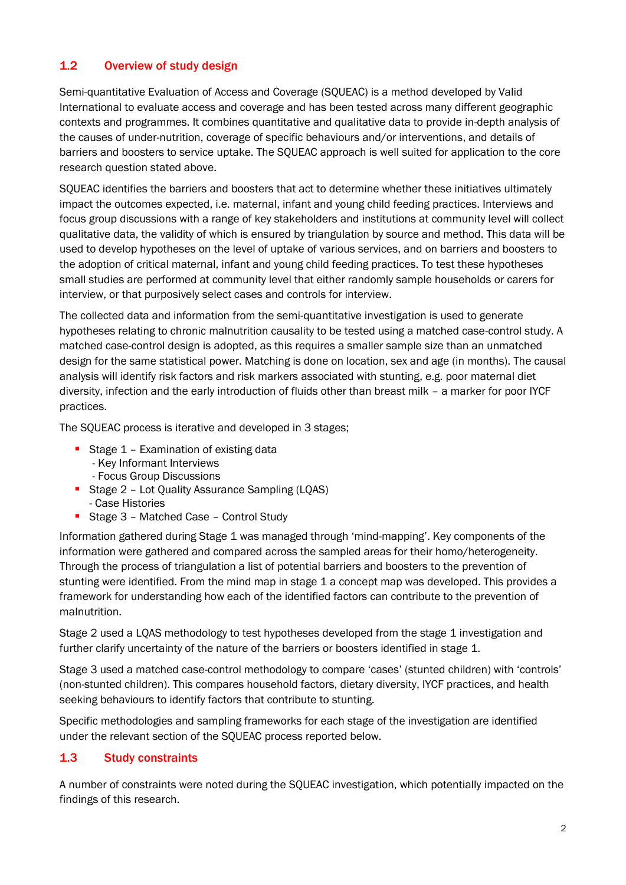## 1.2 Overview of study design

Semi-quantitative Evaluation of Access and Coverage (SQUEAC) is a method developed by Valid International to evaluate access and coverage and has been tested across many different geographic contexts and programmes. It combines quantitative and qualitative data to provide in-depth analysis of the causes of under-nutrition, coverage of specific behaviours and/or interventions, and details of barriers and boosters to service uptake. The SQUEAC approach is well suited for application to the core research question stated above.

SQUEAC identifies the barriers and boosters that act to determine whether these initiatives ultimately impact the outcomes expected, i.e. maternal, infant and young child feeding practices. Interviews and focus group discussions with a range of key stakeholders and institutions at community level will collect qualitative data, the validity of which is ensured by triangulation by source and method. This data will be used to develop hypotheses on the level of uptake of various services, and on barriers and boosters to the adoption of critical maternal, infant and young child feeding practices. To test these hypotheses small studies are performed at community level that either randomly sample households or carers for interview, or that purposively select cases and controls for interview.

The collected data and information from the semi-quantitative investigation is used to generate hypotheses relating to chronic malnutrition causality to be tested using a matched case-control study. A matched case-control design is adopted, as this requires a smaller sample size than an unmatched design for the same statistical power. Matching is done on location, sex and age (in months). The causal analysis will identify risk factors and risk markers associated with stunting, e.g. poor maternal diet diversity, infection and the early introduction of fluids other than breast milk – a marker for poor IYCF practices.

The SQUEAC process is iterative and developed in 3 stages;

- Stage 1 – Examination of existing data
  - Key Informant Interviews
  - Focus Group Discussions
- Stage 2 – Lot Quality Assurance Sampling (LQAS)
  - Case Histories
- Stage 3 – Matched Case – Control Study

Information gathered during Stage 1 was managed through 'mind-mapping'. Key components of the information were gathered and compared across the sampled areas for their homo/heterogeneity. Through the process of triangulation a list of potential barriers and boosters to the prevention of stunting were identified. From the mind map in stage 1 a concept map was developed. This provides a framework for understanding how each of the identified factors can contribute to the prevention of malnutrition.

Stage 2 used a LQAS methodology to test hypotheses developed from the stage 1 investigation and further clarify uncertainty of the nature of the barriers or boosters identified in stage 1.

Stage 3 used a matched case-control methodology to compare 'cases' (stunted children) with 'controls' (non-stunted children). This compares household factors, dietary diversity, IYCF practices, and health seeking behaviours to identify factors that contribute to stunting.

Specific methodologies and sampling frameworks for each stage of the investigation are identified under the relevant section of the SQUEAC process reported below.

## 1.3 Study constraints

A number of constraints were noted during the SQUEAC investigation, which potentially impacted on the findings of this research.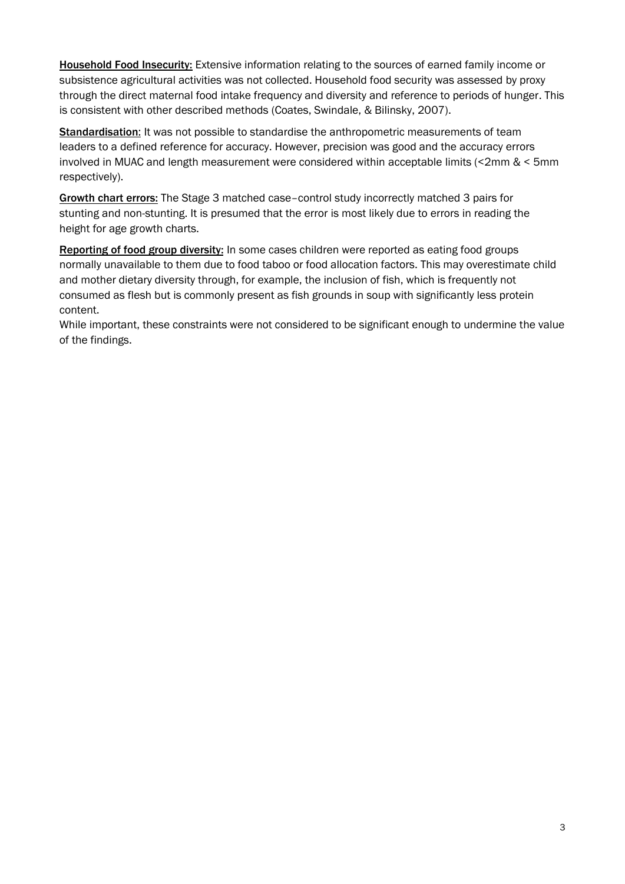**Household Food Insecurity:** Extensive information relating to the sources of earned family income or subsistence agricultural activities was not collected. Household food security was assessed by proxy through the direct maternal food intake frequency and diversity and reference to periods of hunger. This is consistent with other described methods (Coates, Swindale, & Bilinsky, 2007).

**Standardisation**: It was not possible to standardise the anthropometric measurements of team leaders to a defined reference for accuracy. However, precision was good and the accuracy errors involved in MUAC and length measurement were considered within acceptable limits (<2mm & < 5mm respectively).

**Growth chart errors:** The Stage 3 matched case–control study incorrectly matched 3 pairs for stunting and non-stunting. It is presumed that the error is most likely due to errors in reading the height for age growth charts.

**Reporting of food group diversity:** In some cases children were reported as eating food groups normally unavailable to them due to food taboo or food allocation factors. This may overestimate child and mother dietary diversity through, for example, the inclusion of fish, which is frequently not consumed as flesh but is commonly present as fish grounds in soup with significantly less protein content.

While important, these constraints were not considered to be significant enough to undermine the value of the findings.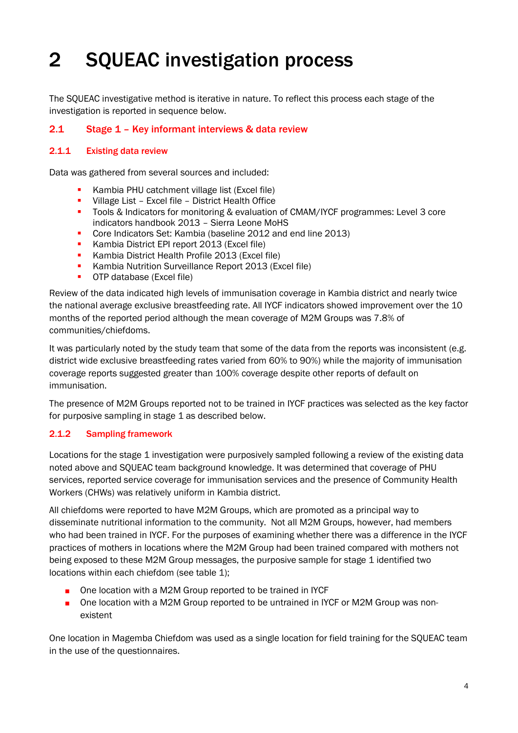# 2 SQUEAC investigation process

The SQUEAC investigative method is iterative in nature. To reflect this process each stage of the investigation is reported in sequence below.

## 2.1 Stage 1 – Key informant interviews & data review

### 2.1.1 Existing data review

Data was gathered from several sources and included:

- Kambia PHU catchment village list (Excel file)
- Village List – Excel file – District Health Office
- Tools & Indicators for monitoring & evaluation of CMAM/IYCF programmes: Level 3 core indicators handbook 2013 – Sierra Leone MoHS
- Core Indicators Set: Kambia (baseline 2012 and end line 2013)
- Kambia District EPI report 2013 (Excel file)
- Kambia District Health Profile 2013 (Excel file)
- Kambia Nutrition Surveillance Report 2013 (Excel file)
- OTP database (Excel file)

Review of the data indicated high levels of immunisation coverage in Kambia district and nearly twice the national average exclusive breastfeeding rate. All IYCF indicators showed improvement over the 10 months of the reported period although the mean coverage of M2M Groups was 7.8% of communities/chiefdoms.

It was particularly noted by the study team that some of the data from the reports was inconsistent (e.g. district wide exclusive breastfeeding rates varied from 60% to 90%) while the majority of immunisation coverage reports suggested greater than 100% coverage despite other reports of default on immunisation.

The presence of M2M Groups reported not to be trained in IYCF practices was selected as the key factor for purposive sampling in stage 1 as described below.

### 2.1.2 Sampling framework

Locations for the stage 1 investigation were purposively sampled following a review of the existing data noted above and SQUEAC team background knowledge. It was determined that coverage of PHU services, reported service coverage for immunisation services and the presence of Community Health Workers (CHWs) was relatively uniform in Kambia district.

All chiefdoms were reported to have M2M Groups, which are promoted as a principal way to disseminate nutritional information to the community. Not all M2M Groups, however, had members who had been trained in IYCF. For the purposes of examining whether there was a difference in the IYCF practices of mothers in locations where the M2M Group had been trained compared with mothers not being exposed to these M2M Group messages, the purposive sample for stage 1 identified two locations within each chiefdom (see table 1);

- One location with a M2M Group reported to be trained in IYCF
- One location with a M2M Group reported to be untrained in IYCF or M2M Group was non-existent

One location in Magemba Chiefdom was used as a single location for field training for the SQUEAC team in the use of the questionnaires.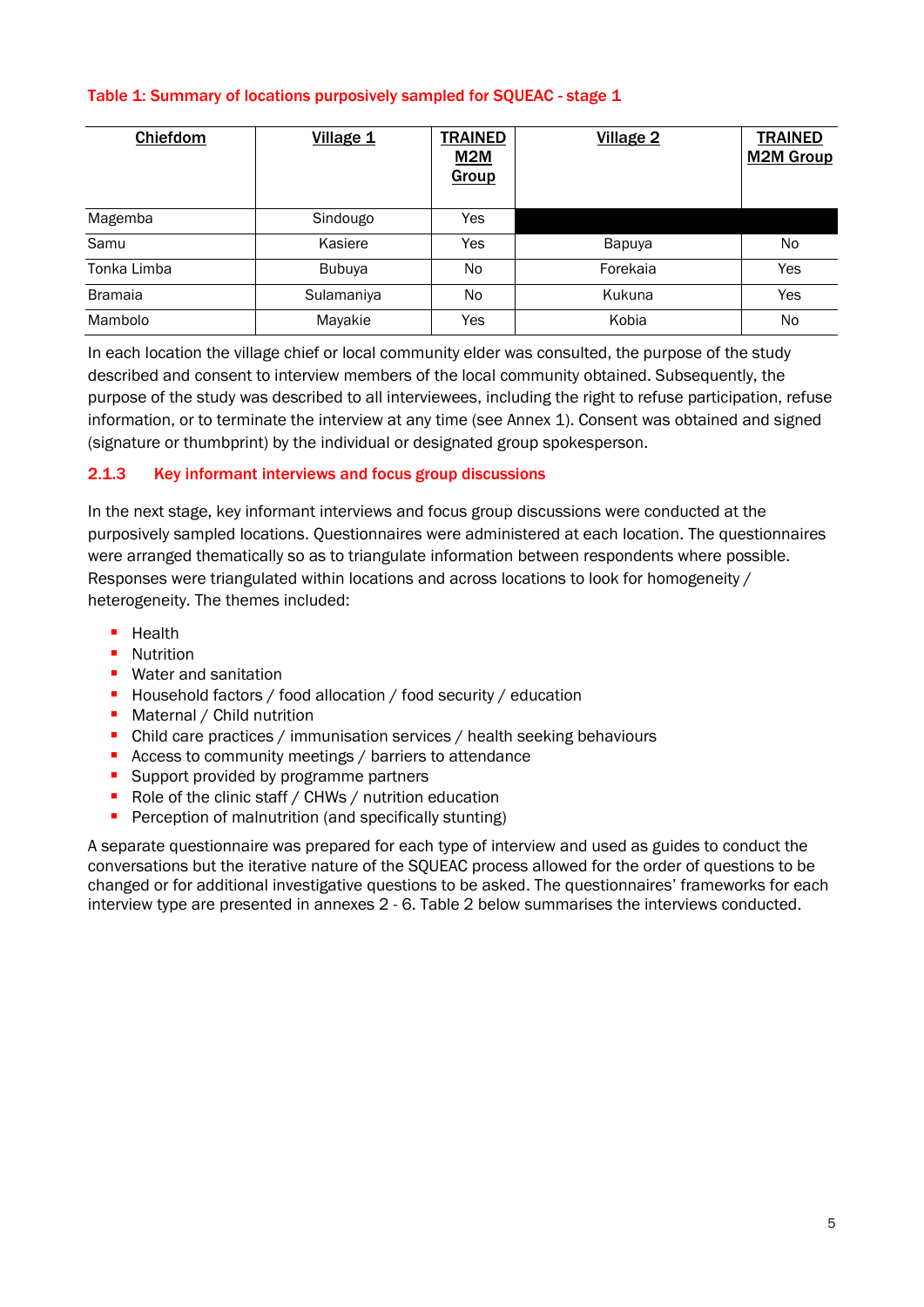Table 1: Summary of locations purposively sampled for SQUEAC - stage 1

| Chiefdom | Village 1 | TRAINED M2M Group | Village 2 | TRAINED M2M Group |
|---|---|---|---|---|
| Magemba | Sindougo | Yes | | |
| Samu | Kasiere | Yes | Bapuya | No |
| Tonka Limba | Bubuya | No | Forekaia | Yes |
| Bramaia | Sulamaniya | No | Kukuna | Yes |
| Mambolo | Mayakie | Yes | Kobia | No |

In each location the village chief or local community elder was consulted, the purpose of the study described and consent to interview members of the local community obtained. Subsequently, the purpose of the study was described to all interviewees, including the right to refuse participation, refuse information, or to terminate the interview at any time (see Annex 1). Consent was obtained and signed (signature or thumbprint) by the individual or designated group spokesperson.

### 2.1.3 Key informant interviews and focus group discussions

In the next stage, key informant interviews and focus group discussions were conducted at the purposively sampled locations. Questionnaires were administered at each location. The questionnaires were arranged thematically so as to triangulate information between respondents where possible. Responses were triangulated within locations and across locations to look for homogeneity / heterogeneity. The themes included:

- Health
- Nutrition
- Water and sanitation
- Household factors / food allocation / food security / education
- Maternal / Child nutrition
- Child care practices / immunisation services / health seeking behaviours
- Access to community meetings / barriers to attendance
- Support provided by programme partners
- Role of the clinic staff / CHWs / nutrition education
- Perception of malnutrition (and specifically stunting)

A separate questionnaire was prepared for each type of interview and used as guides to conduct the conversations but the iterative nature of the SQUEAC process allowed for the order of questions to be changed or for additional investigative questions to be asked. The questionnaires' frameworks for each interview type are presented in annexes 2 - 6. Table 2 below summarises the interviews conducted.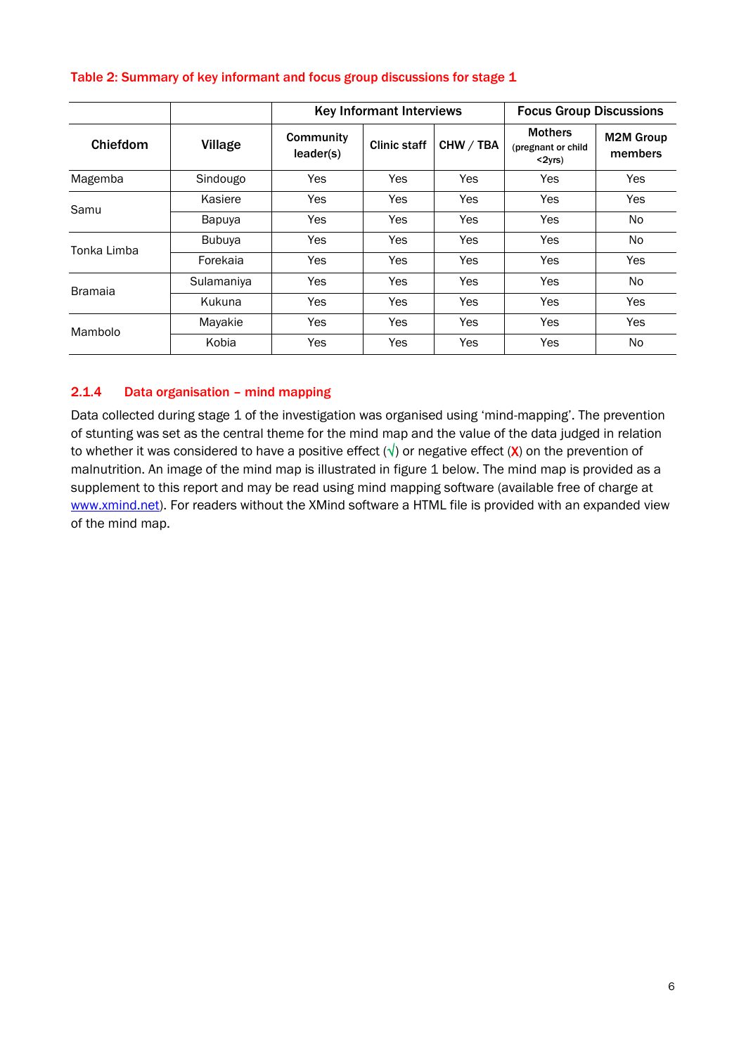**Table 2: Summary of key informant and focus group discussions for stage 1**

| | | Key Informant Interviews | | | Focus Group Discussions | |
|---|---|---|---|---|---|---|
| **Chiefdom** | **Village** | **Community leader(s)** | **Clinic staff** | **CHW / TBA** | **Mothers** (pregnant or child <2yrs) | **M2M Group members** |
| Magemba | Sindougo | Yes | Yes | Yes | Yes | Yes |
| Samu | Kasiere | Yes | Yes | Yes | Yes | Yes |
| | Bapuya | Yes | Yes | Yes | Yes | No |
| Tonka Limba | Bubuya | Yes | Yes | Yes | Yes | No |
| | Forekaia | Yes | Yes | Yes | Yes | Yes |
| Bramaia | Sulamaniya | Yes | Yes | Yes | Yes | No |
| | Kukuna | Yes | Yes | Yes | Yes | Yes |
| Mambolo | Mayakie | Yes | Yes | Yes | Yes | Yes |
| | Kobia | Yes | Yes | Yes | Yes | No |

### 2.1.4 Data organisation – mind mapping

Data collected during stage 1 of the investigation was organised using 'mind-mapping'. The prevention of stunting was set as the central theme for the mind map and the value of the data judged in relation to whether it was considered to have a positive effect (√) or negative effect (**X**) on the prevention of malnutrition. An image of the mind map is illustrated in figure 1 below. The mind map is provided as a supplement to this report and may be read using mind mapping software (available free of charge at www.xmind.net). For readers without the XMind software a HTML file is provided with an expanded view of the mind map.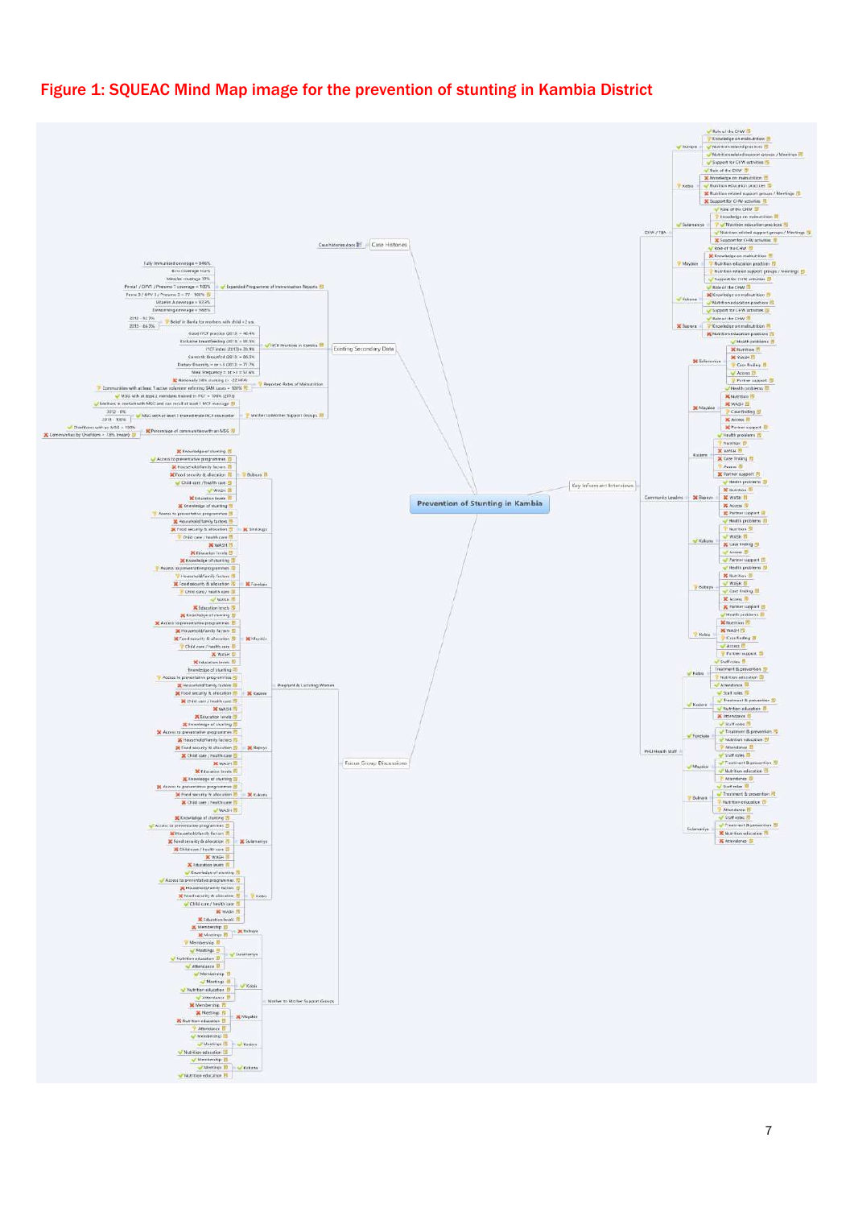# Figure 1: SQUEAC Mind Map image for the prevention of stunting in Kambia District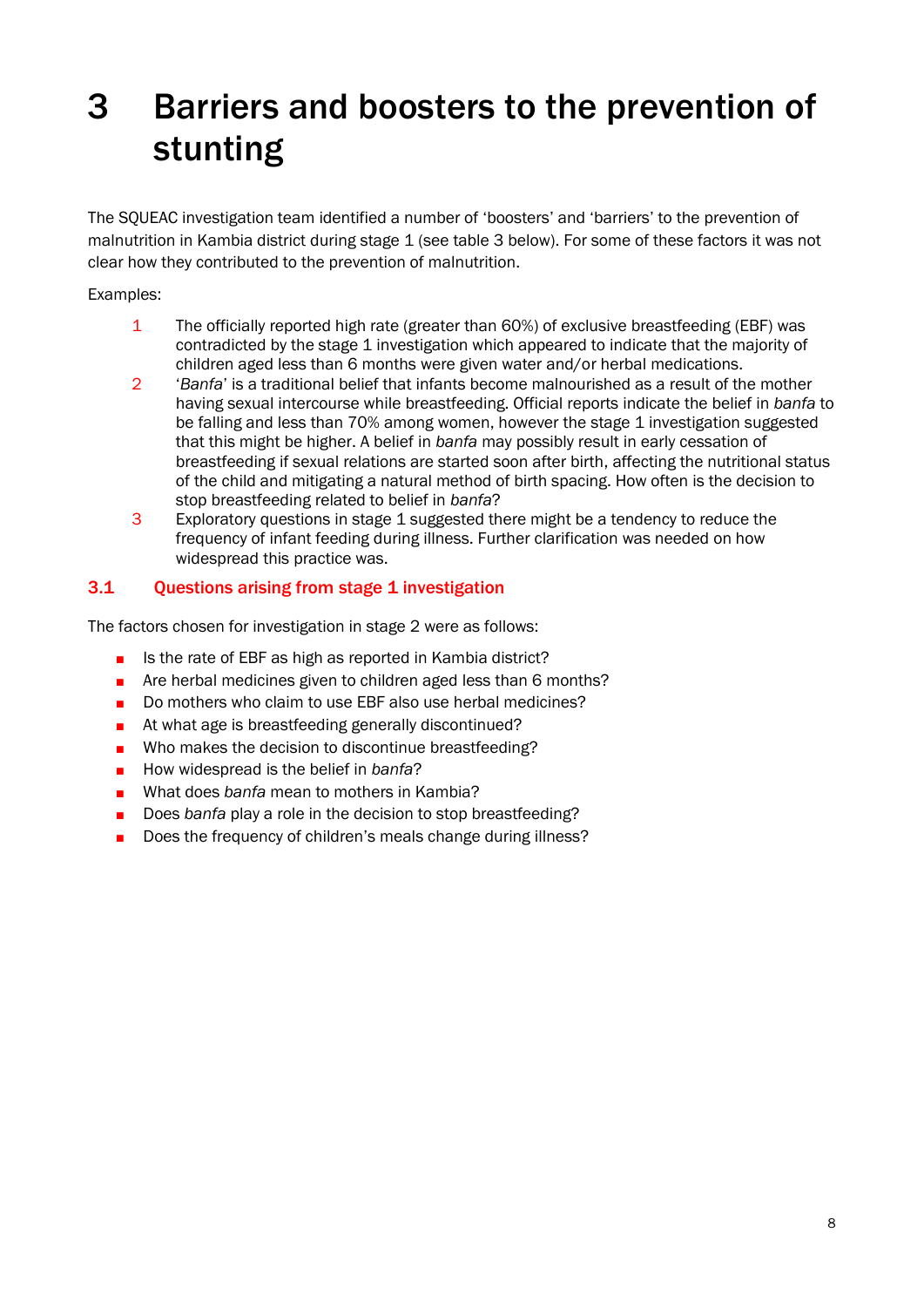# 3 Barriers and boosters to the prevention of stunting

The SQUEAC investigation team identified a number of 'boosters' and 'barriers' to the prevention of malnutrition in Kambia district during stage 1 (see table 3 below). For some of these factors it was not clear how they contributed to the prevention of malnutrition.

Examples:

1. The officially reported high rate (greater than 60%) of exclusive breastfeeding (EBF) was contradicted by the stage 1 investigation which appeared to indicate that the majority of children aged less than 6 months were given water and/or herbal medications.
2. '*Banfa*' is a traditional belief that infants become malnourished as a result of the mother having sexual intercourse while breastfeeding. Official reports indicate the belief in *banfa* to be falling and less than 70% among women, however the stage 1 investigation suggested that this might be higher. A belief in *banfa* may possibly result in early cessation of breastfeeding if sexual relations are started soon after birth, affecting the nutritional status of the child and mitigating a natural method of birth spacing. How often is the decision to stop breastfeeding related to belief in *banfa*?
3. Exploratory questions in stage 1 suggested there might be a tendency to reduce the frequency of infant feeding during illness. Further clarification was needed on how widespread this practice was.

## 3.1 Questions arising from stage 1 investigation

The factors chosen for investigation in stage 2 were as follows:

- Is the rate of EBF as high as reported in Kambia district?
- Are herbal medicines given to children aged less than 6 months?
- Do mothers who claim to use EBF also use herbal medicines?
- At what age is breastfeeding generally discontinued?
- Who makes the decision to discontinue breastfeeding?
- How widespread is the belief in *banfa*?
- What does *banfa* mean to mothers in Kambia?
- Does *banfa* play a role in the decision to stop breastfeeding?
- Does the frequency of children's meals change during illness?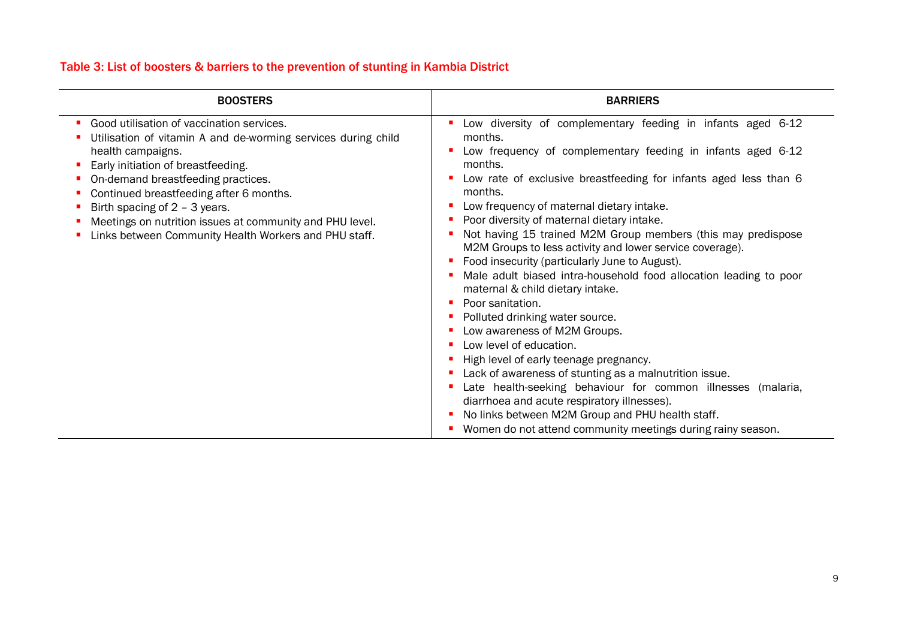**Table 3: List of boosters & barriers to the prevention of stunting in Kambia District**

| BOOSTERS | BARRIERS |
|---|---|
| ▪ Good utilisation of vaccination services.<br>▪ Utilisation of vitamin A and de-worming services during child health campaigns.<br>▪ Early initiation of breastfeeding.<br>▪ On-demand breastfeeding practices.<br>▪ Continued breastfeeding after 6 months.<br>▪ Birth spacing of 2 – 3 years.<br>▪ Meetings on nutrition issues at community and PHU level.<br>▪ Links between Community Health Workers and PHU staff. | ▪ Low diversity of complementary feeding in infants aged 6-12 months.<br>▪ Low frequency of complementary feeding in infants aged 6-12 months.<br>▪ Low rate of exclusive breastfeeding for infants aged less than 6 months.<br>▪ Low frequency of maternal dietary intake.<br>▪ Poor diversity of maternal dietary intake.<br>▪ Not having 15 trained M2M Group members (this may predispose M2M Groups to less activity and lower service coverage).<br>▪ Food insecurity (particularly June to August).<br>▪ Male adult biased intra-household food allocation leading to poor maternal & child dietary intake.<br>▪ Poor sanitation.<br>▪ Polluted drinking water source.<br>▪ Low awareness of M2M Groups.<br>▪ Low level of education.<br>▪ High level of early teenage pregnancy.<br>▪ Lack of awareness of stunting as a malnutrition issue.<br>▪ Late health-seeking behaviour for common illnesses (malaria, diarrhoea and acute respiratory illnesses).<br>▪ No links between M2M Group and PHU health staff.<br>▪ Women do not attend community meetings during rainy season. |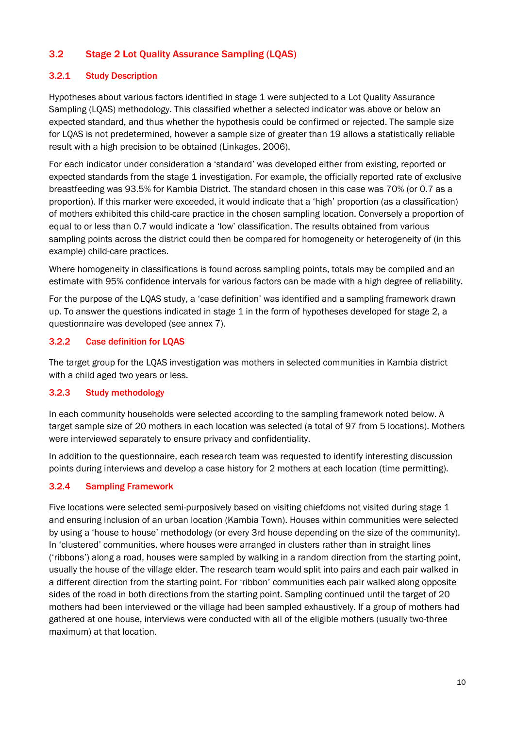## 3.2 Stage 2 Lot Quality Assurance Sampling (LQAS)

### 3.2.1 Study Description

Hypotheses about various factors identified in stage 1 were subjected to a Lot Quality Assurance Sampling (LQAS) methodology. This classified whether a selected indicator was above or below an expected standard, and thus whether the hypothesis could be confirmed or rejected. The sample size for LQAS is not predetermined, however a sample size of greater than 19 allows a statistically reliable result with a high precision to be obtained (Linkages, 2006).

For each indicator under consideration a 'standard' was developed either from existing, reported or expected standards from the stage 1 investigation. For example, the officially reported rate of exclusive breastfeeding was 93.5% for Kambia District. The standard chosen in this case was 70% (or 0.7 as a proportion). If this marker were exceeded, it would indicate that a 'high' proportion (as a classification) of mothers exhibited this child-care practice in the chosen sampling location. Conversely a proportion of equal to or less than 0.7 would indicate a 'low' classification. The results obtained from various sampling points across the district could then be compared for homogeneity or heterogeneity of (in this example) child-care practices.

Where homogeneity in classifications is found across sampling points, totals may be compiled and an estimate with 95% confidence intervals for various factors can be made with a high degree of reliability.

For the purpose of the LQAS study, a 'case definition' was identified and a sampling framework drawn up. To answer the questions indicated in stage 1 in the form of hypotheses developed for stage 2, a questionnaire was developed (see annex 7).

### 3.2.2 Case definition for LQAS

The target group for the LQAS investigation was mothers in selected communities in Kambia district with a child aged two years or less.

### 3.2.3 Study methodology

In each community households were selected according to the sampling framework noted below. A target sample size of 20 mothers in each location was selected (a total of 97 from 5 locations). Mothers were interviewed separately to ensure privacy and confidentiality.

In addition to the questionnaire, each research team was requested to identify interesting discussion points during interviews and develop a case history for 2 mothers at each location (time permitting).

### 3.2.4 Sampling Framework

Five locations were selected semi-purposively based on visiting chiefdoms not visited during stage 1 and ensuring inclusion of an urban location (Kambia Town). Houses within communities were selected by using a 'house to house' methodology (or every 3rd house depending on the size of the community). In 'clustered' communities, where houses were arranged in clusters rather than in straight lines ('ribbons') along a road, houses were sampled by walking in a random direction from the starting point, usually the house of the village elder. The research team would split into pairs and each pair walked in a different direction from the starting point. For 'ribbon' communities each pair walked along opposite sides of the road in both directions from the starting point. Sampling continued until the target of 20 mothers had been interviewed or the village had been sampled exhaustively. If a group of mothers had gathered at one house, interviews were conducted with all of the eligible mothers (usually two-three maximum) at that location.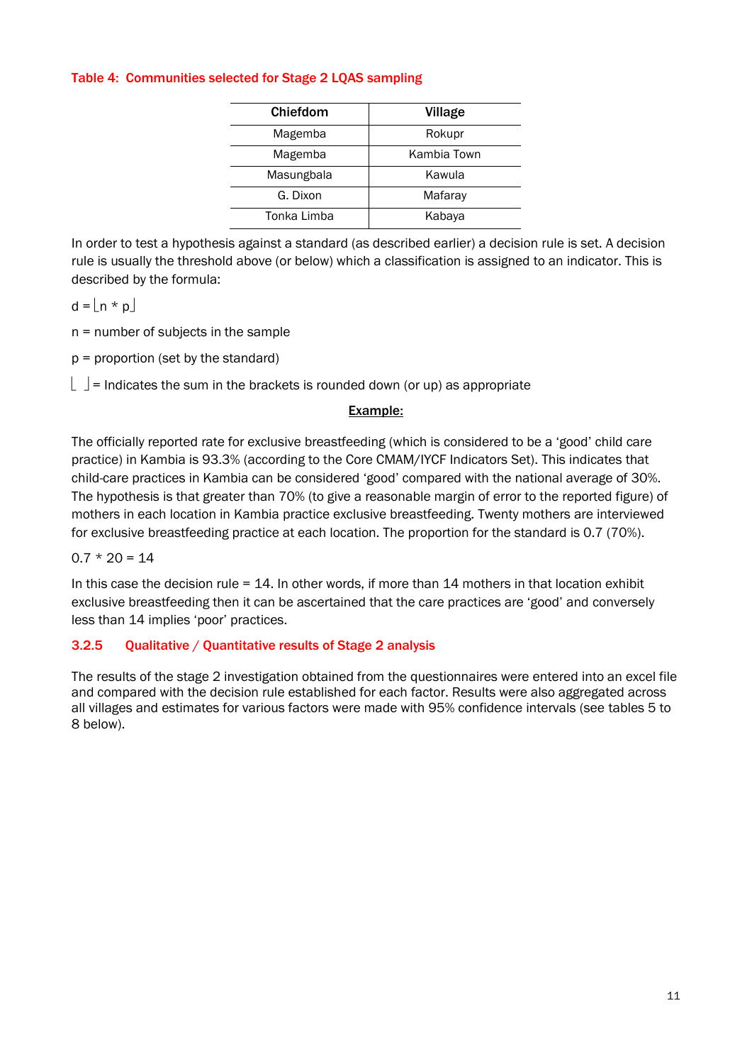**Table 4: Communities selected for Stage 2 LQAS sampling**

| Chiefdom | Village |
|---|---|
| Magemba | Rokupr |
| Magemba | Kambia Town |
| Masungbala | Kawula |
| G. Dixon | Mafaray |
| Tonka Limba | Kabaya |

In order to test a hypothesis against a standard (as described earlier) a decision rule is set. A decision rule is usually the threshold above (or below) which a classification is assigned to an indicator. This is described by the formula:

$d = \lfloor n * p \rfloor$

n = number of subjects in the sample

p = proportion (set by the standard)

$\lfloor \ \rfloor$ = Indicates the sum in the brackets is rounded down (or up) as appropriate

<u>**Example:**</u>

The officially reported rate for exclusive breastfeeding (which is considered to be a 'good' child care practice) in Kambia is 93.3% (according to the Core CMAM/IYCF Indicators Set). This indicates that child-care practices in Kambia can be considered 'good' compared with the national average of 30%. The hypothesis is that greater than 70% (to give a reasonable margin of error to the reported figure) of mothers in each location in Kambia practice exclusive breastfeeding. Twenty mothers are interviewed for exclusive breastfeeding practice at each location. The proportion for the standard is 0.7 (70%).

$0.7 * 20 = 14$

In this case the decision rule = 14. In other words, if more than 14 mothers in that location exhibit exclusive breastfeeding then it can be ascertained that the care practices are 'good' and conversely less than 14 implies 'poor' practices.

### 3.2.5 Qualitative / Quantitative results of Stage 2 analysis

The results of the stage 2 investigation obtained from the questionnaires were entered into an excel file and compared with the decision rule established for each factor. Results were also aggregated across all villages and estimates for various factors were made with 95% confidence intervals (see tables 5 to 8 below).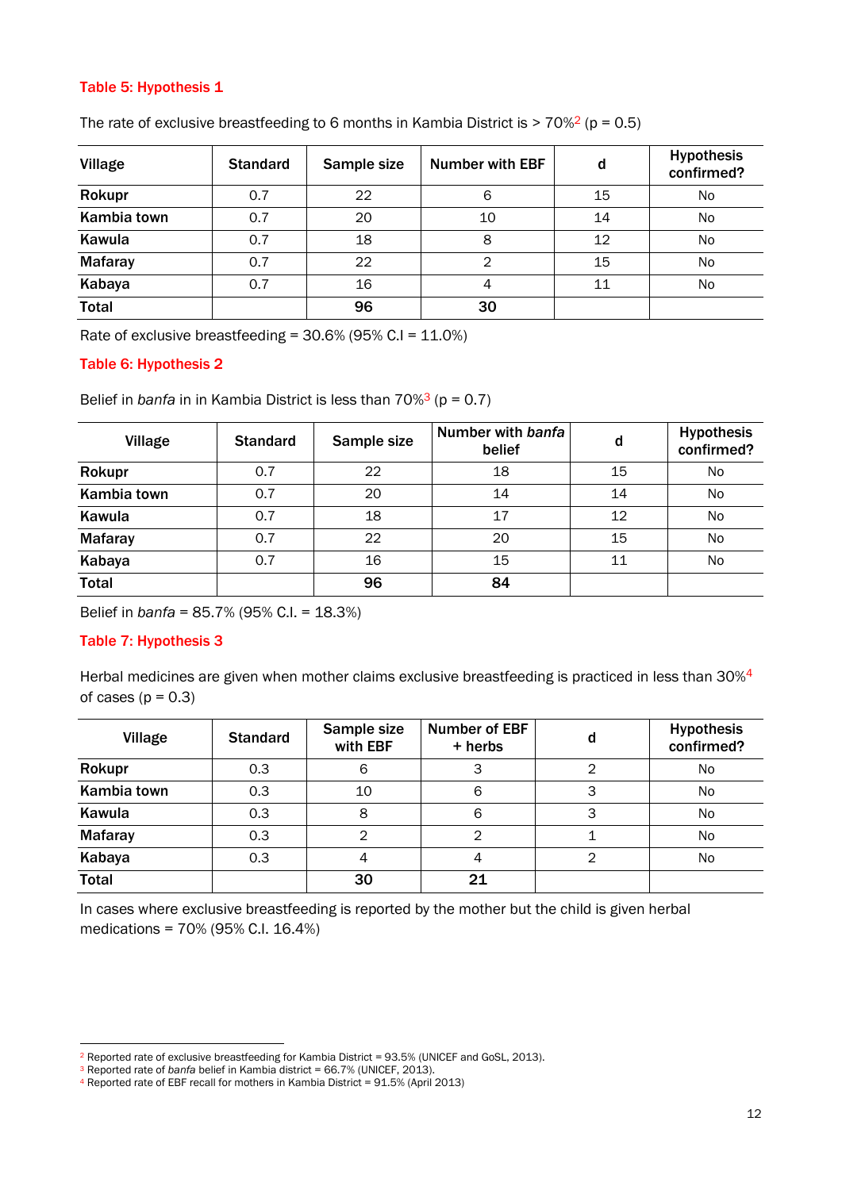### Table 5: Hypothesis 1

The rate of exclusive breastfeeding to 6 months in Kambia District is > 70%[2] (p = 0.5)

| Village | Standard | Sample size | Number with EBF | d | Hypothesis confirmed? |
|---|---|---|---|---|---|
| **Rokupr** | 0.7 | 22 | 6 | 15 | No |
| **Kambia town** | 0.7 | 20 | 10 | 14 | No |
| **Kawula** | 0.7 | 18 | 8 | 12 | No |
| **Mafaray** | 0.7 | 22 | 2 | 15 | No |
| **Kabaya** | 0.7 | 16 | 4 | 11 | No |
| **Total** | | **96** | **30** | | |

Rate of exclusive breastfeeding = 30.6% (95% C.I = 11.0%)

### Table 6: Hypothesis 2

Belief in *banfa* in in Kambia District is less than 70%[3] (p = 0.7)

| Village | Standard | Sample size | Number with *banfa* belief | d | Hypothesis confirmed? |
|---|---|---|---|---|---|
| **Rokupr** | 0.7 | 22 | 18 | 15 | No |
| **Kambia town** | 0.7 | 20 | 14 | 14 | No |
| **Kawula** | 0.7 | 18 | 17 | 12 | No |
| **Mafaray** | 0.7 | 22 | 20 | 15 | No |
| **Kabaya** | 0.7 | 16 | 15 | 11 | No |
| **Total** | | **96** | **84** | | |

Belief in *banfa* = 85.7% (95% C.I. = 18.3%)

### Table 7: Hypothesis 3

Herbal medicines are given when mother claims exclusive breastfeeding is practiced in less than 30%[4] of cases (p = 0.3)

| Village | Standard | Sample size with EBF | Number of EBF + herbs | d | Hypothesis confirmed? |
|---|---|---|---|---|---|
| **Rokupr** | 0.3 | 6 | 3 | 2 | No |
| **Kambia town** | 0.3 | 10 | 6 | 3 | No |
| **Kawula** | 0.3 | 8 | 6 | 3 | No |
| **Mafaray** | 0.3 | 2 | 2 | 1 | No |
| **Kabaya** | 0.3 | 4 | 4 | 2 | No |
| **Total** | | **30** | **21** | | |

In cases where exclusive breastfeeding is reported by the mother but the child is given herbal medications = 70% (95% C.I. 16.4%)

---

[2] Reported rate of exclusive breastfeeding for Kambia District = 93.5% (UNICEF and GoSL, 2013).
[3] Reported rate of *banfa* belief in Kambia district = 66.7% (UNICEF, 2013).
[4] Reported rate of EBF recall for mothers in Kambia District = 91.5% (April 2013)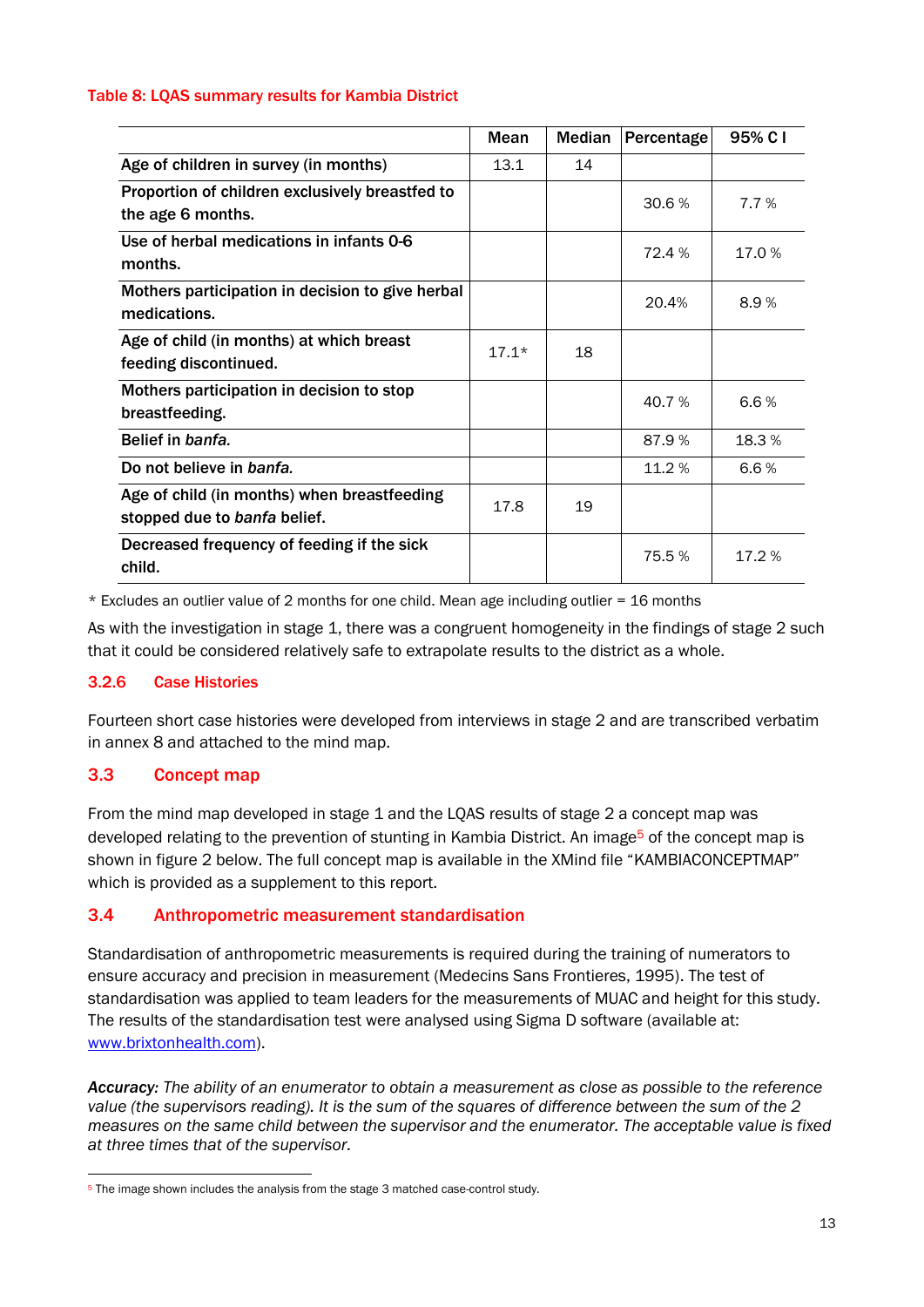**Table 8: LQAS summary results for Kambia District**

| | Mean | Median | Percentage | 95% C I |
|---|---|---|---|---|
| Age of children in survey (in months) | 13.1 | 14 | | |
| Proportion of children exclusively breastfed to the age 6 months. | | | 30.6 % | 7.7 % |
| Use of herbal medications in infants 0-6 months. | | | 72.4 % | 17.0 % |
| Mothers participation in decision to give herbal medications. | | | 20.4% | 8.9 % |
| Age of child (in months) at which breast feeding discontinued. | 17.1* | 18 | | |
| Mothers participation in decision to stop breastfeeding. | | | 40.7 % | 6.6 % |
| Belief in *banfa.* | | | 87.9 % | 18.3 % |
| Do not believe in *banfa.* | | | 11.2 % | 6.6 % |
| Age of child (in months) when breastfeeding stopped due to *banfa* belief. | 17.8 | 19 | | |
| Decreased frequency of feeding if the sick child. | | | 75.5 % | 17.2 % |

\* Excludes an outlier value of 2 months for one child. Mean age including outlier = 16 months

As with the investigation in stage 1, there was a congruent homogeneity in the findings of stage 2 such that it could be considered relatively safe to extrapolate results to the district as a whole.

### 3.2.6 Case Histories

Fourteen short case histories were developed from interviews in stage 2 and are transcribed verbatim in annex 8 and attached to the mind map.

## 3.3 Concept map

From the mind map developed in stage 1 and the LQAS results of stage 2 a concept map was developed relating to the prevention of stunting in Kambia District. An image[5] of the concept map is shown in figure 2 below. The full concept map is available in the XMind file "KAMBIACONCEPTMAP" which is provided as a supplement to this report.

## 3.4 Anthropometric measurement standardisation

Standardisation of anthropometric measurements is required during the training of numerators to ensure accuracy and precision in measurement (Medecins Sans Frontieres, 1995). The test of standardisation was applied to team leaders for the measurements of MUAC and height for this study. The results of the standardisation test were analysed using Sigma D software (available at: www.brixtonhealth.com).

***Accuracy:*** *The ability of an enumerator to obtain a measurement as close as possible to the reference value (the supervisors reading). It is the sum of the squares of difference between the sum of the 2 measures on the same child between the supervisor and the enumerator. The acceptable value is fixed at three times that of the supervisor.*

[5] The image shown includes the analysis from the stage 3 matched case-control study.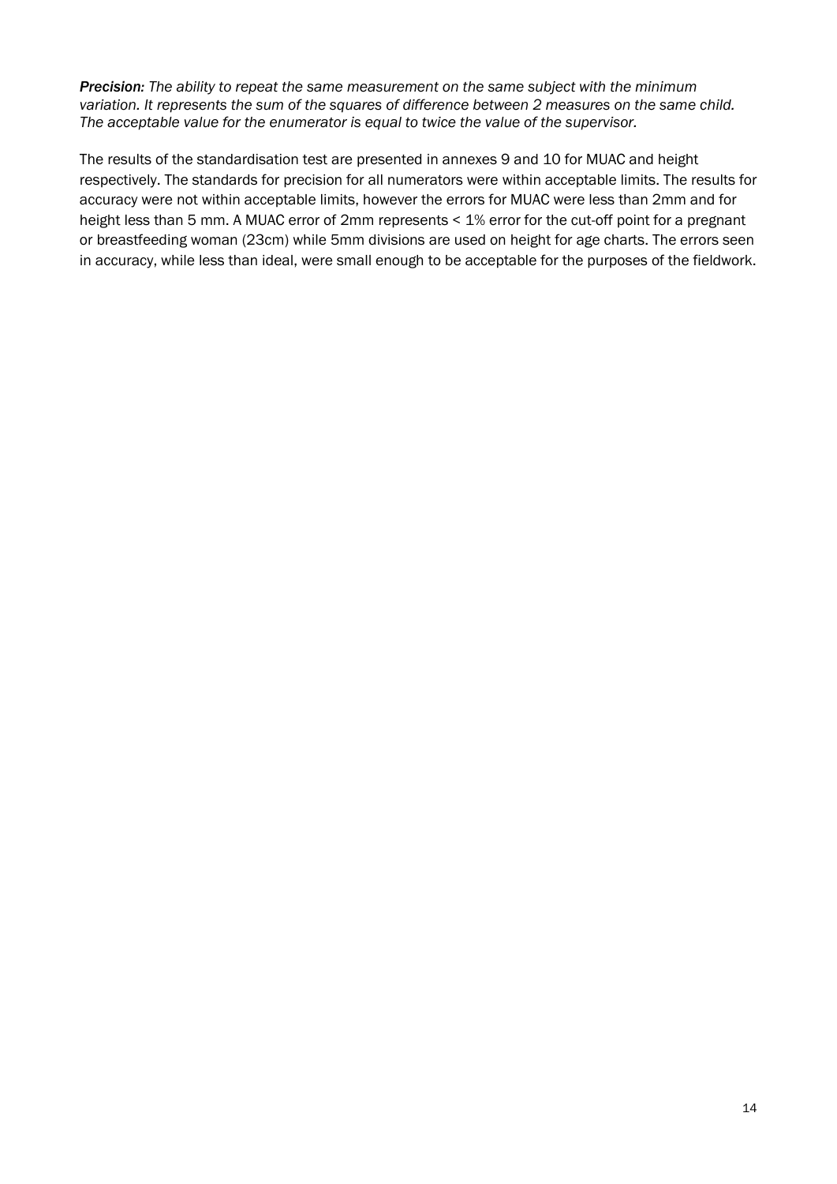***Precision:*** *The ability to repeat the same measurement on the same subject with the minimum variation. It represents the sum of the squares of difference between 2 measures on the same child. The acceptable value for the enumerator is equal to twice the value of the supervisor.*

The results of the standardisation test are presented in annexes 9 and 10 for MUAC and height respectively. The standards for precision for all numerators were within acceptable limits. The results for accuracy were not within acceptable limits, however the errors for MUAC were less than 2mm and for height less than 5 mm. A MUAC error of 2mm represents < 1% error for the cut-off point for a pregnant or breastfeeding woman (23cm) while 5mm divisions are used on height for age charts. The errors seen in accuracy, while less than ideal, were small enough to be acceptable for the purposes of the fieldwork.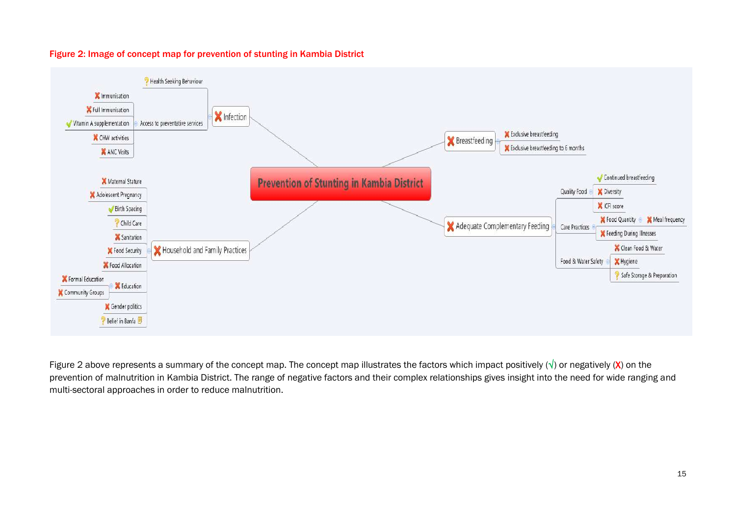**Figure 2: Image of concept map for prevention of stunting in Kambia District**

Figure 2 above represents a summary of the concept map. The concept map illustrates the factors which impact positively (√) or negatively (X) on the prevention of malnutrition in Kambia District. The range of negative factors and their complex relationships gives insight into the need for wide ranging and multi-sectoral approaches in order to reduce malnutrition.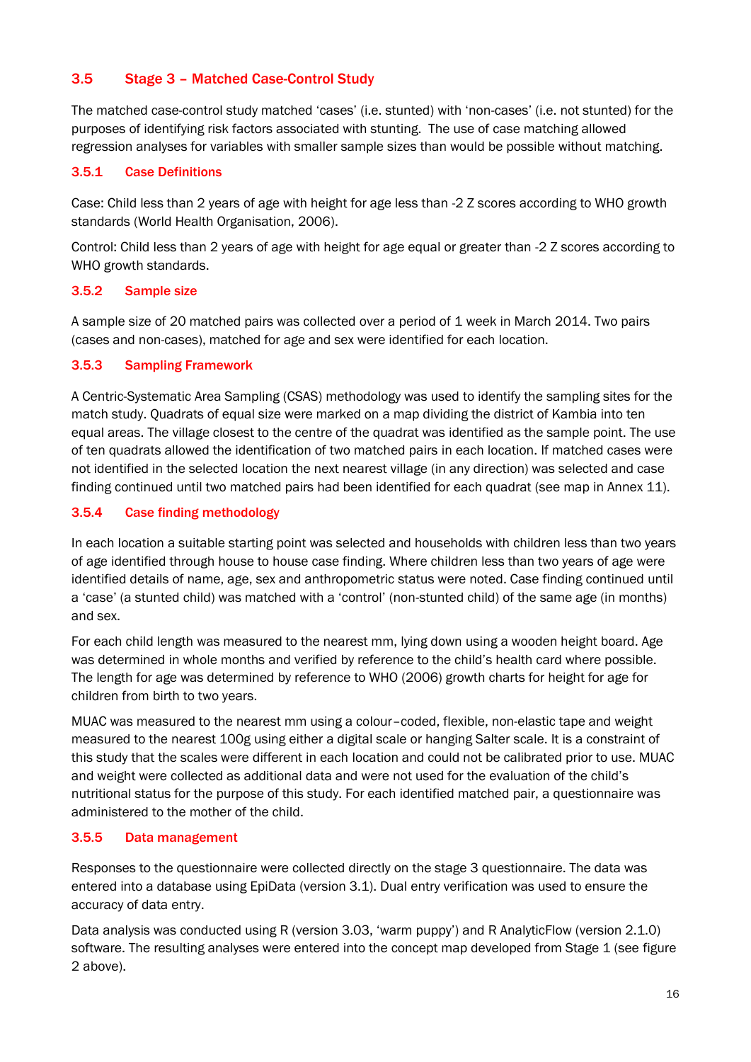## 3.5 Stage 3 – Matched Case-Control Study

The matched case-control study matched 'cases' (i.e. stunted) with 'non-cases' (i.e. not stunted) for the purposes of identifying risk factors associated with stunting. The use of case matching allowed regression analyses for variables with smaller sample sizes than would be possible without matching.

### 3.5.1 Case Definitions

Case: Child less than 2 years of age with height for age less than -2 Z scores according to WHO growth standards (World Health Organisation, 2006).

Control: Child less than 2 years of age with height for age equal or greater than -2 Z scores according to WHO growth standards.

### 3.5.2 Sample size

A sample size of 20 matched pairs was collected over a period of 1 week in March 2014. Two pairs (cases and non-cases), matched for age and sex were identified for each location.

### 3.5.3 Sampling Framework

A Centric-Systematic Area Sampling (CSAS) methodology was used to identify the sampling sites for the match study. Quadrats of equal size were marked on a map dividing the district of Kambia into ten equal areas. The village closest to the centre of the quadrat was identified as the sample point. The use of ten quadrats allowed the identification of two matched pairs in each location. If matched cases were not identified in the selected location the next nearest village (in any direction) was selected and case finding continued until two matched pairs had been identified for each quadrat (see map in Annex 11).

### 3.5.4 Case finding methodology

In each location a suitable starting point was selected and households with children less than two years of age identified through house to house case finding. Where children less than two years of age were identified details of name, age, sex and anthropometric status were noted. Case finding continued until a 'case' (a stunted child) was matched with a 'control' (non-stunted child) of the same age (in months) and sex.

For each child length was measured to the nearest mm, lying down using a wooden height board. Age was determined in whole months and verified by reference to the child's health card where possible. The length for age was determined by reference to WHO (2006) growth charts for height for age for children from birth to two years.

MUAC was measured to the nearest mm using a colour–coded, flexible, non-elastic tape and weight measured to the nearest 100g using either a digital scale or hanging Salter scale. It is a constraint of this study that the scales were different in each location and could not be calibrated prior to use. MUAC and weight were collected as additional data and were not used for the evaluation of the child's nutritional status for the purpose of this study. For each identified matched pair, a questionnaire was administered to the mother of the child.

### 3.5.5 Data management

Responses to the questionnaire were collected directly on the stage 3 questionnaire. The data was entered into a database using EpiData (version 3.1). Dual entry verification was used to ensure the accuracy of data entry.

Data analysis was conducted using R (version 3.03, 'warm puppy') and R AnalyticFlow (version 2.1.0) software. The resulting analyses were entered into the concept map developed from Stage 1 (see figure 2 above).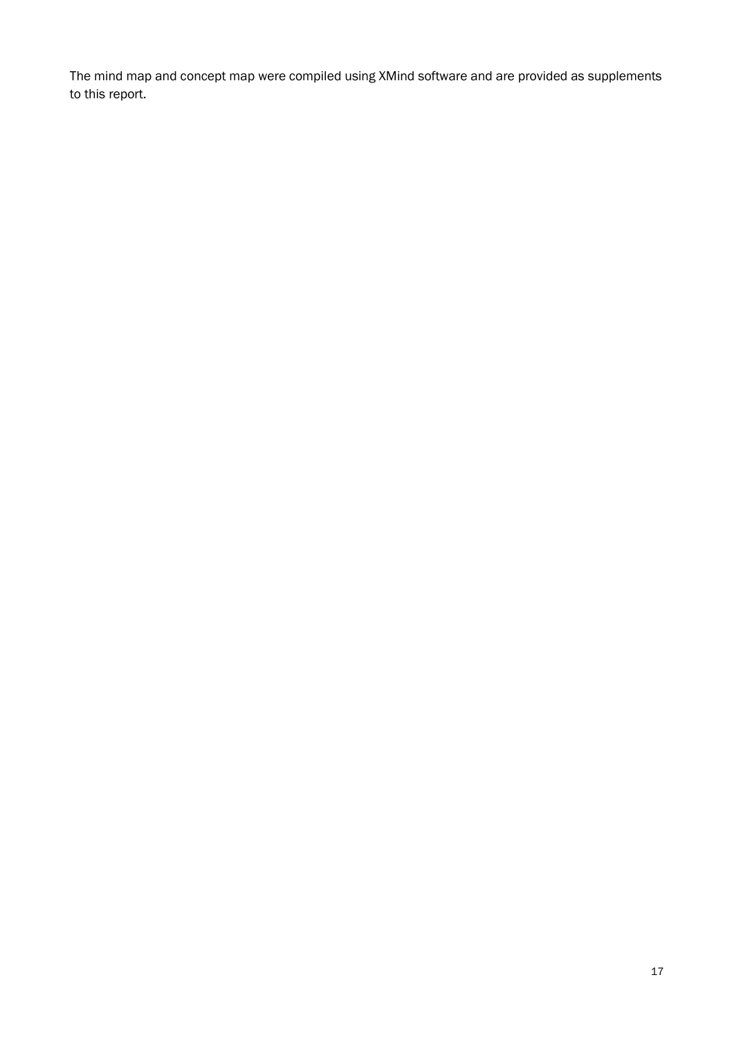The mind map and concept map were compiled using XMind software and are provided as supplements to this report.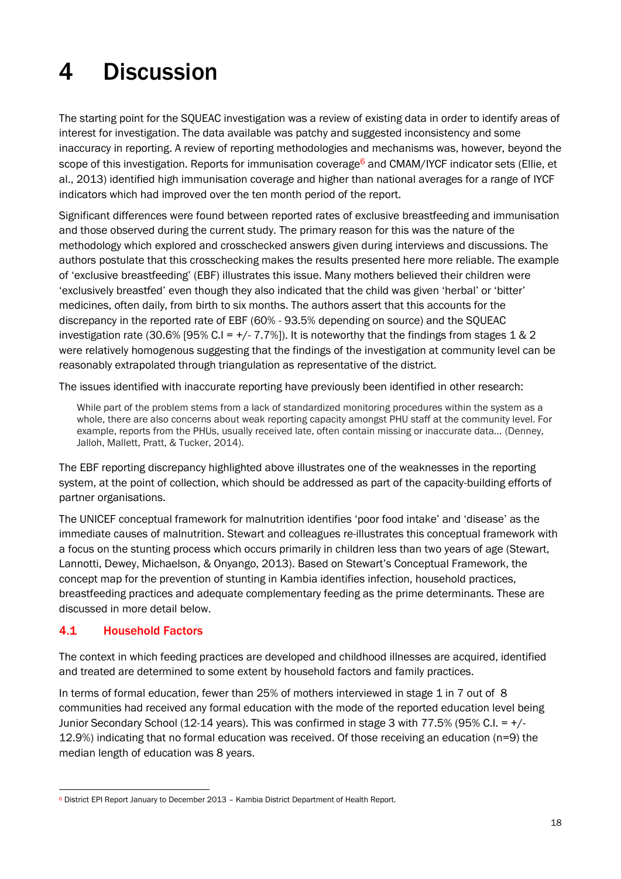# 4 Discussion

The starting point for the SQUEAC investigation was a review of existing data in order to identify areas of interest for investigation. The data available was patchy and suggested inconsistency and some inaccuracy in reporting. A review of reporting methodologies and mechanisms was, however, beyond the scope of this investigation. Reports for immunisation coverage[6] and CMAM/IYCF indicator sets (Ellie, et al., 2013) identified high immunisation coverage and higher than national averages for a range of IYCF indicators which had improved over the ten month period of the report.

Significant differences were found between reported rates of exclusive breastfeeding and immunisation and those observed during the current study. The primary reason for this was the nature of the methodology which explored and crosschecked answers given during interviews and discussions. The authors postulate that this crosschecking makes the results presented here more reliable. The example of 'exclusive breastfeeding' (EBF) illustrates this issue. Many mothers believed their children were 'exclusively breastfed' even though they also indicated that the child was given 'herbal' or 'bitter' medicines, often daily, from birth to six months. The authors assert that this accounts for the discrepancy in the reported rate of EBF (60% - 93.5% depending on source) and the SQUEAC investigation rate (30.6% [95% C.I = +/- 7.7%]). It is noteworthy that the findings from stages 1 & 2 were relatively homogenous suggesting that the findings of the investigation at community level can be reasonably extrapolated through triangulation as representative of the district.

The issues identified with inaccurate reporting have previously been identified in other research:

> While part of the problem stems from a lack of standardized monitoring procedures within the system as a whole, there are also concerns about weak reporting capacity amongst PHU staff at the community level. For example, reports from the PHUs, usually received late, often contain missing or inaccurate data… (Denney, Jalloh, Mallett, Pratt, & Tucker, 2014).

The EBF reporting discrepancy highlighted above illustrates one of the weaknesses in the reporting system, at the point of collection, which should be addressed as part of the capacity-building efforts of partner organisations.

The UNICEF conceptual framework for malnutrition identifies 'poor food intake' and 'disease' as the immediate causes of malnutrition. Stewart and colleagues re-illustrates this conceptual framework with a focus on the stunting process which occurs primarily in children less than two years of age (Stewart, Lannotti, Dewey, Michaelson, & Onyango, 2013). Based on Stewart's Conceptual Framework, the concept map for the prevention of stunting in Kambia identifies infection, household practices, breastfeeding practices and adequate complementary feeding as the prime determinants. These are discussed in more detail below.

## 4.1 Household Factors

The context in which feeding practices are developed and childhood illnesses are acquired, identified and treated are determined to some extent by household factors and family practices.

In terms of formal education, fewer than 25% of mothers interviewed in stage 1 in 7 out of 8 communities had received any formal education with the mode of the reported education level being Junior Secondary School (12-14 years). This was confirmed in stage 3 with 77.5% (95% C.I. = +/- 12.9%) indicating that no formal education was received. Of those receiving an education (n=9) the median length of education was 8 years.

[6] District EPI Report January to December 2013 – Kambia District Department of Health Report.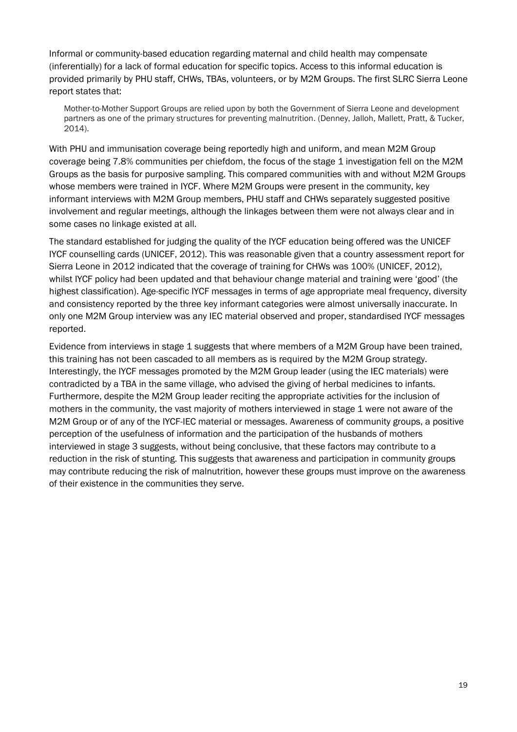Informal or community-based education regarding maternal and child health may compensate (inferentially) for a lack of formal education for specific topics. Access to this informal education is provided primarily by PHU staff, CHWs, TBAs, volunteers, or by M2M Groups. The first SLRC Sierra Leone report states that:

> Mother-to-Mother Support Groups are relied upon by both the Government of Sierra Leone and development partners as one of the primary structures for preventing malnutrition. (Denney, Jalloh, Mallett, Pratt, & Tucker, 2014).

With PHU and immunisation coverage being reportedly high and uniform, and mean M2M Group coverage being 7.8% communities per chiefdom, the focus of the stage 1 investigation fell on the M2M Groups as the basis for purposive sampling. This compared communities with and without M2M Groups whose members were trained in IYCF. Where M2M Groups were present in the community, key informant interviews with M2M Group members, PHU staff and CHWs separately suggested positive involvement and regular meetings, although the linkages between them were not always clear and in some cases no linkage existed at all.

The standard established for judging the quality of the IYCF education being offered was the UNICEF IYCF counselling cards (UNICEF, 2012). This was reasonable given that a country assessment report for Sierra Leone in 2012 indicated that the coverage of training for CHWs was 100% (UNICEF, 2012), whilst IYCF policy had been updated and that behaviour change material and training were 'good' (the highest classification). Age-specific IYCF messages in terms of age appropriate meal frequency, diversity and consistency reported by the three key informant categories were almost universally inaccurate. In only one M2M Group interview was any IEC material observed and proper, standardised IYCF messages reported.

Evidence from interviews in stage 1 suggests that where members of a M2M Group have been trained, this training has not been cascaded to all members as is required by the M2M Group strategy. Interestingly, the IYCF messages promoted by the M2M Group leader (using the IEC materials) were contradicted by a TBA in the same village, who advised the giving of herbal medicines to infants. Furthermore, despite the M2M Group leader reciting the appropriate activities for the inclusion of mothers in the community, the vast majority of mothers interviewed in stage 1 were not aware of the M2M Group or of any of the IYCF-IEC material or messages. Awareness of community groups, a positive perception of the usefulness of information and the participation of the husbands of mothers interviewed in stage 3 suggests, without being conclusive, that these factors may contribute to a reduction in the risk of stunting. This suggests that awareness and participation in community groups may contribute reducing the risk of malnutrition, however these groups must improve on the awareness of their existence in the communities they serve.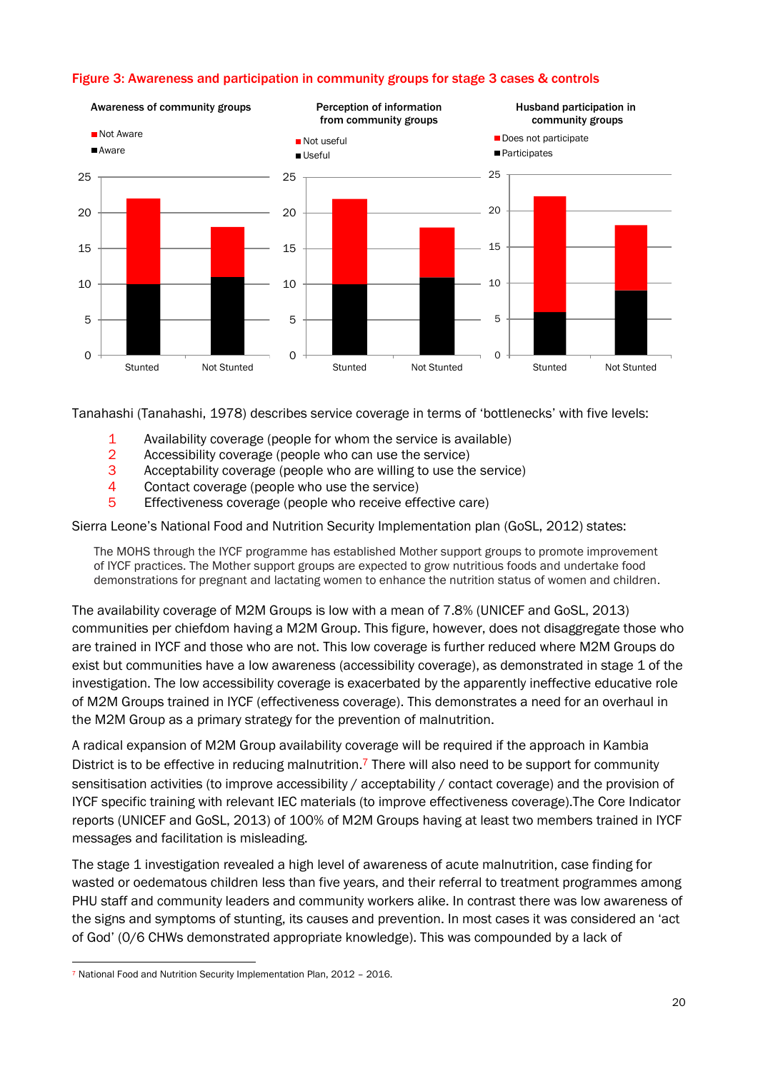**Figure 3: Awareness and participation in community groups for stage 3 cases & controls**

Tanahashi (Tanahashi, 1978) describes service coverage in terms of 'bottlenecks' with five levels:

1. Availability coverage (people for whom the service is available)
2. Accessibility coverage (people who can use the service)
3. Acceptability coverage (people who are willing to use the service)
4. Contact coverage (people who use the service)
5. Effectiveness coverage (people who receive effective care)

Sierra Leone's National Food and Nutrition Security Implementation plan (GoSL, 2012) states:

> The MOHS through the IYCF programme has established Mother support groups to promote improvement of IYCF practices. The Mother support groups are expected to grow nutritious foods and undertake food demonstrations for pregnant and lactating women to enhance the nutrition status of women and children.

The availability coverage of M2M Groups is low with a mean of 7.8% (UNICEF and GoSL, 2013) communities per chiefdom having a M2M Group. This figure, however, does not disaggregate those who are trained in IYCF and those who are not. This low coverage is further reduced where M2M Groups do exist but communities have a low awareness (accessibility coverage), as demonstrated in stage 1 of the investigation. The low accessibility coverage is exacerbated by the apparently ineffective educative role of M2M Groups trained in IYCF (effectiveness coverage). This demonstrates a need for an overhaul in the M2M Group as a primary strategy for the prevention of malnutrition.

A radical expansion of M2M Group availability coverage will be required if the approach in Kambia District is to be effective in reducing malnutrition.[7] There will also need to be support for community sensitisation activities (to improve accessibility / acceptability / contact coverage) and the provision of IYCF specific training with relevant IEC materials (to improve effectiveness coverage).The Core Indicator reports (UNICEF and GoSL, 2013) of 100% of M2M Groups having at least two members trained in IYCF messages and facilitation is misleading.

The stage 1 investigation revealed a high level of awareness of acute malnutrition, case finding for wasted or oedematous children less than five years, and their referral to treatment programmes among PHU staff and community leaders and community workers alike. In contrast there was low awareness of the signs and symptoms of stunting, its causes and prevention. In most cases it was considered an 'act of God' (0/6 CHWs demonstrated appropriate knowledge). This was compounded by a lack of

[7] National Food and Nutrition Security Implementation Plan, 2012 – 2016.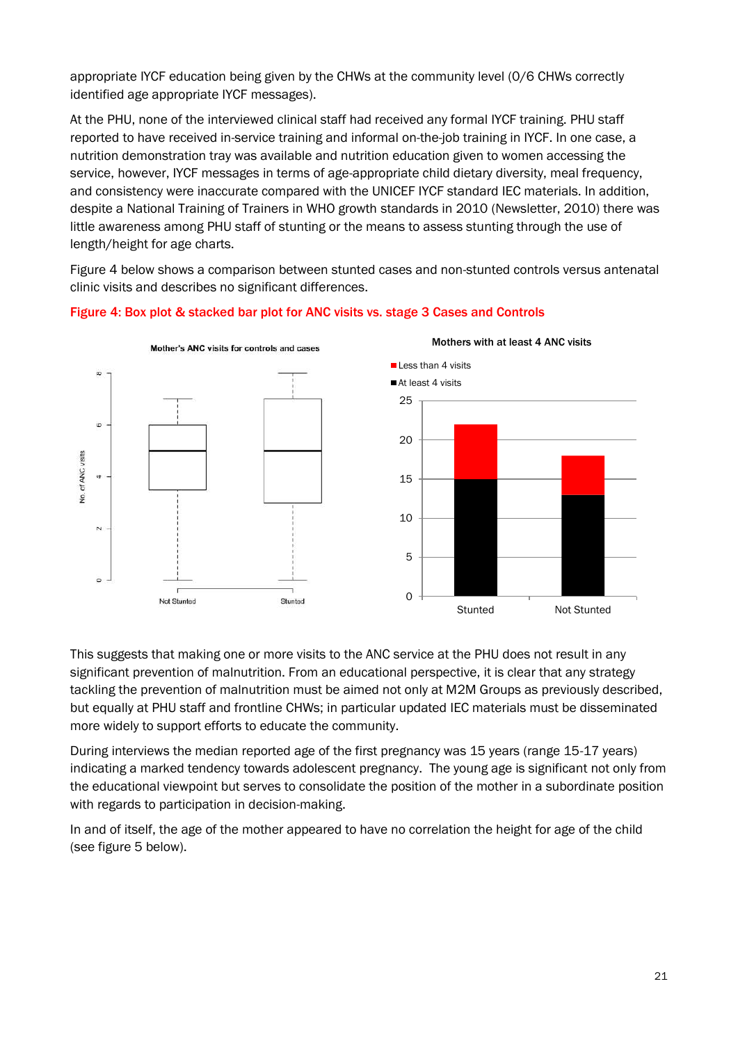appropriate IYCF education being given by the CHWs at the community level (0/6 CHWs correctly identified age appropriate IYCF messages).

At the PHU, none of the interviewed clinical staff had received any formal IYCF training. PHU staff reported to have received in-service training and informal on-the-job training in IYCF. In one case, a nutrition demonstration tray was available and nutrition education given to women accessing the service, however, IYCF messages in terms of age-appropriate child dietary diversity, meal frequency, and consistency were inaccurate compared with the UNICEF IYCF standard IEC materials. In addition, despite a National Training of Trainers in WHO growth standards in 2010 (Newsletter, 2010) there was little awareness among PHU staff of stunting or the means to assess stunting through the use of length/height for age charts.

Figure 4 below shows a comparison between stunted cases and non-stunted controls versus antenatal clinic visits and describes no significant differences.

**Figure 4: Box plot & stacked bar plot for ANC visits vs. stage 3 Cases and Controls**

This suggests that making one or more visits to the ANC service at the PHU does not result in any significant prevention of malnutrition. From an educational perspective, it is clear that any strategy tackling the prevention of malnutrition must be aimed not only at M2M Groups as previously described, but equally at PHU staff and frontline CHWs; in particular updated IEC materials must be disseminated more widely to support efforts to educate the community.

During interviews the median reported age of the first pregnancy was 15 years (range 15-17 years) indicating a marked tendency towards adolescent pregnancy. The young age is significant not only from the educational viewpoint but serves to consolidate the position of the mother in a subordinate position with regards to participation in decision-making.

In and of itself, the age of the mother appeared to have no correlation the height for age of the child (see figure 5 below).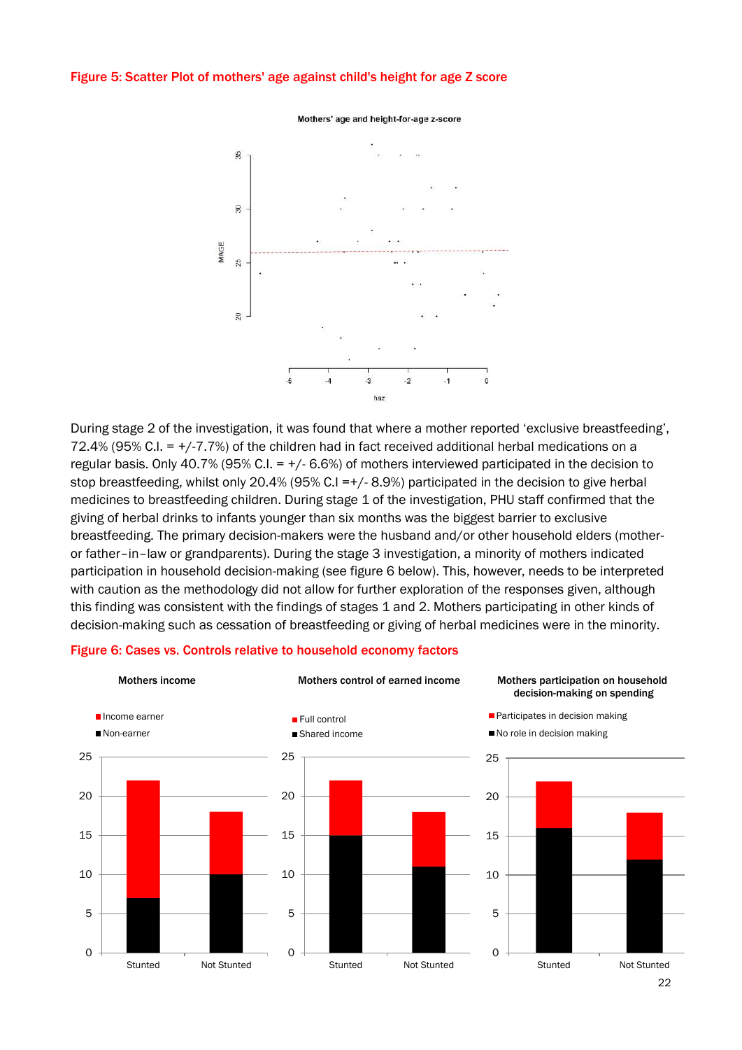**Figure 5: Scatter Plot of mothers' age against child's height for age Z score**

During stage 2 of the investigation, it was found that where a mother reported 'exclusive breastfeeding', 72.4% (95% C.I. = +/-7.7%) of the children had in fact received additional herbal medications on a regular basis. Only 40.7% (95% C.I. = +/- 6.6%) of mothers interviewed participated in the decision to stop breastfeeding, whilst only 20.4% (95% C.I =+/- 8.9%) participated in the decision to give herbal medicines to breastfeeding children. During stage 1 of the investigation, PHU staff confirmed that the giving of herbal drinks to infants younger than six months was the biggest barrier to exclusive breastfeeding. The primary decision-makers were the husband and/or other household elders (mother- or father–in–law or grandparents). During the stage 3 investigation, a minority of mothers indicated participation in household decision-making (see figure 6 below). This, however, needs to be interpreted with caution as the methodology did not allow for further exploration of the responses given, although this finding was consistent with the findings of stages 1 and 2. Mothers participating in other kinds of decision-making such as cessation of breastfeeding or giving of herbal medicines were in the minority.

**Figure 6: Cases vs. Controls relative to household economy factors**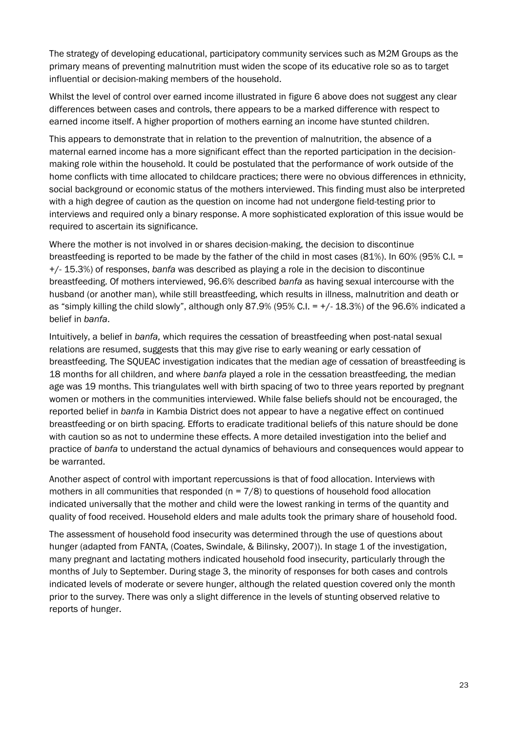The strategy of developing educational, participatory community services such as M2M Groups as the primary means of preventing malnutrition must widen the scope of its educative role so as to target influential or decision-making members of the household.

Whilst the level of control over earned income illustrated in figure 6 above does not suggest any clear differences between cases and controls, there appears to be a marked difference with respect to earned income itself. A higher proportion of mothers earning an income have stunted children.

This appears to demonstrate that in relation to the prevention of malnutrition, the absence of a maternal earned income has a more significant effect than the reported participation in the decision-making role within the household. It could be postulated that the performance of work outside of the home conflicts with time allocated to childcare practices; there were no obvious differences in ethnicity, social background or economic status of the mothers interviewed. This finding must also be interpreted with a high degree of caution as the question on income had not undergone field-testing prior to interviews and required only a binary response. A more sophisticated exploration of this issue would be required to ascertain its significance.

Where the mother is not involved in or shares decision-making, the decision to discontinue breastfeeding is reported to be made by the father of the child in most cases (81%). In 60% (95% C.I. = +/- 15.3%) of responses, *banfa* was described as playing a role in the decision to discontinue breastfeeding. Of mothers interviewed, 96.6% described *banfa* as having sexual intercourse with the husband (or another man), while still breastfeeding, which results in illness, malnutrition and death or as "simply killing the child slowly", although only 87.9% (95% C.I. = +/- 18.3%) of the 96.6% indicated a belief in *banfa*.

Intuitively, a belief in *banfa,* which requires the cessation of breastfeeding when post-natal sexual relations are resumed, suggests that this may give rise to early weaning or early cessation of breastfeeding. The SQUEAC investigation indicates that the median age of cessation of breastfeeding is 18 months for all children, and where *banfa* played a role in the cessation breastfeeding, the median age was 19 months. This triangulates well with birth spacing of two to three years reported by pregnant women or mothers in the communities interviewed. While false beliefs should not be encouraged, the reported belief in *banfa* in Kambia District does not appear to have a negative effect on continued breastfeeding or on birth spacing. Efforts to eradicate traditional beliefs of this nature should be done with caution so as not to undermine these effects. A more detailed investigation into the belief and practice of *banfa* to understand the actual dynamics of behaviours and consequences would appear to be warranted.

Another aspect of control with important repercussions is that of food allocation. Interviews with mothers in all communities that responded (n = 7/8) to questions of household food allocation indicated universally that the mother and child were the lowest ranking in terms of the quantity and quality of food received. Household elders and male adults took the primary share of household food.

The assessment of household food insecurity was determined through the use of questions about hunger (adapted from FANTA, (Coates, Swindale, & Bilinsky, 2007)). In stage 1 of the investigation, many pregnant and lactating mothers indicated household food insecurity, particularly through the months of July to September. During stage 3, the minority of responses for both cases and controls indicated levels of moderate or severe hunger, although the related question covered only the month prior to the survey. There was only a slight difference in the levels of stunting observed relative to reports of hunger.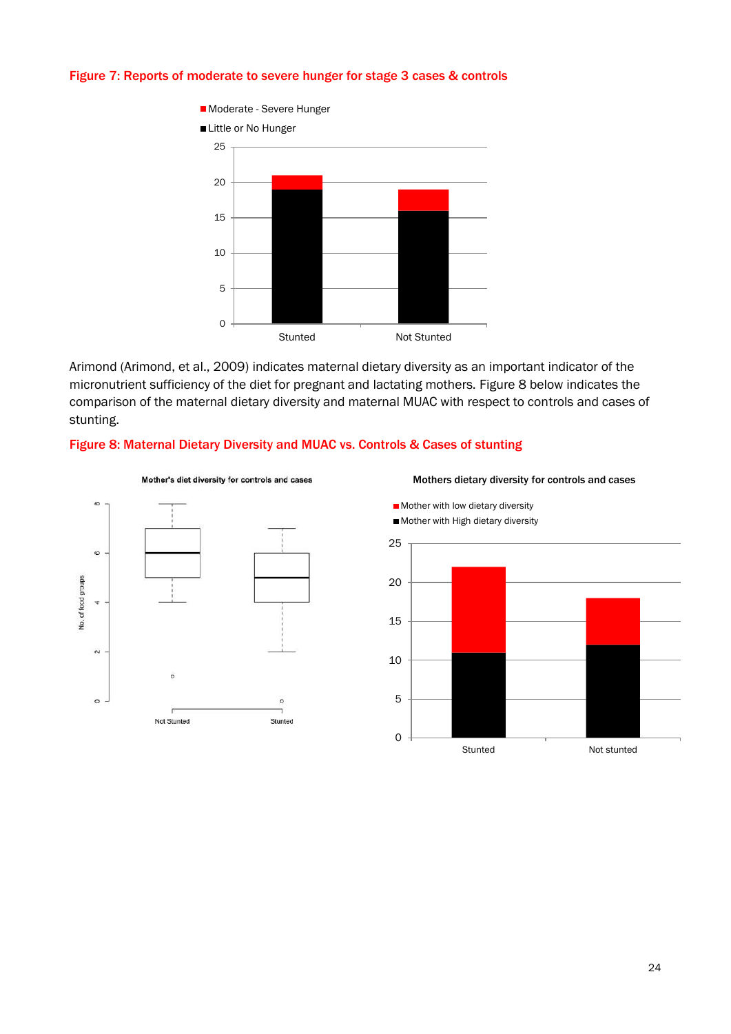Figure 7: Reports of moderate to severe hunger for stage 3 cases & controls

Arimond (Arimond, et al., 2009) indicates maternal dietary diversity as an important indicator of the micronutrient sufficiency of the diet for pregnant and lactating mothers. Figure 8 below indicates the comparison of the maternal dietary diversity and maternal MUAC with respect to controls and cases of stunting.

Figure 8: Maternal Dietary Diversity and MUAC vs. Controls & Cases of stunting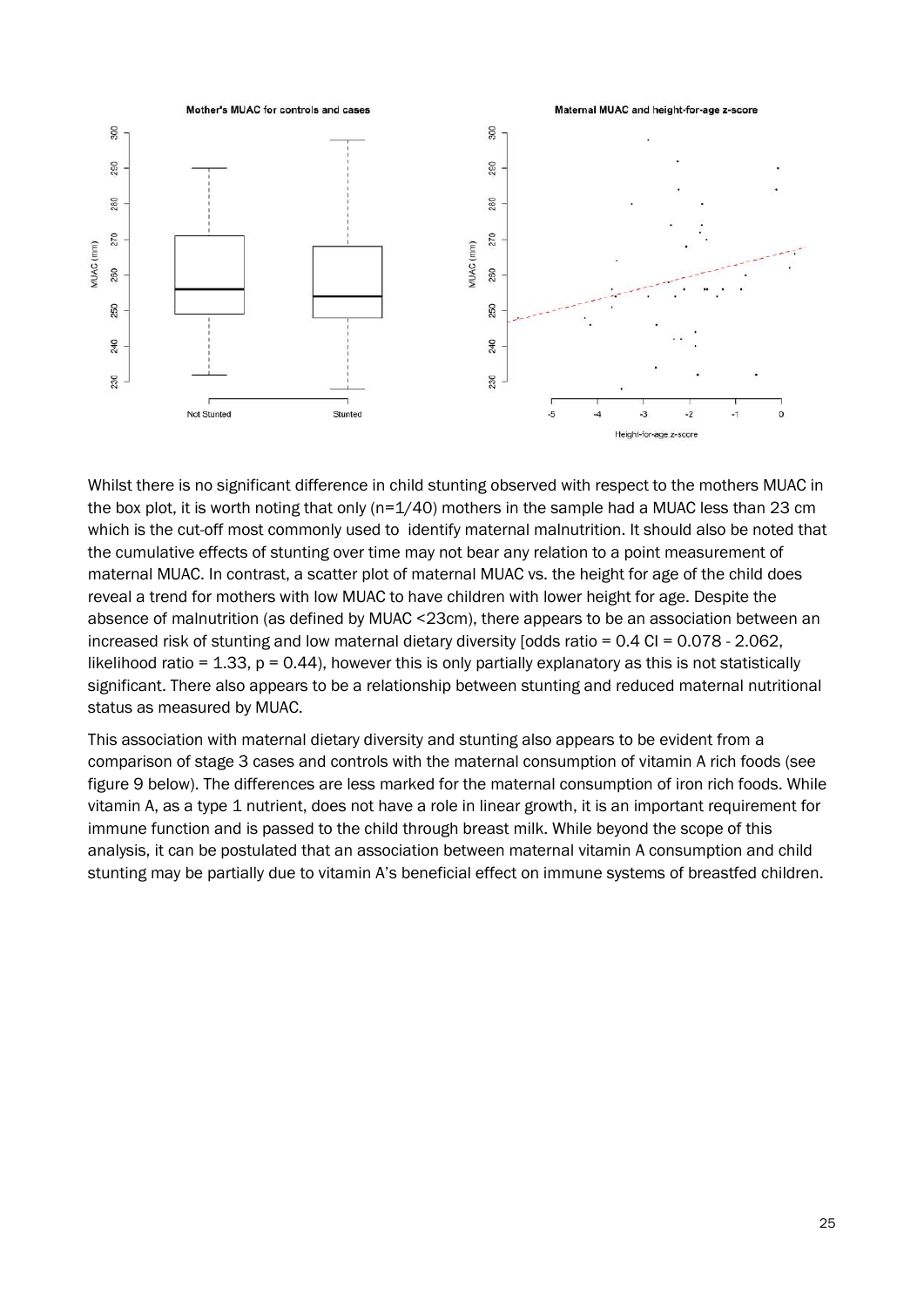Whilst there is no significant difference in child stunting observed with respect to the mothers MUAC in the box plot, it is worth noting that only (n=1/40) mothers in the sample had a MUAC less than 23 cm which is the cut-off most commonly used to identify maternal malnutrition. It should also be noted that the cumulative effects of stunting over time may not bear any relation to a point measurement of maternal MUAC. In contrast, a scatter plot of maternal MUAC vs. the height for age of the child does reveal a trend for mothers with low MUAC to have children with lower height for age. Despite the absence of malnutrition (as defined by MUAC <23cm), there appears to be an association between an increased risk of stunting and low maternal dietary diversity [odds ratio = 0.4 CI = 0.078 - 2.062, likelihood ratio = 1.33, p = 0.44), however this is only partially explanatory as this is not statistically significant. There also appears to be a relationship between stunting and reduced maternal nutritional status as measured by MUAC.

This association with maternal dietary diversity and stunting also appears to be evident from a comparison of stage 3 cases and controls with the maternal consumption of vitamin A rich foods (see figure 9 below). The differences are less marked for the maternal consumption of iron rich foods. While vitamin A, as a type 1 nutrient, does not have a role in linear growth, it is an important requirement for immune function and is passed to the child through breast milk. While beyond the scope of this analysis, it can be postulated that an association between maternal vitamin A consumption and child stunting may be partially due to vitamin A's beneficial effect on immune systems of breastfed children.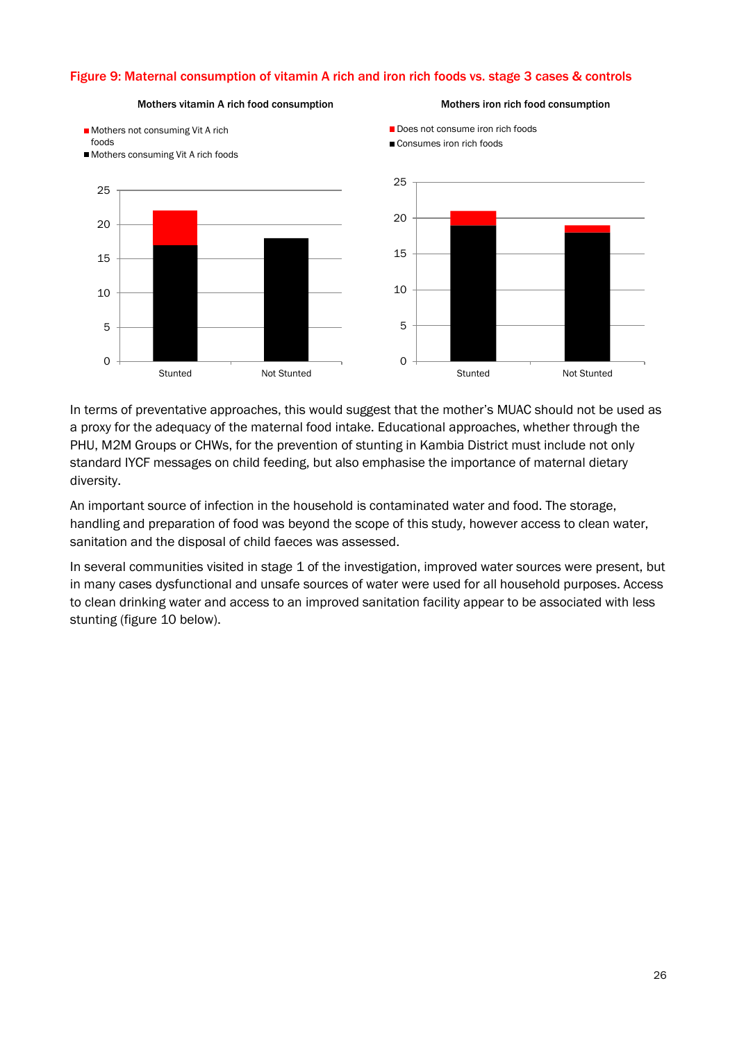Figure 9: Maternal consumption of vitamin A rich and iron rich foods vs. stage 3 cases & controls

In terms of preventative approaches, this would suggest that the mother's MUAC should not be used as a proxy for the adequacy of the maternal food intake. Educational approaches, whether through the PHU, M2M Groups or CHWs, for the prevention of stunting in Kambia District must include not only standard IYCF messages on child feeding, but also emphasise the importance of maternal dietary diversity.

An important source of infection in the household is contaminated water and food. The storage, handling and preparation of food was beyond the scope of this study, however access to clean water, sanitation and the disposal of child faeces was assessed.

In several communities visited in stage 1 of the investigation, improved water sources were present, but in many cases dysfunctional and unsafe sources of water were used for all household purposes. Access to clean drinking water and access to an improved sanitation facility appear to be associated with less stunting (figure 10 below).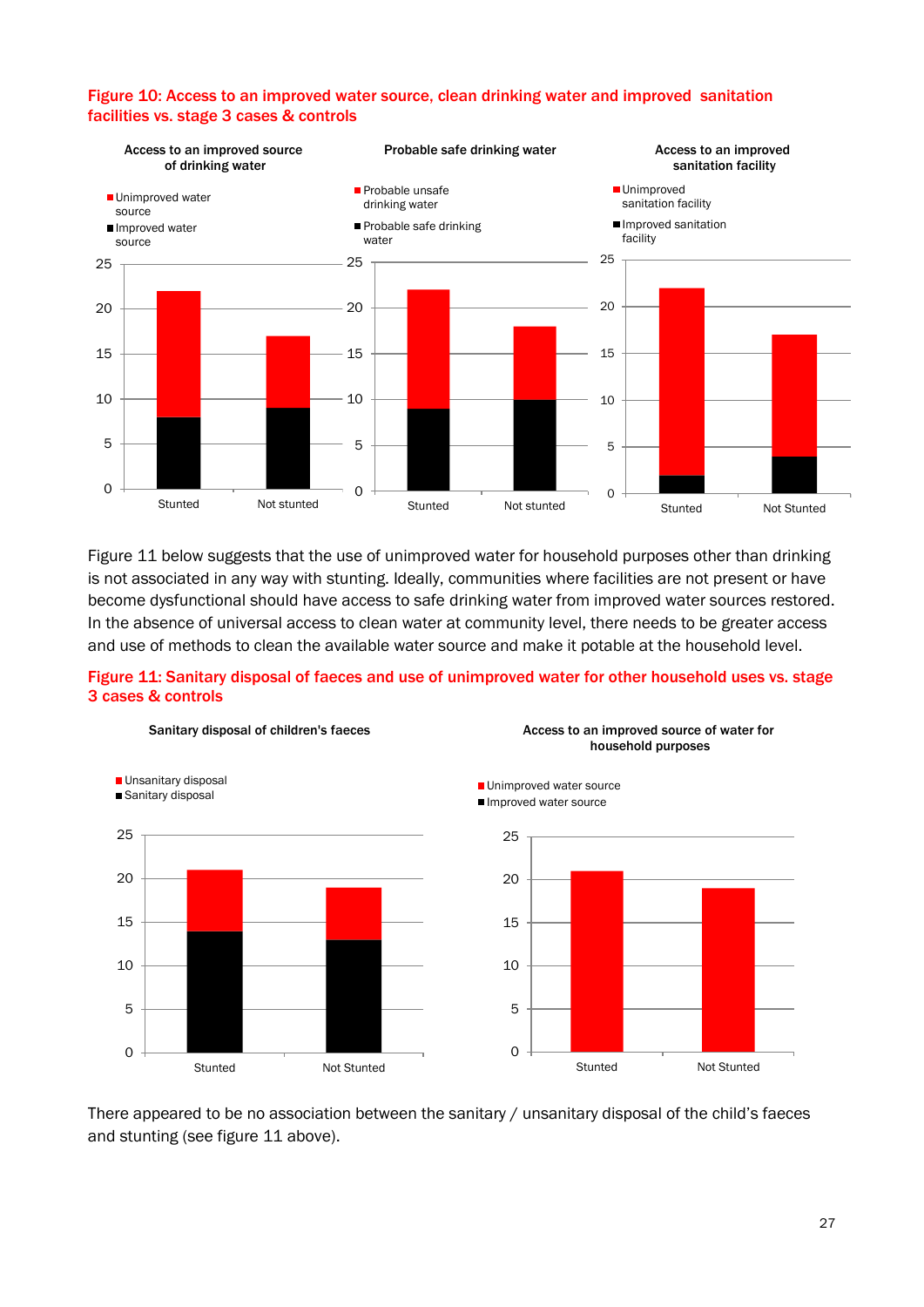**Figure 10: Access to an improved water source, clean drinking water and improved sanitation facilities vs. stage 3 cases & controls**

Figure 11 below suggests that the use of unimproved water for household purposes other than drinking is not associated in any way with stunting. Ideally, communities where facilities are not present or have become dysfunctional should have access to safe drinking water from improved water sources restored. In the absence of universal access to clean water at community level, there needs to be greater access and use of methods to clean the available water source and make it potable at the household level.

**Figure 11: Sanitary disposal of faeces and use of unimproved water for other household uses vs. stage 3 cases & controls**

There appeared to be no association between the sanitary / unsanitary disposal of the child's faeces and stunting (see figure 11 above).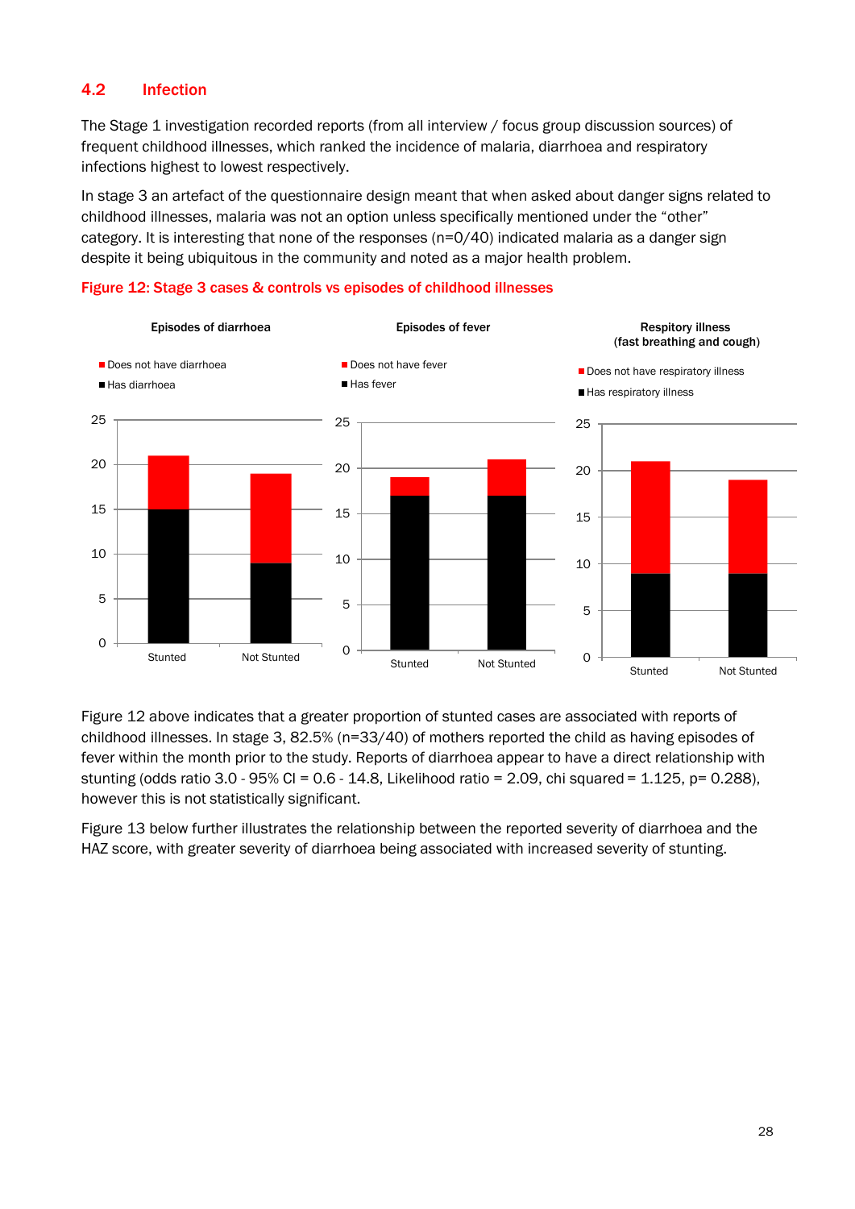## 4.2 Infection

The Stage 1 investigation recorded reports (from all interview / focus group discussion sources) of frequent childhood illnesses, which ranked the incidence of malaria, diarrhoea and respiratory infections highest to lowest respectively.

In stage 3 an artefact of the questionnaire design meant that when asked about danger signs related to childhood illnesses, malaria was not an option unless specifically mentioned under the "other" category. It is interesting that none of the responses (n=0/40) indicated malaria as a danger sign despite it being ubiquitous in the community and noted as a major health problem.

**Figure 12: Stage 3 cases & controls vs episodes of childhood illnesses**

Figure 12 above indicates that a greater proportion of stunted cases are associated with reports of childhood illnesses. In stage 3, 82.5% (n=33/40) of mothers reported the child as having episodes of fever within the month prior to the study. Reports of diarrhoea appear to have a direct relationship with stunting (odds ratio 3.0 - 95% CI = 0.6 - 14.8, Likelihood ratio = 2.09, chi squared = 1.125, p= 0.288), however this is not statistically significant.

Figure 13 below further illustrates the relationship between the reported severity of diarrhoea and the HAZ score, with greater severity of diarrhoea being associated with increased severity of stunting.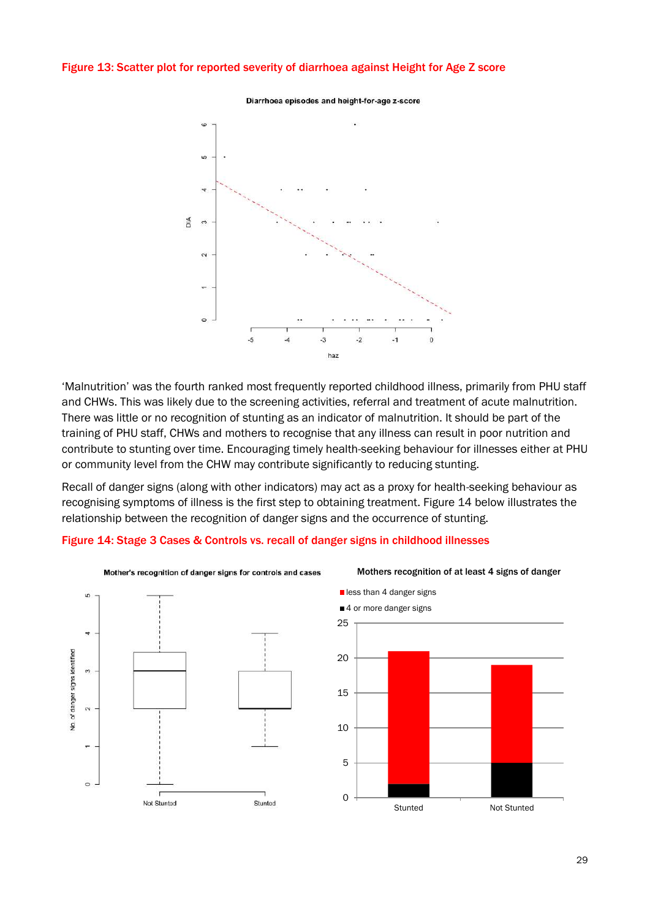**Figure 13: Scatter plot for reported severity of diarrhoea against Height for Age Z score**

'Malnutrition' was the fourth ranked most frequently reported childhood illness, primarily from PHU staff and CHWs. This was likely due to the screening activities, referral and treatment of acute malnutrition. There was little or no recognition of stunting as an indicator of malnutrition. It should be part of the training of PHU staff, CHWs and mothers to recognise that any illness can result in poor nutrition and contribute to stunting over time. Encouraging timely health-seeking behaviour for illnesses either at PHU or community level from the CHW may contribute significantly to reducing stunting.

Recall of danger signs (along with other indicators) may act as a proxy for health-seeking behaviour as recognising symptoms of illness is the first step to obtaining treatment. Figure 14 below illustrates the relationship between the recognition of danger signs and the occurrence of stunting.

**Figure 14: Stage 3 Cases & Controls vs. recall of danger signs in childhood illnesses**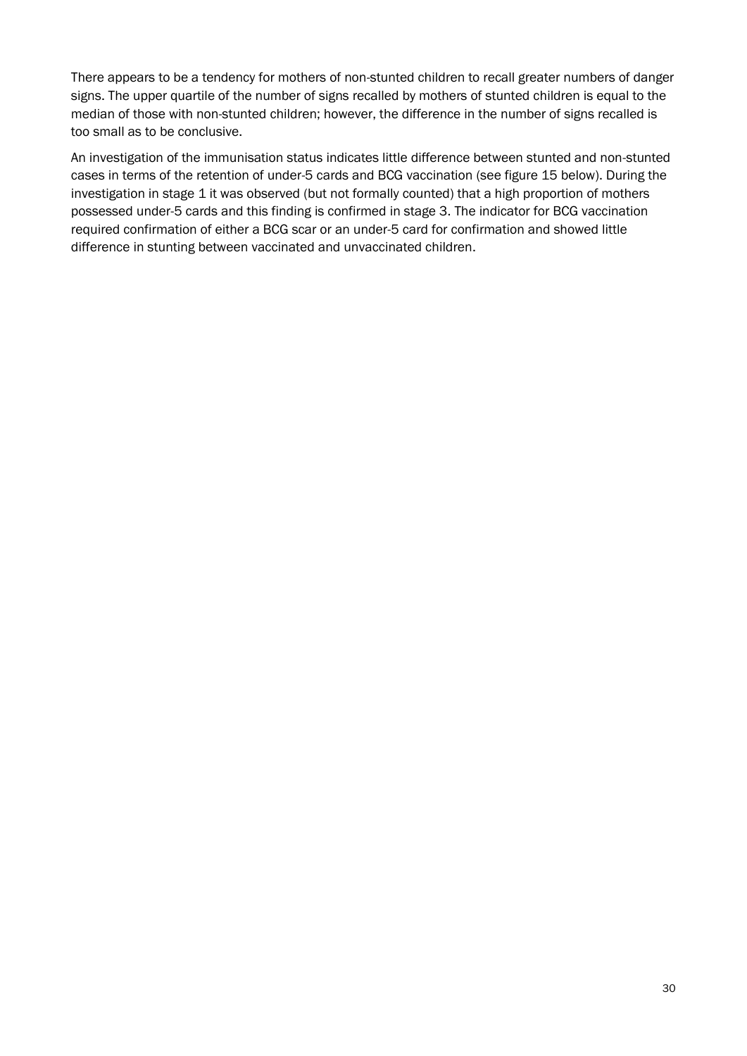There appears to be a tendency for mothers of non-stunted children to recall greater numbers of danger signs. The upper quartile of the number of signs recalled by mothers of stunted children is equal to the median of those with non-stunted children; however, the difference in the number of signs recalled is too small as to be conclusive.

An investigation of the immunisation status indicates little difference between stunted and non-stunted cases in terms of the retention of under-5 cards and BCG vaccination (see figure 15 below). During the investigation in stage 1 it was observed (but not formally counted) that a high proportion of mothers possessed under-5 cards and this finding is confirmed in stage 3. The indicator for BCG vaccination required confirmation of either a BCG scar or an under-5 card for confirmation and showed little difference in stunting between vaccinated and unvaccinated children.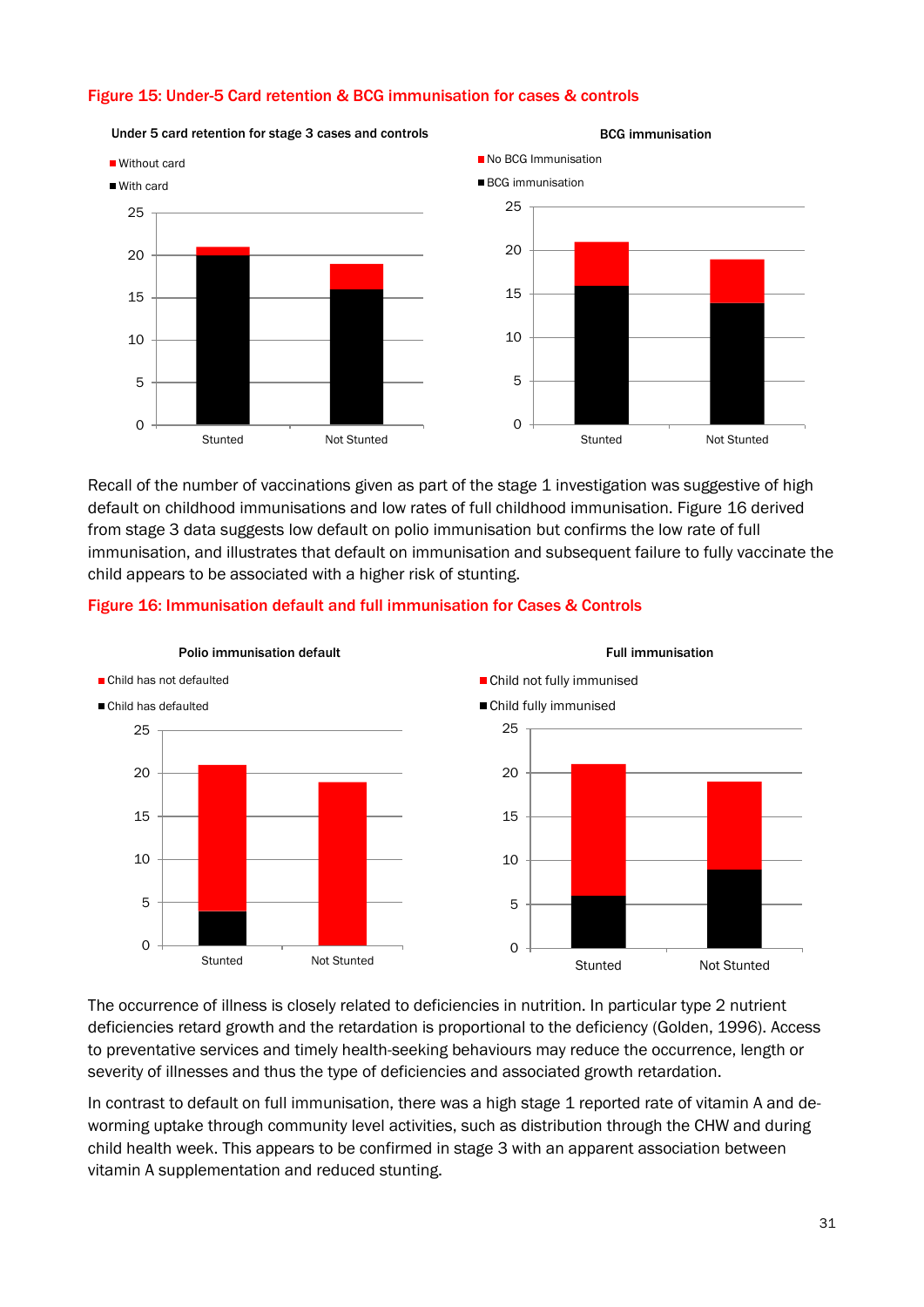**Figure 15: Under-5 Card retention & BCG immunisation for cases & controls**

**Figure 16: Immunisation default and full immunisation for Cases & Controls**

Recall of the number of vaccinations given as part of the stage 1 investigation was suggestive of high default on childhood immunisations and low rates of full childhood immunisation. Figure 16 derived from stage 3 data suggests low default on polio immunisation but confirms the low rate of full immunisation, and illustrates that default on immunisation and subsequent failure to fully vaccinate the child appears to be associated with a higher risk of stunting.

The occurrence of illness is closely related to deficiencies in nutrition. In particular type 2 nutrient deficiencies retard growth and the retardation is proportional to the deficiency (Golden, 1996). Access to preventative services and timely health-seeking behaviours may reduce the occurrence, length or severity of illnesses and thus the type of deficiencies and associated growth retardation.

In contrast to default on full immunisation, there was a high stage 1 reported rate of vitamin A and de-worming uptake through community level activities, such as distribution through the CHW and during child health week. This appears to be confirmed in stage 3 with an apparent association between vitamin A supplementation and reduced stunting.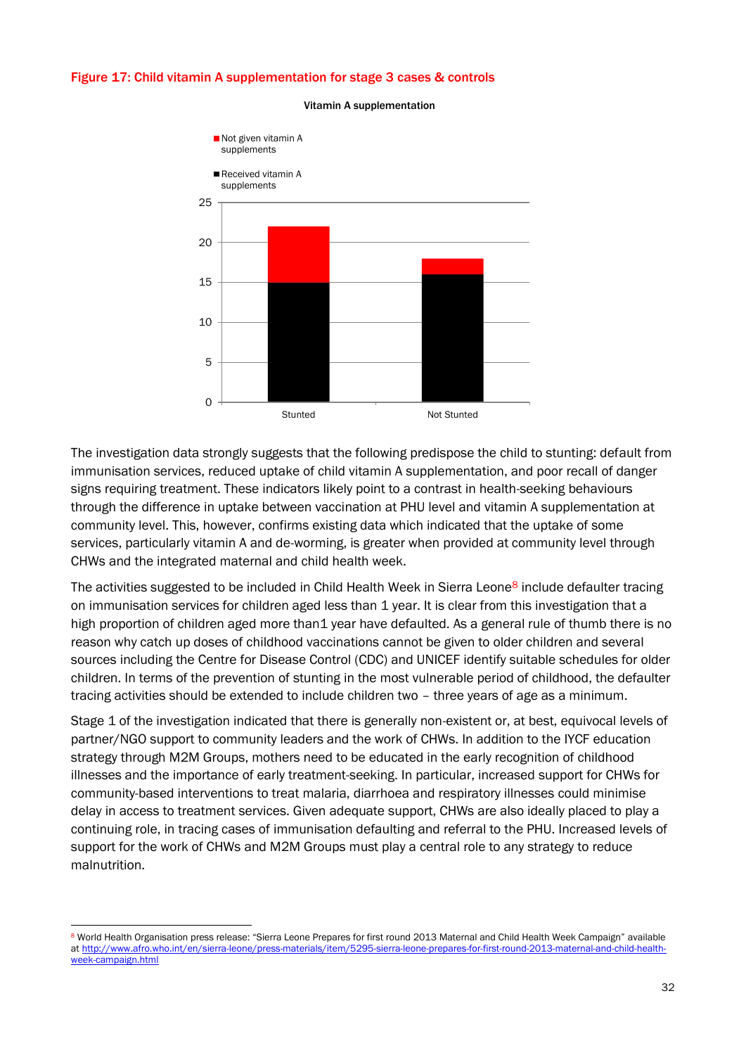**Figure 17: Child vitamin A supplementation for stage 3 cases & controls**

The investigation data strongly suggests that the following predispose the child to stunting: default from immunisation services, reduced uptake of child vitamin A supplementation, and poor recall of danger signs requiring treatment. These indicators likely point to a contrast in health-seeking behaviours through the difference in uptake between vaccination at PHU level and vitamin A supplementation at community level. This, however, confirms existing data which indicated that the uptake of some services, particularly vitamin A and de-worming, is greater when provided at community level through CHWs and the integrated maternal and child health week.

The activities suggested to be included in Child Health Week in Sierra Leone[8] include defaulter tracing on immunisation services for children aged less than 1 year. It is clear from this investigation that a high proportion of children aged more than1 year have defaulted. As a general rule of thumb there is no reason why catch up doses of childhood vaccinations cannot be given to older children and several sources including the Centre for Disease Control (CDC) and UNICEF identify suitable schedules for older children. In terms of the prevention of stunting in the most vulnerable period of childhood, the defaulter tracing activities should be extended to include children two – three years of age as a minimum.

Stage 1 of the investigation indicated that there is generally non-existent or, at best, equivocal levels of partner/NGO support to community leaders and the work of CHWs. In addition to the IYCF education strategy through M2M Groups, mothers need to be educated in the early recognition of childhood illnesses and the importance of early treatment-seeking. In particular, increased support for CHWs for community-based interventions to treat malaria, diarrhoea and respiratory illnesses could minimise delay in access to treatment services. Given adequate support, CHWs are also ideally placed to play a continuing role, in tracing cases of immunisation defaulting and referral to the PHU. Increased levels of support for the work of CHWs and M2M Groups must play a central role to any strategy to reduce malnutrition.

---

[8] World Health Organisation press release: "Sierra Leone Prepares for first round 2013 Maternal and Child Health Week Campaign" available at http://www.afro.who.int/en/sierra-leone/press-materials/item/5295-sierra-leone-prepares-for-first-round-2013-maternal-and-child-health-week-campaign.html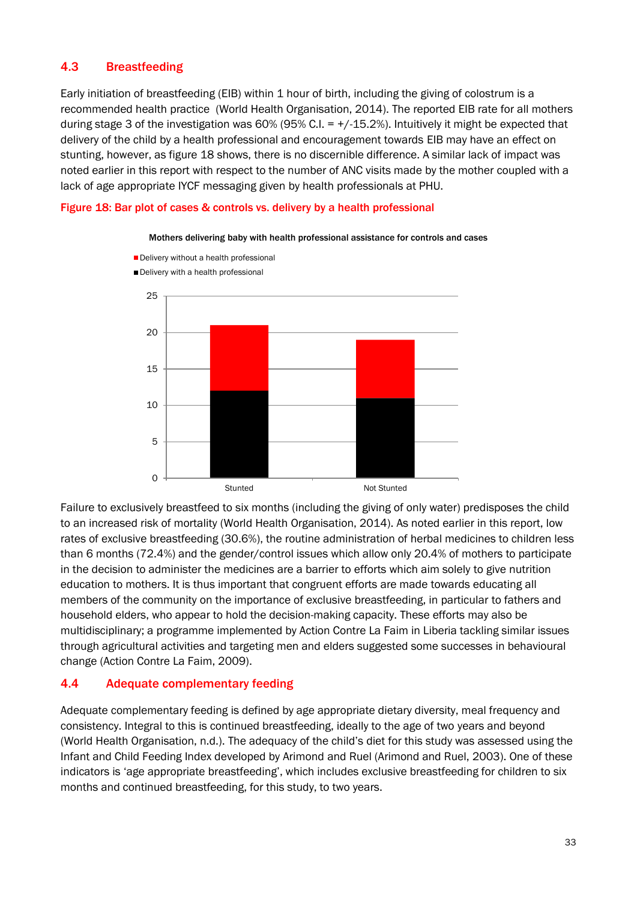## 4.3 Breastfeeding

Early initiation of breastfeeding (EIB) within 1 hour of birth, including the giving of colostrum is a recommended health practice (World Health Organisation, 2014). The reported EIB rate for all mothers during stage 3 of the investigation was 60% (95% C.I. = +/-15.2%). Intuitively it might be expected that delivery of the child by a health professional and encouragement towards EIB may have an effect on stunting, however, as figure 18 shows, there is no discernible difference. A similar lack of impact was noted earlier in this report with respect to the number of ANC visits made by the mother coupled with a lack of age appropriate IYCF messaging given by health professionals at PHU.

**Figure 18: Bar plot of cases & controls vs. delivery by a health professional**

Mothers delivering baby with health professional assistance for controls and cases

| | Delivery with a health professional | Delivery without a health professional |
|---|---|---|
| Stunted | 12 | 9 |
| Not Stunted | 11 | 8 |

Failure to exclusively breastfeed to six months (including the giving of only water) predisposes the child to an increased risk of mortality (World Health Organisation, 2014). As noted earlier in this report, low rates of exclusive breastfeeding (30.6%), the routine administration of herbal medicines to children less than 6 months (72.4%) and the gender/control issues which allow only 20.4% of mothers to participate in the decision to administer the medicines are a barrier to efforts which aim solely to give nutrition education to mothers. It is thus important that congruent efforts are made towards educating all members of the community on the importance of exclusive breastfeeding, in particular to fathers and household elders, who appear to hold the decision-making capacity. These efforts may also be multidisciplinary; a programme implemented by Action Contre La Faim in Liberia tackling similar issues through agricultural activities and targeting men and elders suggested some successes in behavioural change (Action Contre La Faim, 2009).

## 4.4 Adequate complementary feeding

Adequate complementary feeding is defined by age appropriate dietary diversity, meal frequency and consistency. Integral to this is continued breastfeeding, ideally to the age of two years and beyond (World Health Organisation, n.d.). The adequacy of the child's diet for this study was assessed using the Infant and Child Feeding Index developed by Arimond and Ruel (Arimond and Ruel, 2003). One of these indicators is 'age appropriate breastfeeding', which includes exclusive breastfeeding for children to six months and continued breastfeeding, for this study, to two years.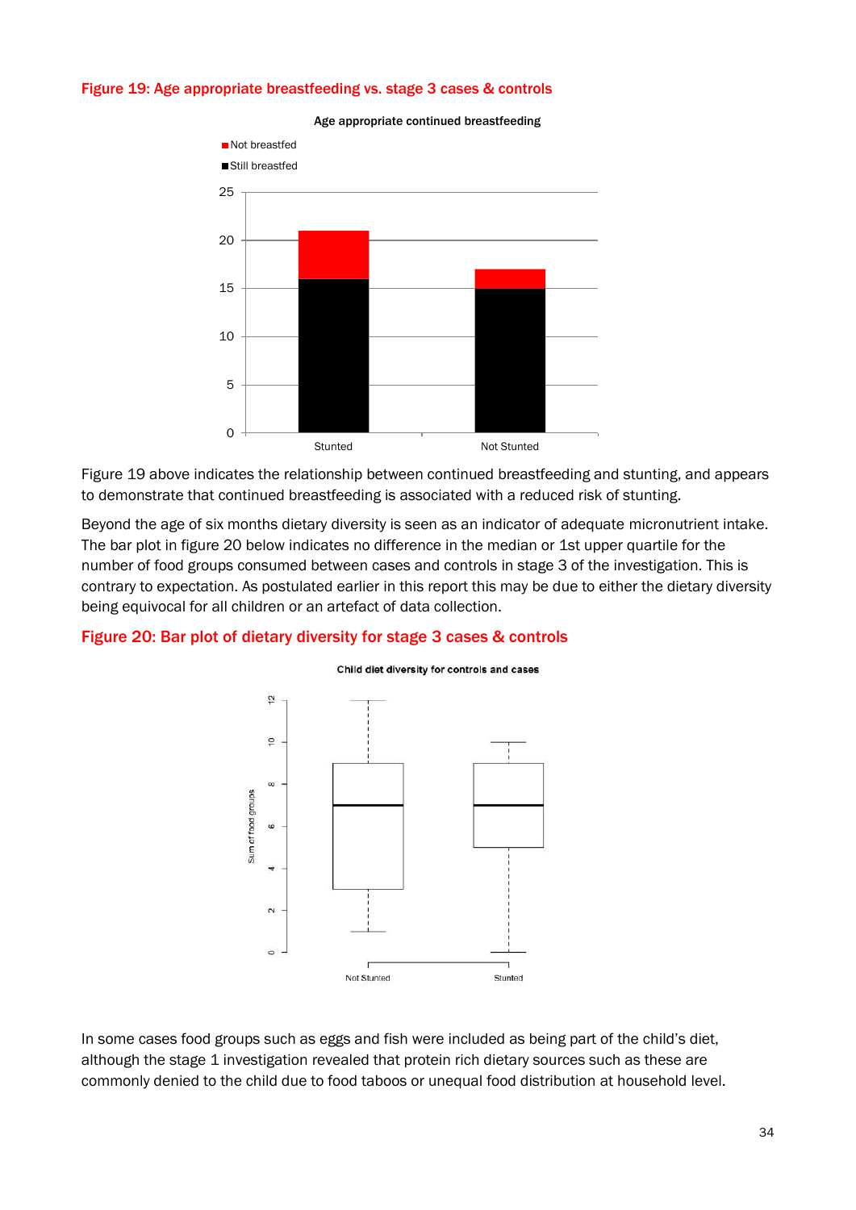**Figure 19: Age appropriate breastfeeding vs. stage 3 cases & controls**

Figure 19 above indicates the relationship between continued breastfeeding and stunting, and appears to demonstrate that continued breastfeeding is associated with a reduced risk of stunting.

Beyond the age of six months dietary diversity is seen as an indicator of adequate micronutrient intake. The bar plot in figure 20 below indicates no difference in the median or 1st upper quartile for the number of food groups consumed between cases and controls in stage 3 of the investigation. This is contrary to expectation. As postulated earlier in this report this may be due to either the dietary diversity being equivocal for all children or an artefact of data collection.

**Figure 20: Bar plot of dietary diversity for stage 3 cases & controls**

In some cases food groups such as eggs and fish were included as being part of the child's diet, although the stage 1 investigation revealed that protein rich dietary sources such as these are commonly denied to the child due to food taboos or unequal food distribution at household level.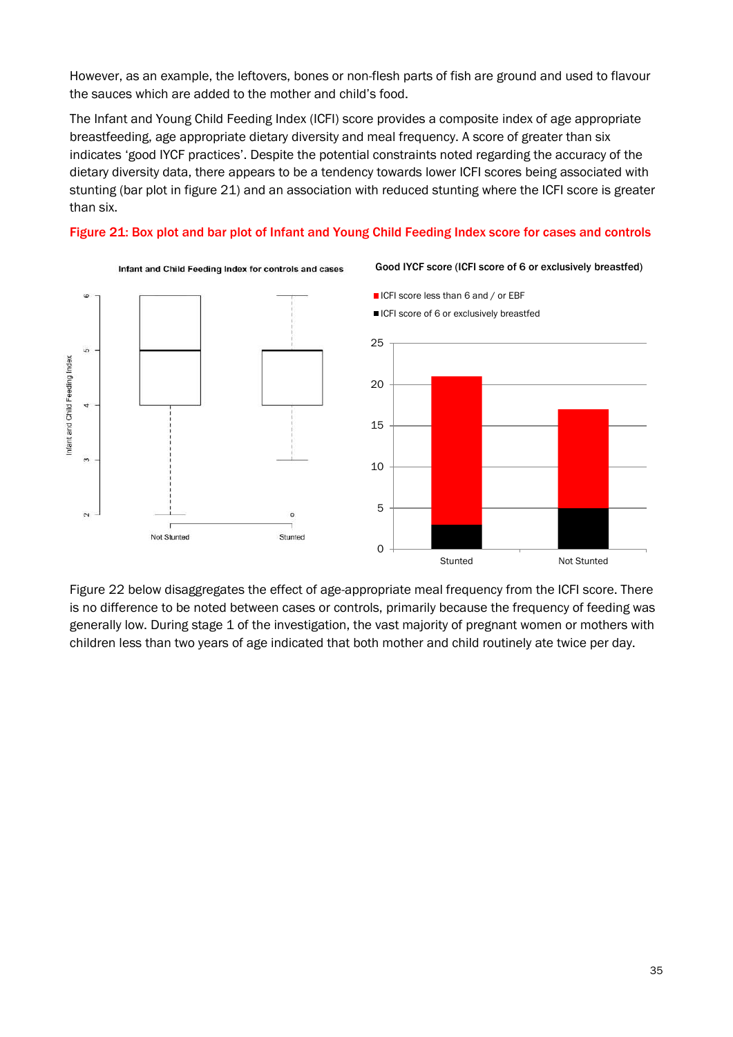However, as an example, the leftovers, bones or non-flesh parts of fish are ground and used to flavour the sauces which are added to the mother and child's food.

The Infant and Young Child Feeding Index (ICFI) score provides a composite index of age appropriate breastfeeding, age appropriate dietary diversity and meal frequency. A score of greater than six indicates 'good IYCF practices'. Despite the potential constraints noted regarding the accuracy of the dietary diversity data, there appears to be a tendency towards lower ICFI scores being associated with stunting (bar plot in figure 21) and an association with reduced stunting where the ICFI score is greater than six.

**Figure 21: Box plot and bar plot of Infant and Young Child Feeding Index score for cases and controls**

Figure 22 below disaggregates the effect of age-appropriate meal frequency from the ICFI score. There is no difference to be noted between cases or controls, primarily because the frequency of feeding was generally low. During stage 1 of the investigation, the vast majority of pregnant women or mothers with children less than two years of age indicated that both mother and child routinely ate twice per day.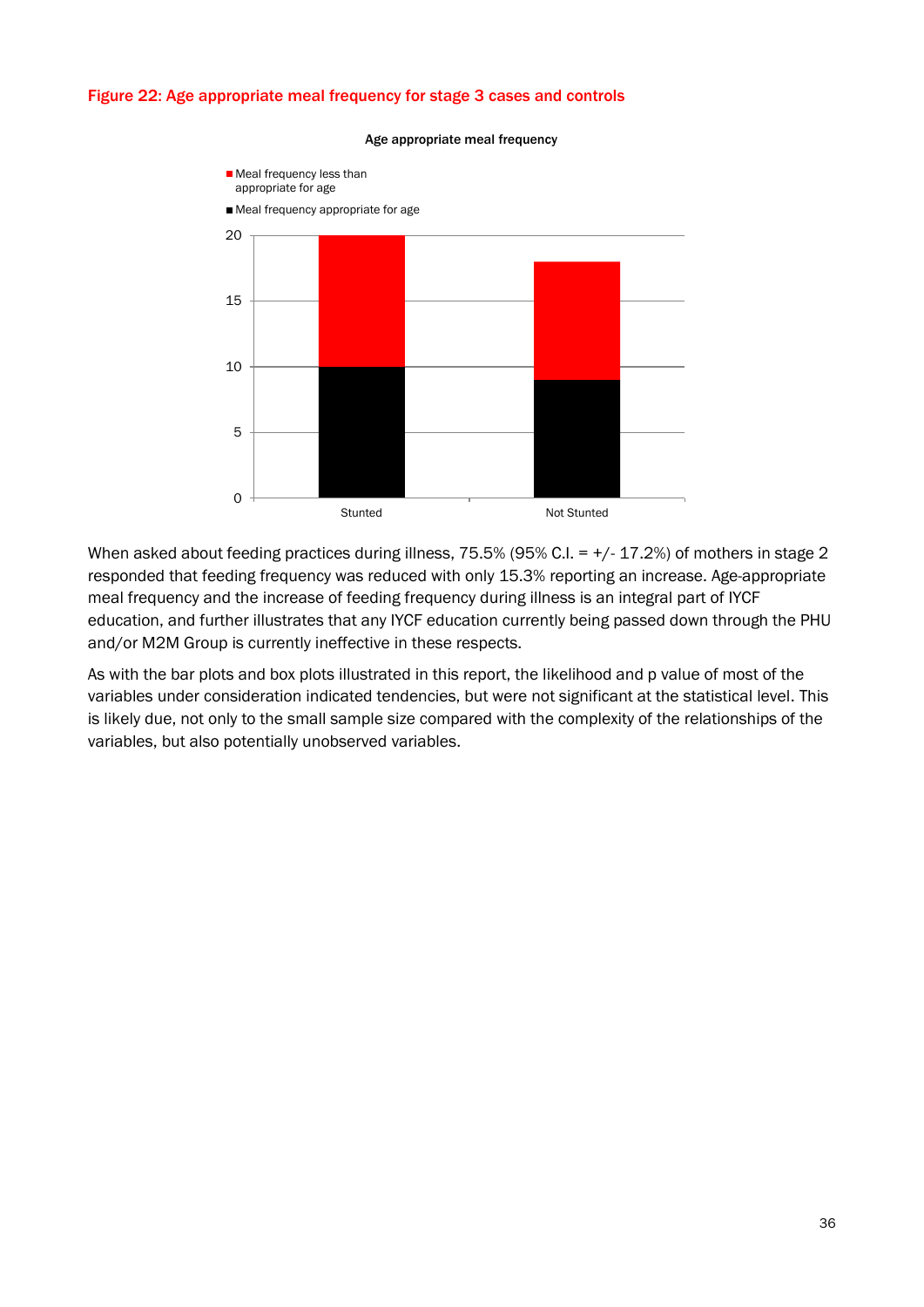Figure 22: Age appropriate meal frequency for stage 3 cases and controls

When asked about feeding practices during illness, 75.5% (95% C.I. = +/- 17.2%) of mothers in stage 2 responded that feeding frequency was reduced with only 15.3% reporting an increase. Age-appropriate meal frequency and the increase of feeding frequency during illness is an integral part of IYCF education, and further illustrates that any IYCF education currently being passed down through the PHU and/or M2M Group is currently ineffective in these respects.

As with the bar plots and box plots illustrated in this report, the likelihood and p value of most of the variables under consideration indicated tendencies, but were not significant at the statistical level. This is likely due, not only to the small sample size compared with the complexity of the relationships of the variables, but also potentially unobserved variables.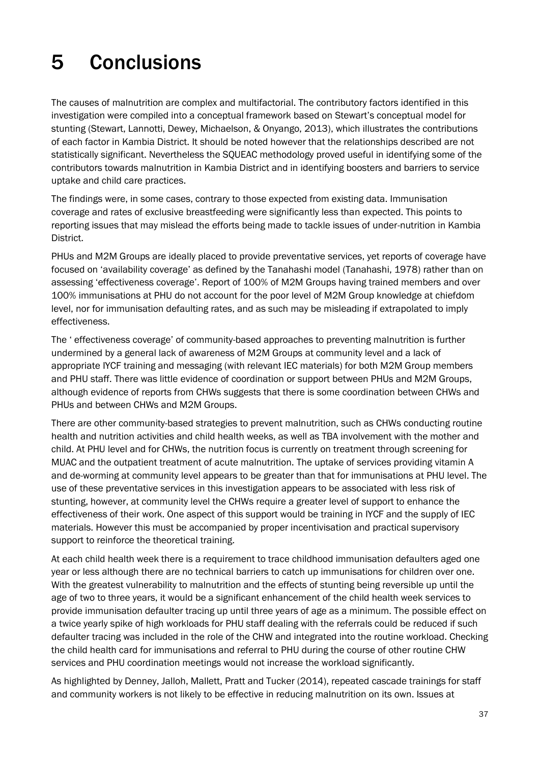# 5 Conclusions

The causes of malnutrition are complex and multifactorial. The contributory factors identified in this investigation were compiled into a conceptual framework based on Stewart's conceptual model for stunting (Stewart, Lannotti, Dewey, Michaelson, & Onyango, 2013), which illustrates the contributions of each factor in Kambia District. It should be noted however that the relationships described are not statistically significant. Nevertheless the SQUEAC methodology proved useful in identifying some of the contributors towards malnutrition in Kambia District and in identifying boosters and barriers to service uptake and child care practices.

The findings were, in some cases, contrary to those expected from existing data. Immunisation coverage and rates of exclusive breastfeeding were significantly less than expected. This points to reporting issues that may mislead the efforts being made to tackle issues of under-nutrition in Kambia District.

PHUs and M2M Groups are ideally placed to provide preventative services, yet reports of coverage have focused on 'availability coverage' as defined by the Tanahashi model (Tanahashi, 1978) rather than on assessing 'effectiveness coverage'. Report of 100% of M2M Groups having trained members and over 100% immunisations at PHU do not account for the poor level of M2M Group knowledge at chiefdom level, nor for immunisation defaulting rates, and as such may be misleading if extrapolated to imply effectiveness.

The ' effectiveness coverage' of community-based approaches to preventing malnutrition is further undermined by a general lack of awareness of M2M Groups at community level and a lack of appropriate IYCF training and messaging (with relevant IEC materials) for both M2M Group members and PHU staff. There was little evidence of coordination or support between PHUs and M2M Groups, although evidence of reports from CHWs suggests that there is some coordination between CHWs and PHUs and between CHWs and M2M Groups.

There are other community-based strategies to prevent malnutrition, such as CHWs conducting routine health and nutrition activities and child health weeks, as well as TBA involvement with the mother and child. At PHU level and for CHWs, the nutrition focus is currently on treatment through screening for MUAC and the outpatient treatment of acute malnutrition. The uptake of services providing vitamin A and de-worming at community level appears to be greater than that for immunisations at PHU level. The use of these preventative services in this investigation appears to be associated with less risk of stunting, however, at community level the CHWs require a greater level of support to enhance the effectiveness of their work. One aspect of this support would be training in IYCF and the supply of IEC materials. However this must be accompanied by proper incentivisation and practical supervisory support to reinforce the theoretical training.

At each child health week there is a requirement to trace childhood immunisation defaulters aged one year or less although there are no technical barriers to catch up immunisations for children over one. With the greatest vulnerability to malnutrition and the effects of stunting being reversible up until the age of two to three years, it would be a significant enhancement of the child health week services to provide immunisation defaulter tracing up until three years of age as a minimum. The possible effect on a twice yearly spike of high workloads for PHU staff dealing with the referrals could be reduced if such defaulter tracing was included in the role of the CHW and integrated into the routine workload. Checking the child health card for immunisations and referral to PHU during the course of other routine CHW services and PHU coordination meetings would not increase the workload significantly.

As highlighted by Denney, Jalloh, Mallett, Pratt and Tucker (2014), repeated cascade trainings for staff and community workers is not likely to be effective in reducing malnutrition on its own. Issues at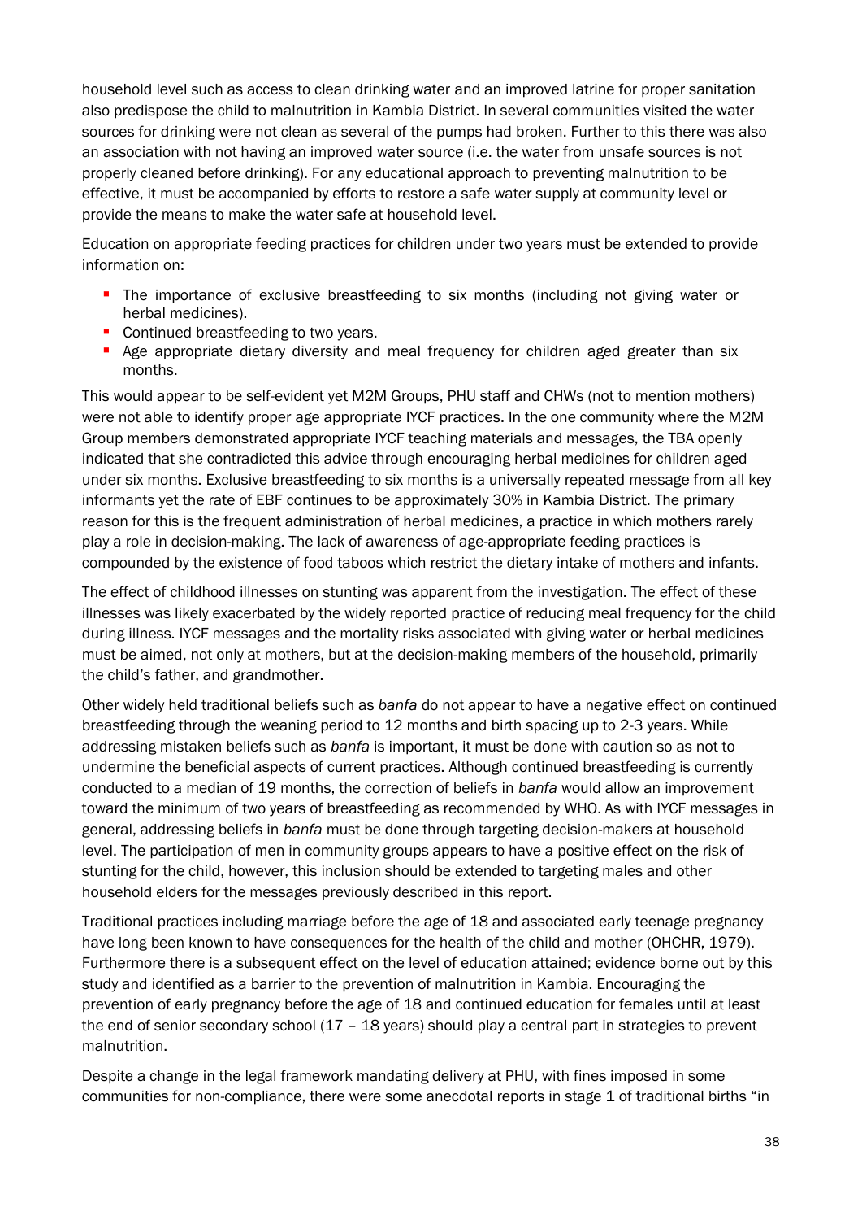household level such as access to clean drinking water and an improved latrine for proper sanitation also predispose the child to malnutrition in Kambia District. In several communities visited the water sources for drinking were not clean as several of the pumps had broken. Further to this there was also an association with not having an improved water source (i.e. the water from unsafe sources is not properly cleaned before drinking). For any educational approach to preventing malnutrition to be effective, it must be accompanied by efforts to restore a safe water supply at community level or provide the means to make the water safe at household level.

Education on appropriate feeding practices for children under two years must be extended to provide information on:

- The importance of exclusive breastfeeding to six months (including not giving water or herbal medicines).
- Continued breastfeeding to two years.
- Age appropriate dietary diversity and meal frequency for children aged greater than six months.

This would appear to be self-evident yet M2M Groups, PHU staff and CHWs (not to mention mothers) were not able to identify proper age appropriate IYCF practices. In the one community where the M2M Group members demonstrated appropriate IYCF teaching materials and messages, the TBA openly indicated that she contradicted this advice through encouraging herbal medicines for children aged under six months. Exclusive breastfeeding to six months is a universally repeated message from all key informants yet the rate of EBF continues to be approximately 30% in Kambia District. The primary reason for this is the frequent administration of herbal medicines, a practice in which mothers rarely play a role in decision-making. The lack of awareness of age-appropriate feeding practices is compounded by the existence of food taboos which restrict the dietary intake of mothers and infants.

The effect of childhood illnesses on stunting was apparent from the investigation. The effect of these illnesses was likely exacerbated by the widely reported practice of reducing meal frequency for the child during illness. IYCF messages and the mortality risks associated with giving water or herbal medicines must be aimed, not only at mothers, but at the decision-making members of the household, primarily the child's father, and grandmother.

Other widely held traditional beliefs such as *banfa* do not appear to have a negative effect on continued breastfeeding through the weaning period to 12 months and birth spacing up to 2-3 years. While addressing mistaken beliefs such as *banfa* is important, it must be done with caution so as not to undermine the beneficial aspects of current practices. Although continued breastfeeding is currently conducted to a median of 19 months, the correction of beliefs in *banfa* would allow an improvement toward the minimum of two years of breastfeeding as recommended by WHO. As with IYCF messages in general, addressing beliefs in *banfa* must be done through targeting decision-makers at household level. The participation of men in community groups appears to have a positive effect on the risk of stunting for the child, however, this inclusion should be extended to targeting males and other household elders for the messages previously described in this report.

Traditional practices including marriage before the age of 18 and associated early teenage pregnancy have long been known to have consequences for the health of the child and mother (OHCHR, 1979). Furthermore there is a subsequent effect on the level of education attained; evidence borne out by this study and identified as a barrier to the prevention of malnutrition in Kambia. Encouraging the prevention of early pregnancy before the age of 18 and continued education for females until at least the end of senior secondary school (17 – 18 years) should play a central part in strategies to prevent malnutrition.

Despite a change in the legal framework mandating delivery at PHU, with fines imposed in some communities for non-compliance, there were some anecdotal reports in stage 1 of traditional births "in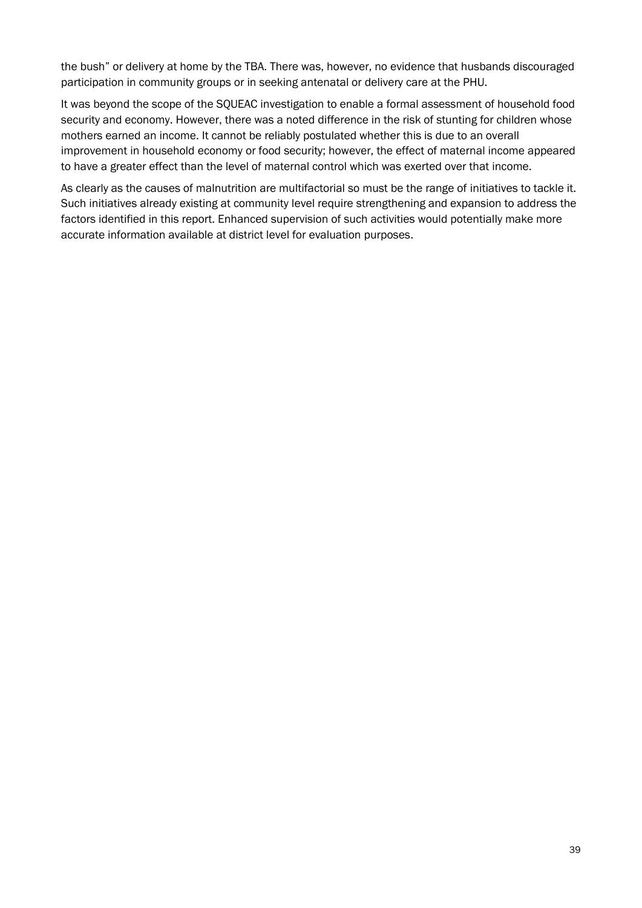the bush" or delivery at home by the TBA. There was, however, no evidence that husbands discouraged participation in community groups or in seeking antenatal or delivery care at the PHU.

It was beyond the scope of the SQUEAC investigation to enable a formal assessment of household food security and economy. However, there was a noted difference in the risk of stunting for children whose mothers earned an income. It cannot be reliably postulated whether this is due to an overall improvement in household economy or food security; however, the effect of maternal income appeared to have a greater effect than the level of maternal control which was exerted over that income.

As clearly as the causes of malnutrition are multifactorial so must be the range of initiatives to tackle it. Such initiatives already existing at community level require strengthening and expansion to address the factors identified in this report. Enhanced supervision of such activities would potentially make more accurate information available at district level for evaluation purposes.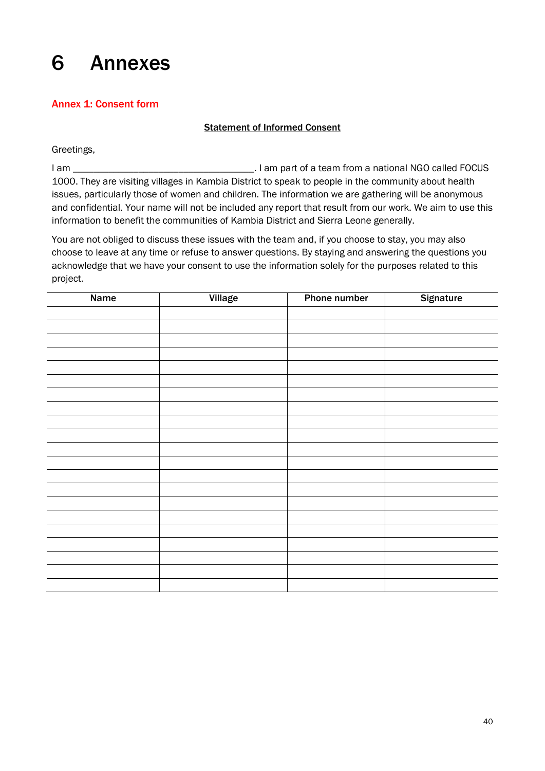# 6 Annexes

## Annex 1: Consent form

**Statement of Informed Consent**

Greetings,

I am ___________________________________. I am part of a team from a national NGO called FOCUS 1000. They are visiting villages in Kambia District to speak to people in the community about health issues, particularly those of women and children. The information we are gathering will be anonymous and confidential. Your name will not be included any report that result from our work. We aim to use this information to benefit the communities of Kambia District and Sierra Leone generally.

You are not obliged to discuss these issues with the team and, if you choose to stay, you may also choose to leave at any time or refuse to answer questions. By staying and answering the questions you acknowledge that we have your consent to use the information solely for the purposes related to this project.

| Name | Village | Phone number | Signature |
|---|---|---|---|
| | | | |
| | | | |
| | | | |
| | | | |
| | | | |
| | | | |
| | | | |
| | | | |
| | | | |
| | | | |
| | | | |
| | | | |
| | | | |
| | | | |
| | | | |
| | | | |
| | | | |
| | | | |
| | | | |
| | | | |
| | | | |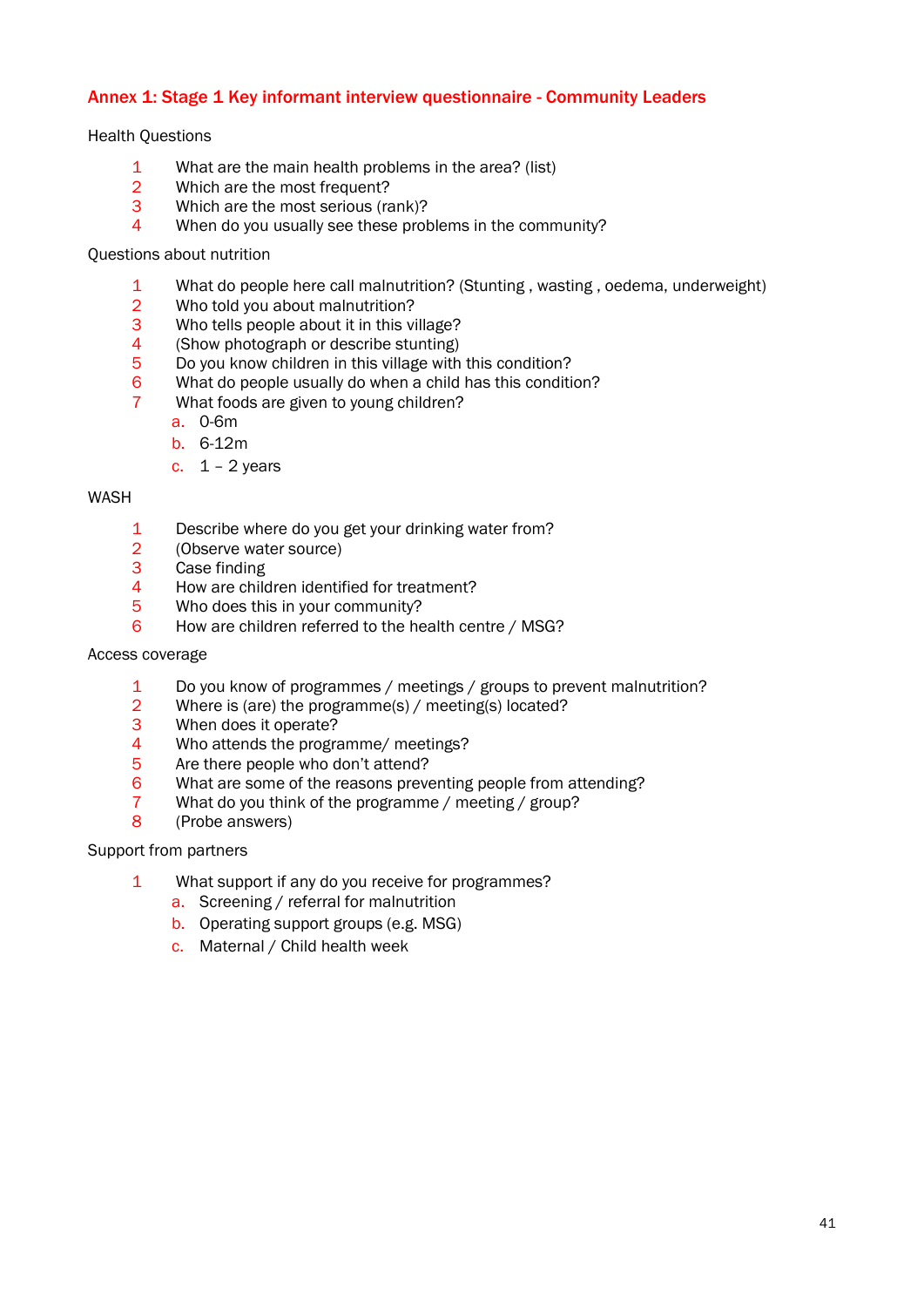## Annex 1: Stage 1 Key informant interview questionnaire - Community Leaders

Health Questions

1. What are the main health problems in the area? (list)
2. Which are the most frequent?
3. Which are the most serious (rank)?
4. When do you usually see these problems in the community?

Questions about nutrition

1. What do people here call malnutrition? (Stunting , wasting , oedema, underweight)
2. Who told you about malnutrition?
3. Who tells people about it in this village?
4. (Show photograph or describe stunting)
5. Do you know children in this village with this condition?
6. What do people usually do when a child has this condition?
7. What foods are given to young children?
   a. 0-6m
   b. 6-12m
   c. 1 – 2 years

WASH

1. Describe where do you get your drinking water from?
2. (Observe water source)
3. Case finding
4. How are children identified for treatment?
5. Who does this in your community?
6. How are children referred to the health centre / MSG?

Access coverage

1. Do you know of programmes / meetings / groups to prevent malnutrition?
2. Where is (are) the programme(s) / meeting(s) located?
3. When does it operate?
4. Who attends the programme/ meetings?
5. Are there people who don't attend?
6. What are some of the reasons preventing people from attending?
7. What do you think of the programme / meeting / group?
8. (Probe answers)

Support from partners

1. What support if any do you receive for programmes?
   a. Screening / referral for malnutrition
   b. Operating support groups (e.g. MSG)
   c. Maternal / Child health week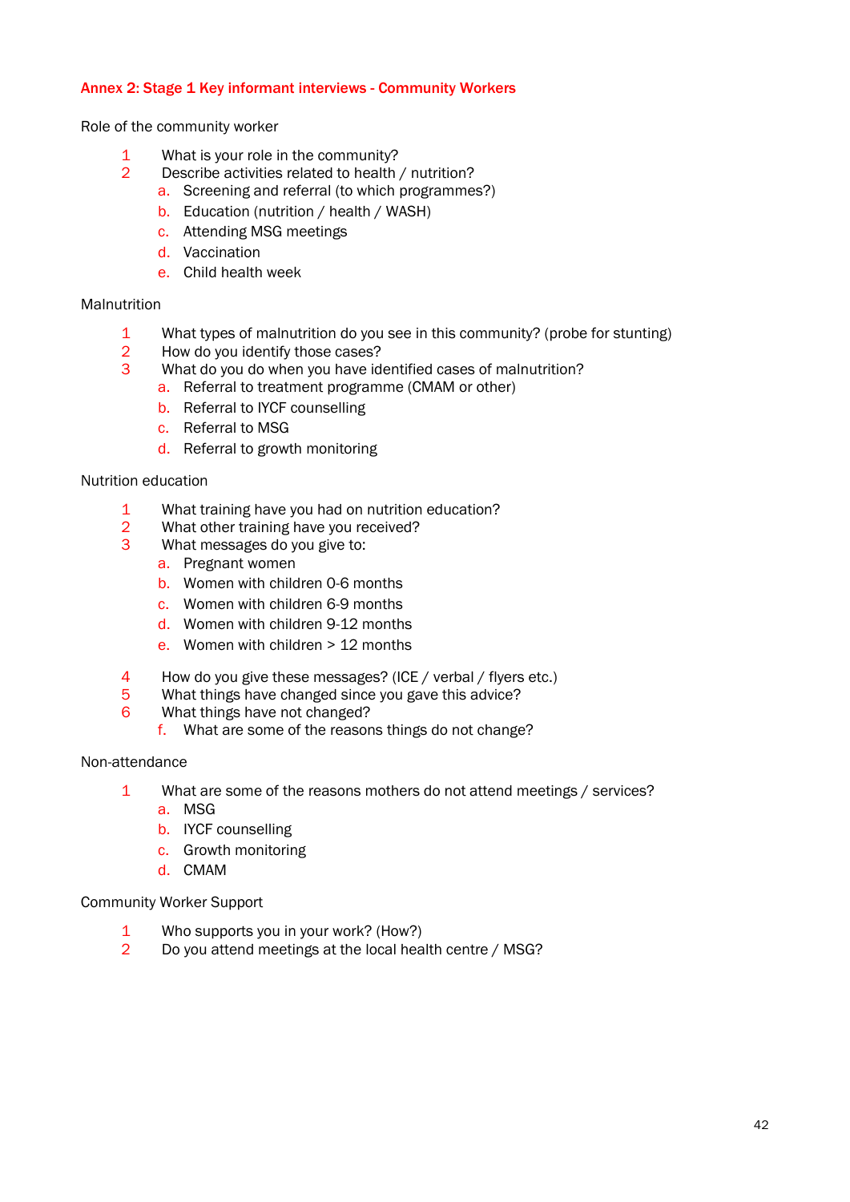## Annex 2: Stage 1 Key informant interviews - Community Workers

Role of the community worker

1. What is your role in the community?
2. Describe activities related to health / nutrition?
   a. Screening and referral (to which programmes?)
   b. Education (nutrition / health / WASH)
   c. Attending MSG meetings
   d. Vaccination
   e. Child health week

Malnutrition

1. What types of malnutrition do you see in this community? (probe for stunting)
2. How do you identify those cases?
3. What do you do when you have identified cases of malnutrition?
   a. Referral to treatment programme (CMAM or other)
   b. Referral to IYCF counselling
   c. Referral to MSG
   d. Referral to growth monitoring

Nutrition education

1. What training have you had on nutrition education?
2. What other training have you received?
3. What messages do you give to:
   a. Pregnant women
   b. Women with children 0-6 months
   c. Women with children 6-9 months
   d. Women with children 9-12 months
   e. Women with children > 12 months

4. How do you give these messages? (ICE / verbal / flyers etc.)
5. What things have changed since you gave this advice?
6. What things have not changed?
   f. What are some of the reasons things do not change?

Non-attendance

1. What are some of the reasons mothers do not attend meetings / services?
   a. MSG
   b. IYCF counselling
   c. Growth monitoring
   d. CMAM

Community Worker Support

1. Who supports you in your work? (How?)
2. Do you attend meetings at the local health centre / MSG?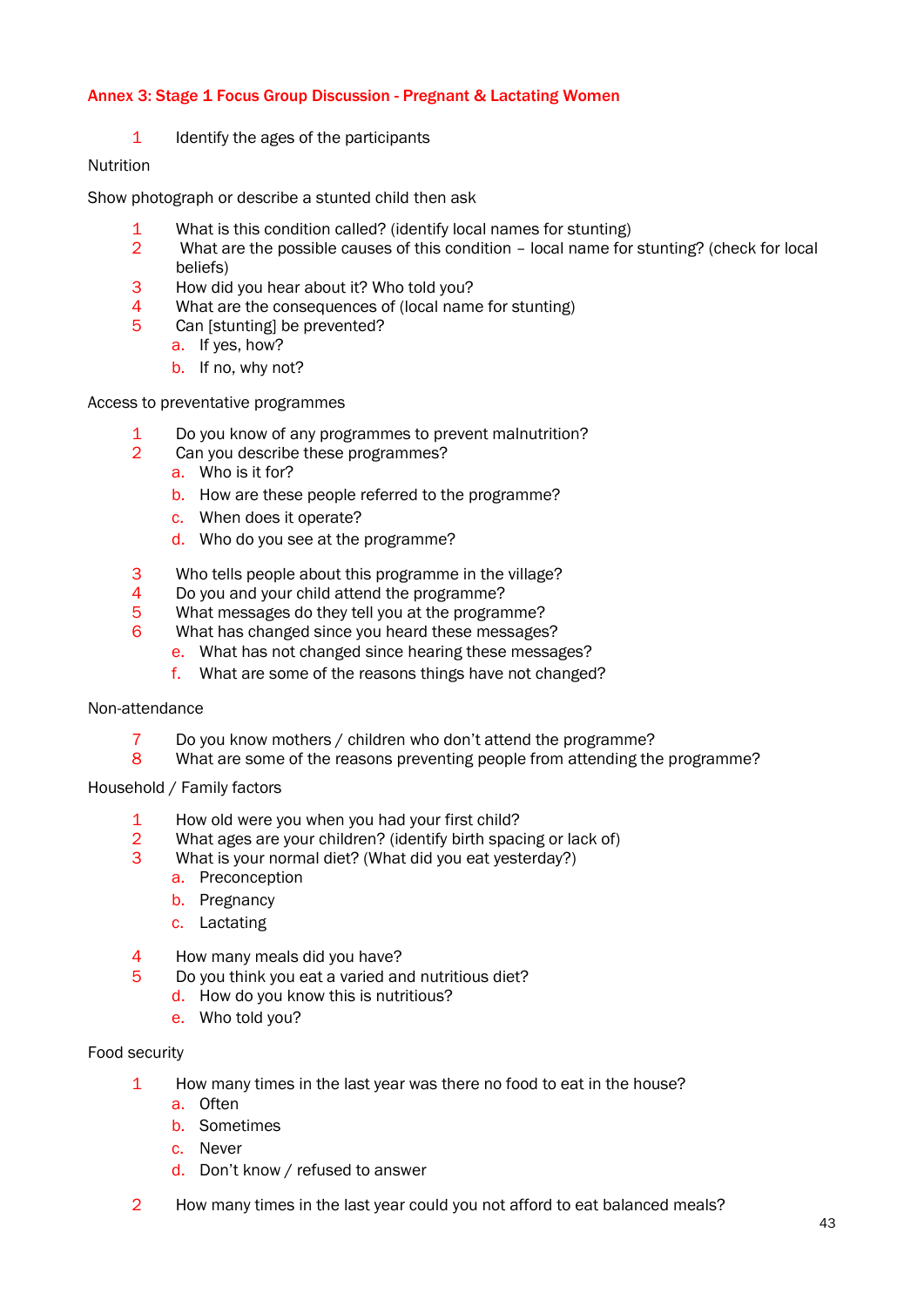## Annex 3: Stage 1 Focus Group Discussion - Pregnant & Lactating Women

1. Identify the ages of the participants

Nutrition

Show photograph or describe a stunted child then ask

1. What is this condition called? (identify local names for stunting)
2. What are the possible causes of this condition – local name for stunting? (check for local beliefs)
3. How did you hear about it? Who told you?
4. What are the consequences of (local name for stunting)
5. Can [stunting] be prevented?
   a. If yes, how?
   b. If no, why not?

Access to preventative programmes

1. Do you know of any programmes to prevent malnutrition?
2. Can you describe these programmes?
   a. Who is it for?
   b. How are these people referred to the programme?
   c. When does it operate?
   d. Who do you see at the programme?
3. Who tells people about this programme in the village?
4. Do you and your child attend the programme?
5. What messages do they tell you at the programme?
6. What has changed since you heard these messages?
   e. What has not changed since hearing these messages?
   f. What are some of the reasons things have not changed?

Non-attendance

7. Do you know mothers / children who don't attend the programme?
8. What are some of the reasons preventing people from attending the programme?

Household / Family factors

1. How old were you when you had your first child?
2. What ages are your children? (identify birth spacing or lack of)
3. What is your normal diet? (What did you eat yesterday?)
   a. Preconception
   b. Pregnancy
   c. Lactating
4. How many meals did you have?
5. Do you think you eat a varied and nutritious diet?
   d. How do you know this is nutritious?
   e. Who told you?

Food security

1. How many times in the last year was there no food to eat in the house?
   a. Often
   b. Sometimes
   c. Never
   d. Don't know / refused to answer
2. How many times in the last year could you not afford to eat balanced meals?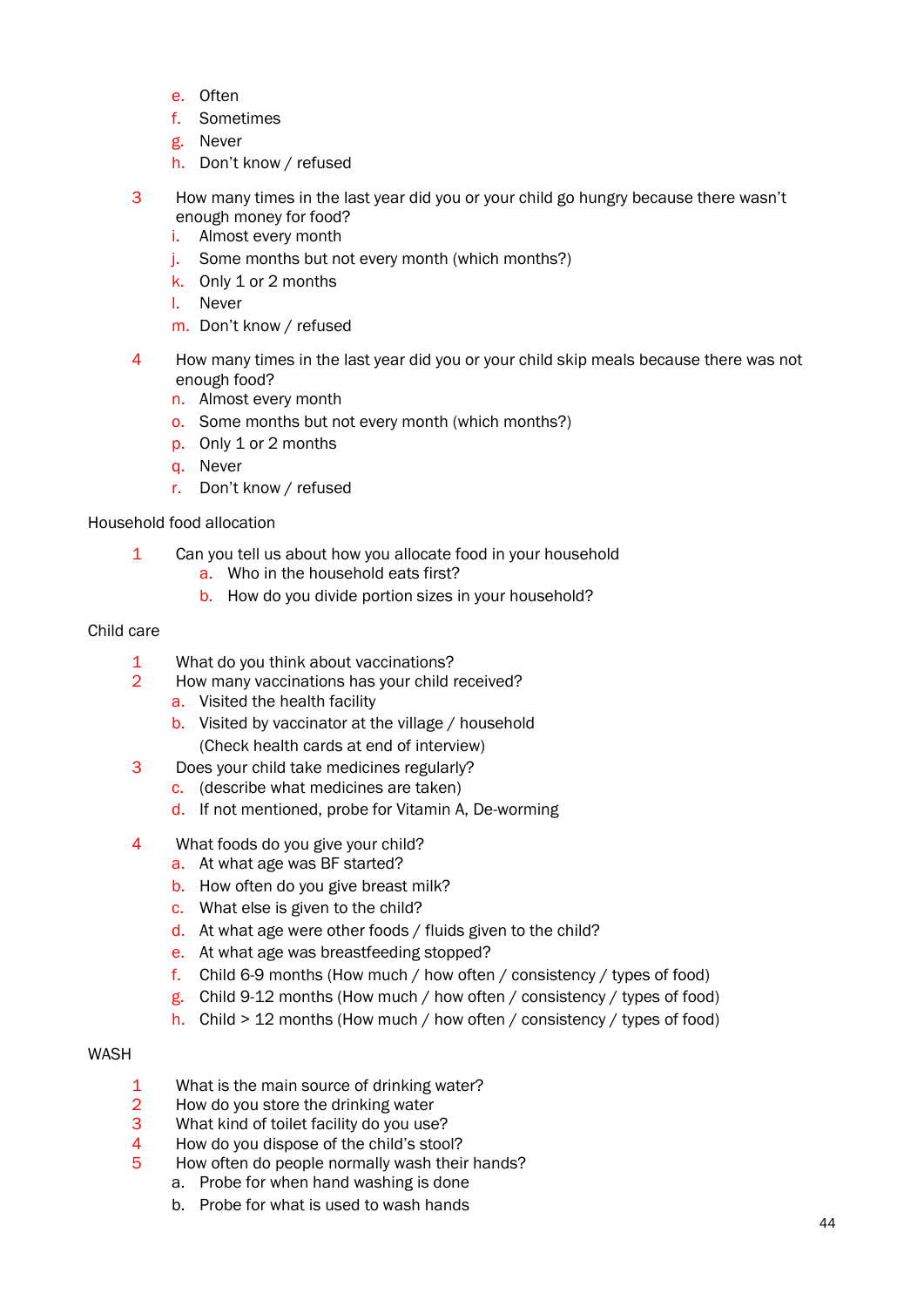e. Often
f. Sometimes
g. Never
h. Don't know / refused

3 How many times in the last year did you or your child go hungry because there wasn't enough money for food?
   i. Almost every month
   j. Some months but not every month (which months?)
   k. Only 1 or 2 months
   l. Never
   m. Don't know / refused

4 How many times in the last year did you or your child skip meals because there was not enough food?
   n. Almost every month
   o. Some months but not every month (which months?)
   p. Only 1 or 2 months
   q. Never
   r. Don't know / refused

Household food allocation

1 Can you tell us about how you allocate food in your household
   a. Who in the household eats first?
   b. How do you divide portion sizes in your household?

Child care

1 What do you think about vaccinations?
2 How many vaccinations has your child received?
   a. Visited the health facility
   b. Visited by vaccinator at the village / household
      (Check health cards at end of interview)
3 Does your child take medicines regularly?
   c. (describe what medicines are taken)
   d. If not mentioned, probe for Vitamin A, De-worming

4 What foods do you give your child?
   a. At what age was BF started?
   b. How often do you give breast milk?
   c. What else is given to the child?
   d. At what age were other foods / fluids given to the child?
   e. At what age was breastfeeding stopped?
   f. Child 6-9 months (How much / how often / consistency / types of food)
   g. Child 9-12 months (How much / how often / consistency / types of food)
   h. Child > 12 months (How much / how often / consistency / types of food)

WASH

1 What is the main source of drinking water?
2 How do you store the drinking water
3 What kind of toilet facility do you use?
4 How do you dispose of the child's stool?
5 How often do people normally wash their hands?
   a. Probe for when hand washing is done
   b. Probe for what is used to wash hands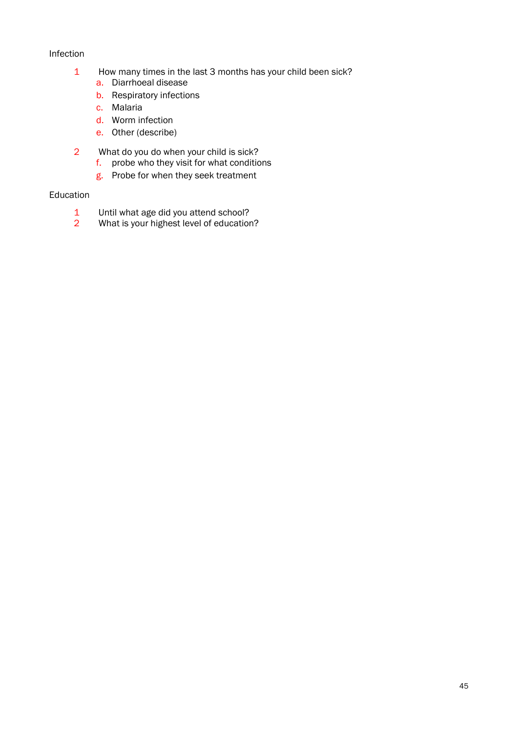Infection

1. How many times in the last 3 months has your child been sick?
    a. Diarrhoeal disease
    b. Respiratory infections
    c. Malaria
    d. Worm infection
    e. Other (describe)

2. What do you do when your child is sick?
    f. probe who they visit for what conditions
    g. Probe for when they seek treatment

Education

1. Until what age did you attend school?
2. What is your highest level of education?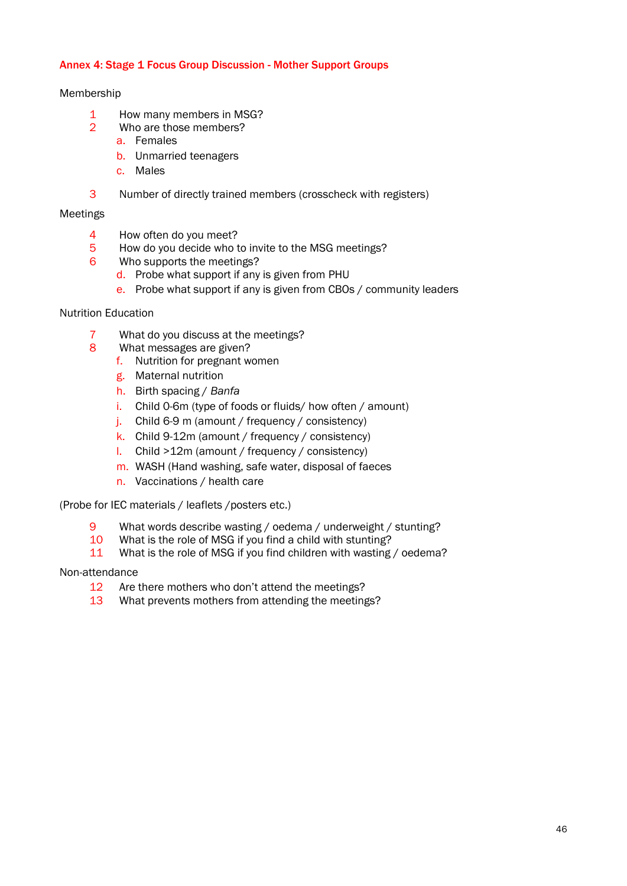## Annex 4: Stage 1 Focus Group Discussion - Mother Support Groups

Membership

1. How many members in MSG?
2. Who are those members?
   a. Females
   b. Unmarried teenagers
   c. Males
3. Number of directly trained members (crosscheck with registers)

Meetings

4. How often do you meet?
5. How do you decide who to invite to the MSG meetings?
6. Who supports the meetings?
   d. Probe what support if any is given from PHU
   e. Probe what support if any is given from CBOs / community leaders

Nutrition Education

7. What do you discuss at the meetings?
8. What messages are given?
   f. Nutrition for pregnant women
   g. Maternal nutrition
   h. Birth spacing / *Banfa*
   i. Child 0-6m (type of foods or fluids/ how often / amount)
   j. Child 6-9 m (amount / frequency / consistency)
   k. Child 9-12m (amount / frequency / consistency)
   l. Child >12m (amount / frequency / consistency)
   m. WASH (Hand washing, safe water, disposal of faeces
   n. Vaccinations / health care

(Probe for IEC materials / leaflets /posters etc.)

9. What words describe wasting / oedema / underweight / stunting?
10. What is the role of MSG if you find a child with stunting?
11. What is the role of MSG if you find children with wasting / oedema?

Non-attendance

12. Are there mothers who don't attend the meetings?
13. What prevents mothers from attending the meetings?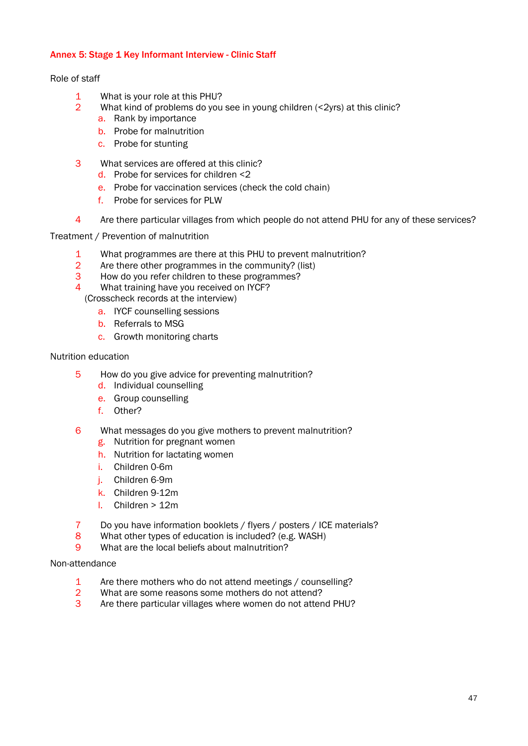## Annex 5: Stage 1 Key Informant Interview - Clinic Staff

Role of staff

1. What is your role at this PHU?
2. What kind of problems do you see in young children (<2yrs) at this clinic?
   a. Rank by importance
   b. Probe for malnutrition
   c. Probe for stunting

3. What services are offered at this clinic?
   d. Probe for services for children <2
   e. Probe for vaccination services (check the cold chain)
   f. Probe for services for PLW

4. Are there particular villages from which people do not attend PHU for any of these services?

Treatment / Prevention of malnutrition

1. What programmes are there at this PHU to prevent malnutrition?
2. Are there other programmes in the community? (list)
3. How do you refer children to these programmes?
4. What training have you received on IYCF?

   (Crosscheck records at the interview)
   a. IYCF counselling sessions
   b. Referrals to MSG
   c. Growth monitoring charts

Nutrition education

5. How do you give advice for preventing malnutrition?
   d. Individual counselling
   e. Group counselling
   f. Other?

6. What messages do you give mothers to prevent malnutrition?
   g. Nutrition for pregnant women
   h. Nutrition for lactating women
   i. Children 0-6m
   j. Children 6-9m
   k. Children 9-12m
   l. Children > 12m

7. Do you have information booklets / flyers / posters / ICE materials?
8. What other types of education is included? (e.g. WASH)
9. What are the local beliefs about malnutrition?

Non-attendance

1. Are there mothers who do not attend meetings / counselling?
2. What are some reasons some mothers do not attend?
3. Are there particular villages where women do not attend PHU?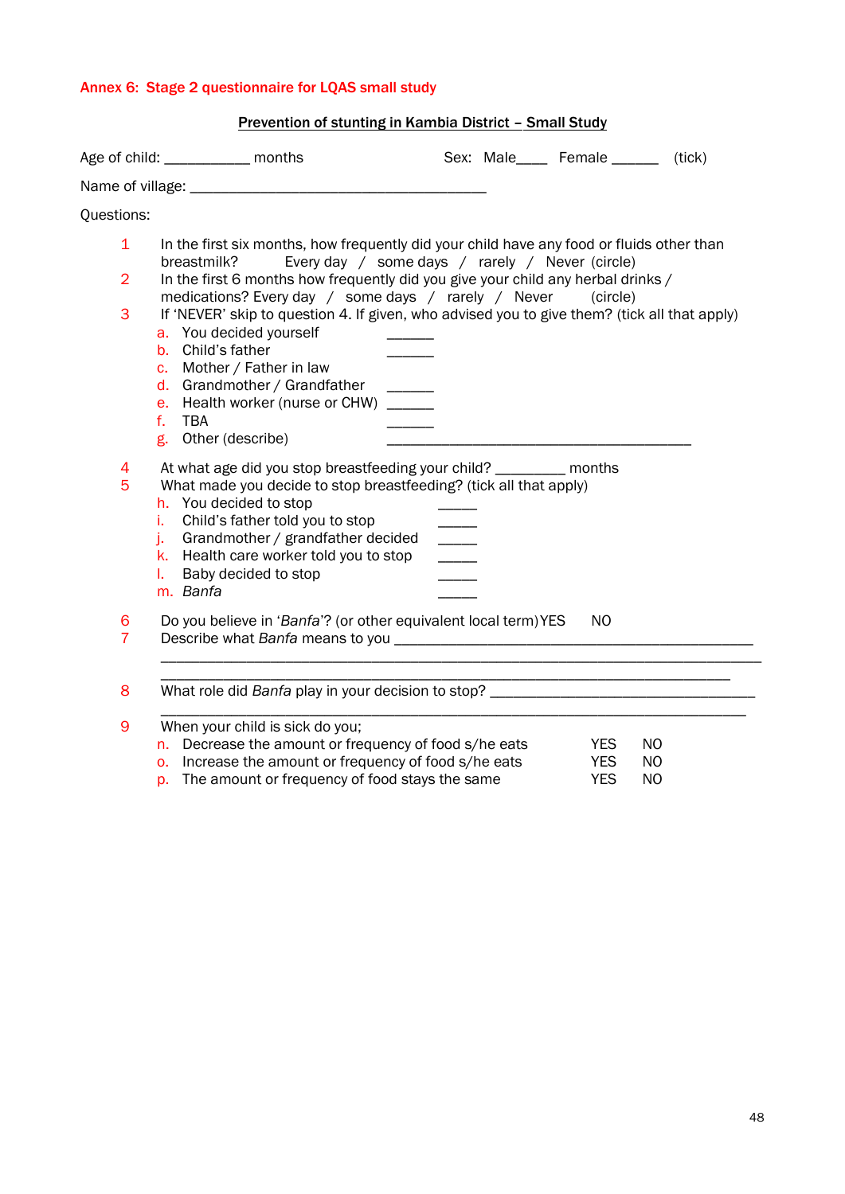## Annex 6: Stage 2 questionnaire for LQAS small study

**Prevention of stunting in Kambia District – Small Study**

Age of child: ___________ months Sex: Male____ Female ______ (tick)

Name of village: ________________________________________

Questions:

1 In the first six months, how frequently did your child have any food or fluids other than breastmilk? Every day / some days / rarely / Never (circle)

2 In the first 6 months how frequently did you give your child any herbal drinks / medications? Every day / some days / rarely / Never (circle)

3 If 'NEVER' skip to question 4. If given, who advised you to give them? (tick all that apply)

- a. You decided yourself ______
- b. Child's father ______
- c. Mother / Father in law
- d. Grandmother / Grandfather ______
- e. Health worker (nurse or CHW) ______
- f. TBA ______
- g. Other (describe) ________________________________________

4 At what age did you stop breastfeeding your child? _________ months

5 What made you decide to stop breastfeeding? (tick all that apply)

- h. You decided to stop _____
- i. Child's father told you to stop _____
- j. Grandmother / grandfather decided _____
- k. Health care worker told you to stop _____
- l. Baby decided to stop _____
- m. *Banfa* _____

6 Do you believe in '*Banfa*'? (or other equivalent local term) YES NO

7 Describe what *Banfa* means to you ______________________________________________
________________________________________________________________________________
________________________________________________________________________________

8 What role did *Banfa* play in your decision to stop? __________________________________
________________________________________________________________________________

9 When your child is sick do you;

- n. Decrease the amount or frequency of food s/he eats YES NO
- o. Increase the amount or frequency of food s/he eats YES NO
- p. The amount or frequency of food stays the same YES NO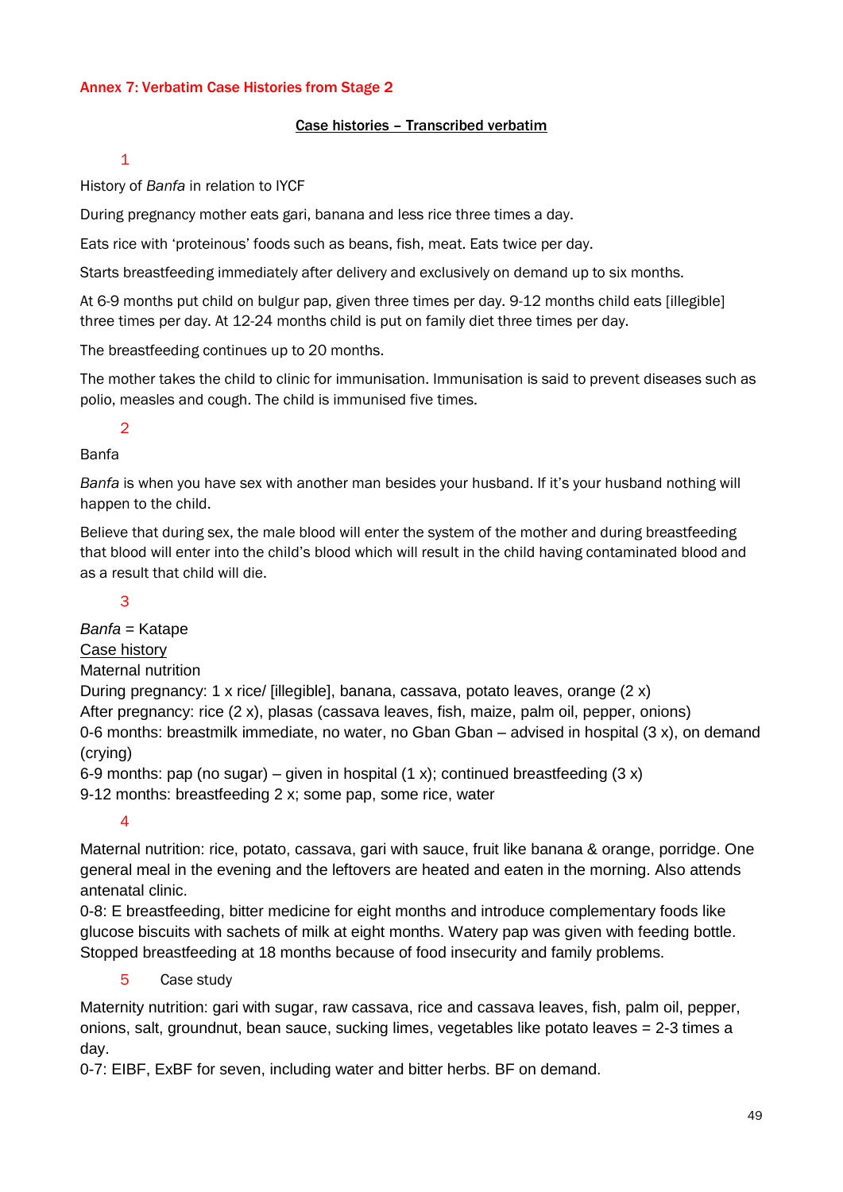## Annex 7: Verbatim Case Histories from Stage 2

**Case histories – Transcribed verbatim**

1

History of *Banfa* in relation to IYCF

During pregnancy mother eats gari, banana and less rice three times a day.

Eats rice with 'proteinous' foods such as beans, fish, meat. Eats twice per day.

Starts breastfeeding immediately after delivery and exclusively on demand up to six months.

At 6-9 months put child on bulgur pap, given three times per day. 9-12 months child eats [illegible] three times per day. At 12-24 months child is put on family diet three times per day.

The breastfeeding continues up to 20 months.

The mother takes the child to clinic for immunisation. Immunisation is said to prevent diseases such as polio, measles and cough. The child is immunised five times.

2

Banfa

*Banfa* is when you have sex with another man besides your husband. If it's your husband nothing will happen to the child.

Believe that during sex, the male blood will enter the system of the mother and during breastfeeding that blood will enter into the child's blood which will result in the child having contaminated blood and as a result that child will die.

3

*Banfa* = Katape

Case history

Maternal nutrition

During pregnancy: 1 x rice/ [illegible], banana, cassava, potato leaves, orange (2 x)

After pregnancy: rice (2 x), plasas (cassava leaves, fish, maize, palm oil, pepper, onions)

0-6 months: breastmilk immediate, no water, no Gban Gban – advised in hospital (3 x), on demand (crying)

6-9 months: pap (no sugar) – given in hospital (1 x); continued breastfeeding (3 x)

9-12 months: breastfeeding 2 x; some pap, some rice, water

4

Maternal nutrition: rice, potato, cassava, gari with sauce, fruit like banana & orange, porridge. One general meal in the evening and the leftovers are heated and eaten in the morning. Also attends antenatal clinic.

0-8: E breastfeeding, bitter medicine for eight months and introduce complementary foods like glucose biscuits with sachets of milk at eight months. Watery pap was given with feeding bottle. Stopped breastfeeding at 18 months because of food insecurity and family problems.

5 Case study

Maternity nutrition: gari with sugar, raw cassava, rice and cassava leaves, fish, palm oil, pepper, onions, salt, groundnut, bean sauce, sucking limes, vegetables like potato leaves = 2-3 times a day.

0-7: EIBF, ExBF for seven, including water and bitter herbs. BF on demand.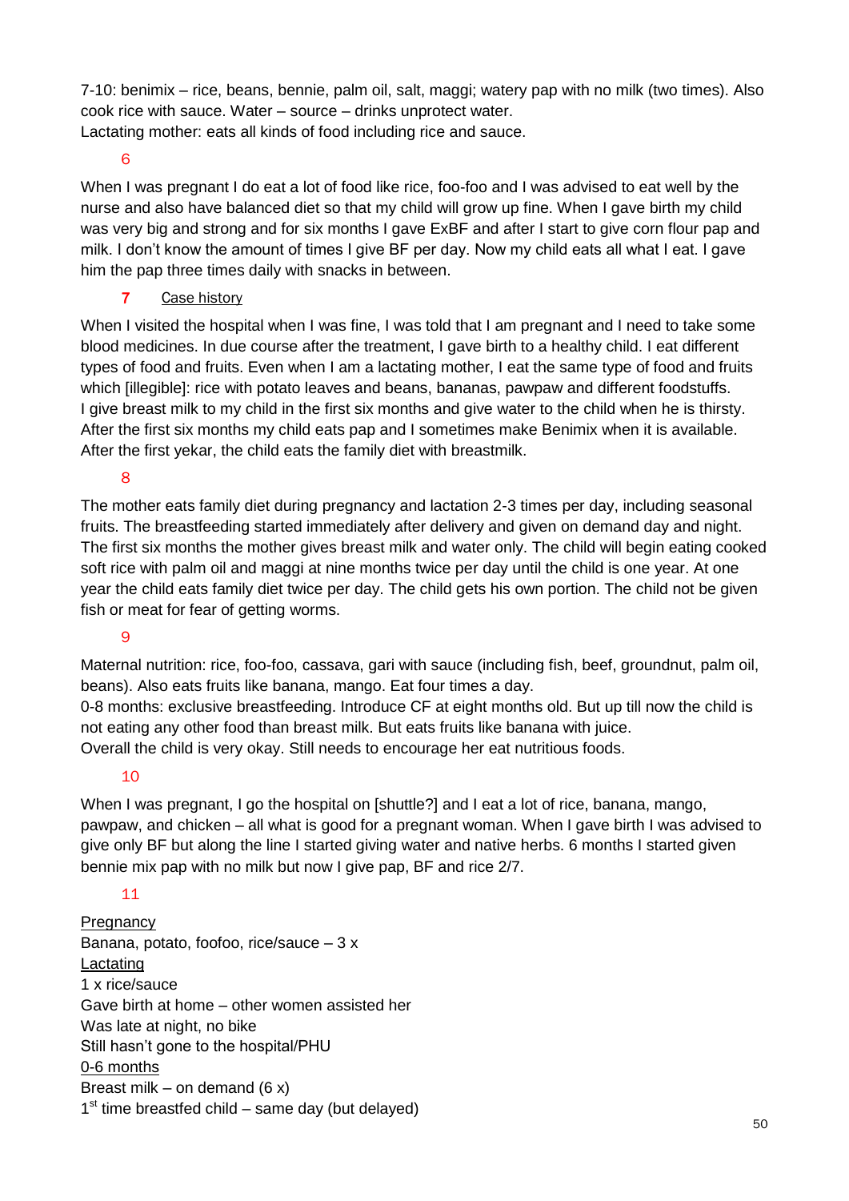7-10: benimix – rice, beans, bennie, palm oil, salt, maggi; watery pap with no milk (two times). Also cook rice with sauce. Water – source – drinks unprotect water.
Lactating mother: eats all kinds of food including rice and sauce.

6

When I was pregnant I do eat a lot of food like rice, foo-foo and I was advised to eat well by the nurse and also have balanced diet so that my child will grow up fine. When I gave birth my child was very big and strong and for six months I gave ExBF and after I start to give corn flour pap and milk. I don't know the amount of times I give BF per day. Now my child eats all what I eat. I gave him the pap three times daily with snacks in between.

**7** Case history

When I visited the hospital when I was fine, I was told that I am pregnant and I need to take some blood medicines. In due course after the treatment, I gave birth to a healthy child. I eat different types of food and fruits. Even when I am a lactating mother, I eat the same type of food and fruits which [illegible]: rice with potato leaves and beans, bananas, pawpaw and different foodstuffs.
I give breast milk to my child in the first six months and give water to the child when he is thirsty. After the first six months my child eats pap and I sometimes make Benimix when it is available. After the first yekar, the child eats the family diet with breastmilk.

8

The mother eats family diet during pregnancy and lactation 2-3 times per day, including seasonal fruits. The breastfeeding started immediately after delivery and given on demand day and night. The first six months the mother gives breast milk and water only. The child will begin eating cooked soft rice with palm oil and maggi at nine months twice per day until the child is one year. At one year the child eats family diet twice per day. The child gets his own portion. The child not be given fish or meat for fear of getting worms.

9

Maternal nutrition: rice, foo-foo, cassava, gari with sauce (including fish, beef, groundnut, palm oil, beans). Also eats fruits like banana, mango. Eat four times a day.
0-8 months: exclusive breastfeeding. Introduce CF at eight months old. But up till now the child is not eating any other food than breast milk. But eats fruits like banana with juice.
Overall the child is very okay. Still needs to encourage her eat nutritious foods.

10

When I was pregnant, I go the hospital on [shuttle?] and I eat a lot of rice, banana, mango, pawpaw, and chicken – all what is good for a pregnant woman. When I gave birth I was advised to give only BF but along the line I started giving water and native herbs. 6 months I started given bennie mix pap with no milk but now I give pap, BF and rice 2/7.

11

Pregnancy
Banana, potato, foofoo, rice/sauce – 3 x
Lactating
1 x rice/sauce
Gave birth at home – other women assisted her
Was late at night, no bike
Still hasn't gone to the hospital/PHU
0-6 months
Breast milk – on demand (6 x)
1st time breastfed child – same day (but delayed)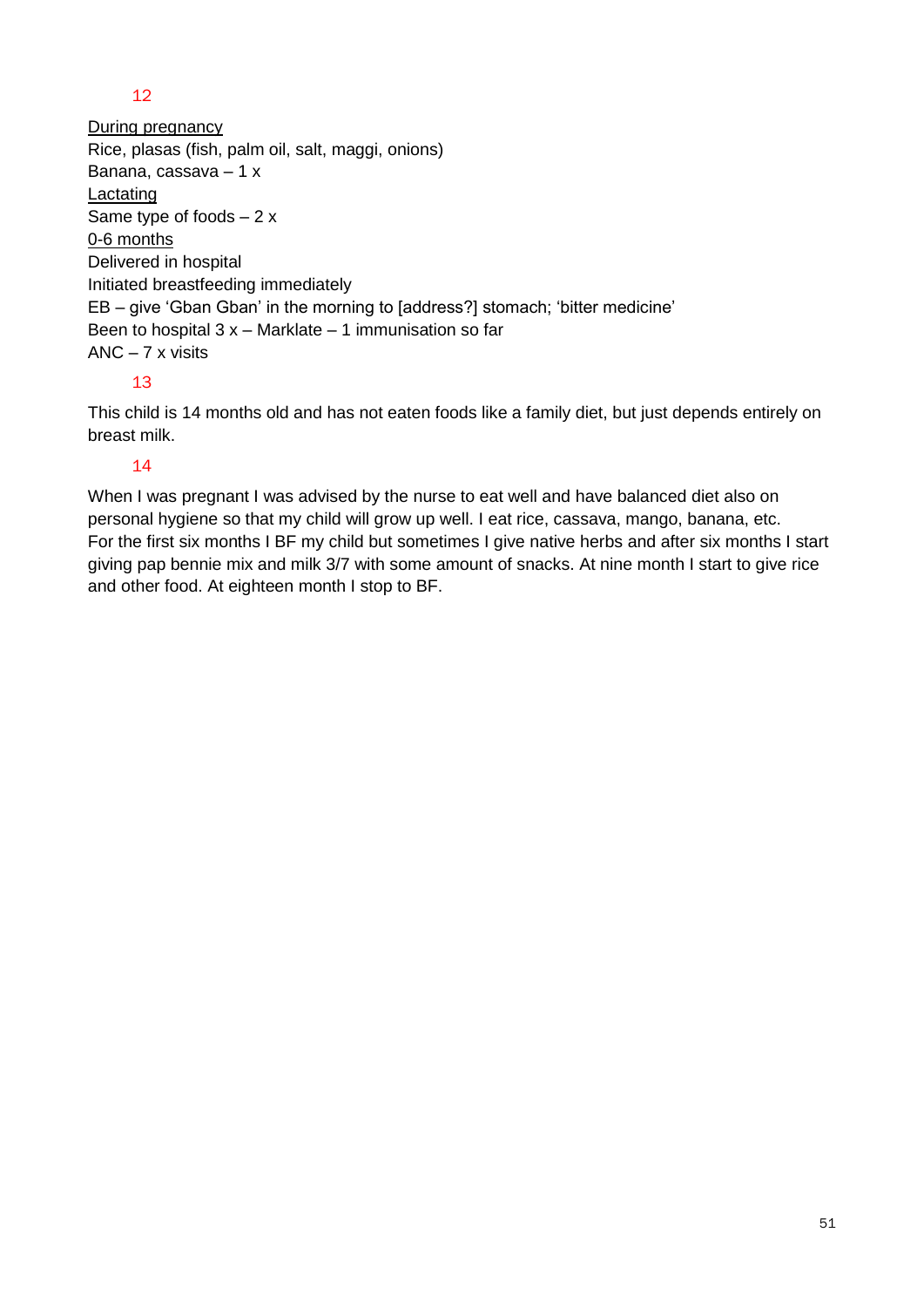12

<u>During pregnancy</u>
Rice, plasas (fish, palm oil, salt, maggi, onions)
Banana, cassava – 1 x
<u>Lactating</u>
Same type of foods – 2 x
<u>0-6 months</u>
Delivered in hospital
Initiated breastfeeding immediately
EB – give 'Gban Gban' in the morning to [address?] stomach; 'bitter medicine'
Been to hospital 3 x – Marklate – 1 immunisation so far
ANC – 7 x visits

13

This child is 14 months old and has not eaten foods like a family diet, but just depends entirely on breast milk.

14

When I was pregnant I was advised by the nurse to eat well and have balanced diet also on personal hygiene so that my child will grow up well. I eat rice, cassava, mango, banana, etc. For the first six months I BF my child but sometimes I give native herbs and after six months I start giving pap bennie mix and milk 3/7 with some amount of snacks. At nine month I start to give rice and other food. At eighteen month I stop to BF.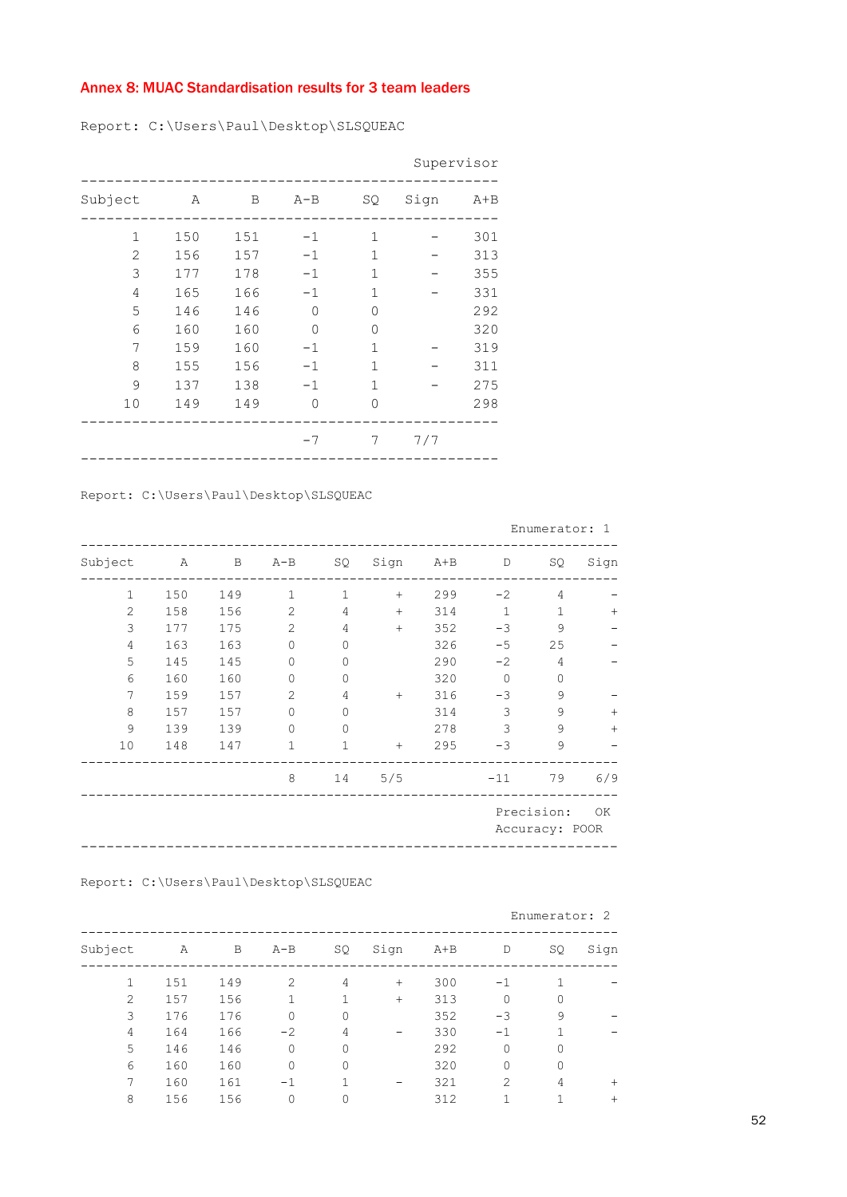## Annex 8: MUAC Standardisation results for 3 team leaders

Report: C:\Users\Paul\Desktop\SLSQUEAC

Supervisor

| Subject | A | B | A-B | SQ | Sign | A+B |
|---|---|---|---|---|---|---|
| 1 | 150 | 151 | -1 | 1 | - | 301 |
| 2 | 156 | 157 | -1 | 1 | - | 313 |
| 3 | 177 | 178 | -1 | 1 | - | 355 |
| 4 | 165 | 166 | -1 | 1 | - | 331 |
| 5 | 146 | 146 | 0 | 0 | | 292 |
| 6 | 160 | 160 | 0 | 0 | | 320 |
| 7 | 159 | 160 | -1 | 1 | - | 319 |
| 8 | 155 | 156 | -1 | 1 | - | 311 |
| 9 | 137 | 138 | -1 | 1 | - | 275 |
| 10 | 149 | 149 | 0 | 0 | | 298 |
| | | | -7 | 7 | 7/7 | |

Report: C:\Users\Paul\Desktop\SLSQUEAC

Enumerator: 1

| Subject | A | B | A-B | SQ | Sign | A+B | D | SQ | Sign |
|---|---|---|---|---|---|---|---|---|---|
| 1 | 150 | 149 | 1 | 1 | + | 299 | -2 | 4 | - |
| 2 | 158 | 156 | 2 | 4 | + | 314 | 1 | 1 | + |
| 3 | 177 | 175 | 2 | 4 | + | 352 | -3 | 9 | - |
| 4 | 163 | 163 | 0 | 0 | | 326 | -5 | 25 | - |
| 5 | 145 | 145 | 0 | 0 | | 290 | -2 | 4 | - |
| 6 | 160 | 160 | 0 | 0 | | 320 | 0 | 0 | |
| 7 | 159 | 157 | 2 | 4 | + | 316 | -3 | 9 | - |
| 8 | 157 | 157 | 0 | 0 | | 314 | 3 | 9 | + |
| 9 | 139 | 139 | 0 | 0 | | 278 | 3 | 9 | + |
| 10 | 148 | 147 | 1 | 1 | + | 295 | -3 | 9 | - |
| | | | 8 | 14 | 5/5 | | -11 | 79 | 6/9 |

Precision: OK
Accuracy: POOR

Report: C:\Users\Paul\Desktop\SLSQUEAC

Enumerator: 2

| Subject | A | B | A-B | SQ | Sign | A+B | D | SQ | Sign |
|---|---|---|---|---|---|---|---|---|---|
| 1 | 151 | 149 | 2 | 4 | + | 300 | -1 | 1 | - |
| 2 | 157 | 156 | 1 | 1 | + | 313 | 0 | 0 | |
| 3 | 176 | 176 | 0 | 0 | | 352 | -3 | 9 | - |
| 4 | 164 | 166 | -2 | 4 | - | 330 | -1 | 1 | - |
| 5 | 146 | 146 | 0 | 0 | | 292 | 0 | 0 | |
| 6 | 160 | 160 | 0 | 0 | | 320 | 0 | 0 | |
| 7 | 160 | 161 | -1 | 1 | - | 321 | 2 | 4 | + |
| 8 | 156 | 156 | 0 | 0 | | 312 | 1 | 1 | + |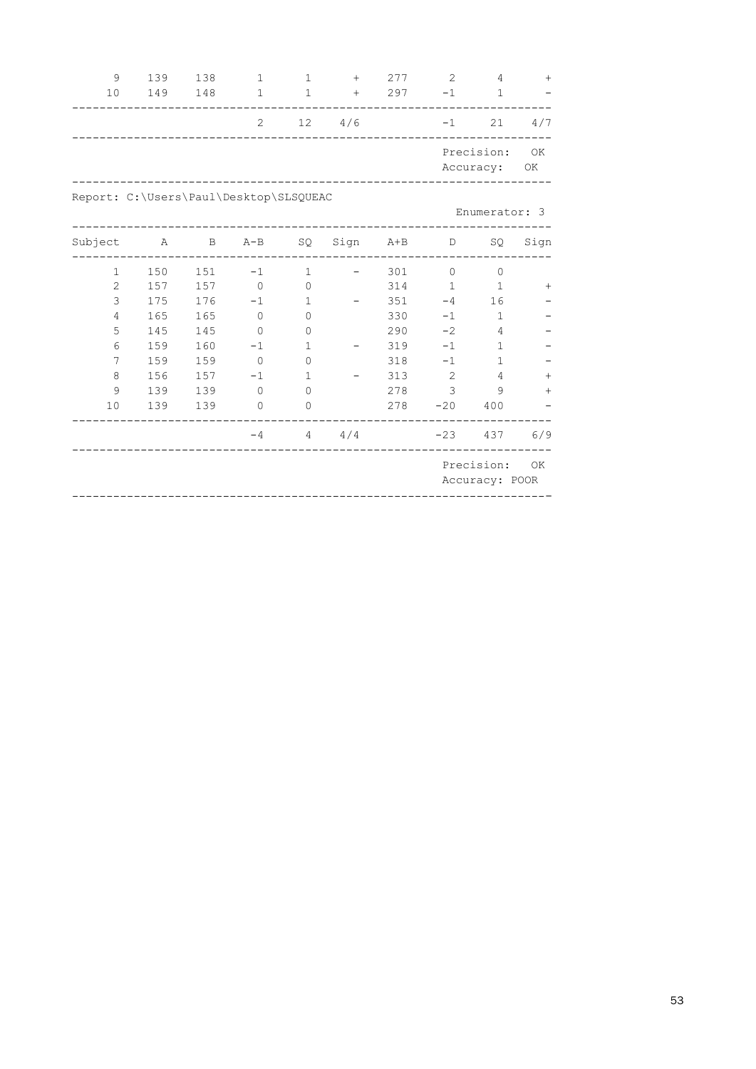| Subject | A | B | A-B | SQ | Sign | A+B | D | SQ | Sign |
|---|---|---|---|---|---|---|---|---|---|
| 9 | 139 | 138 | 1 | 1 | + | 277 | 2 | 4 | + |
| 10 | 149 | 148 | 1 | 1 | + | 297 | -1 | 1 | - |
| | | | 2 | 12 | 4/6 | | -1 | 21 | 4/7 |

Precision: OK
Accuracy: OK

Report: C:\Users\Paul\Desktop\SLSQUEAC

Enumerator: 3

| Subject | A | B | A-B | SQ | Sign | A+B | D | SQ | Sign |
|---|---|---|---|---|---|---|---|---|---|
| 1 | 150 | 151 | -1 | 1 | - | 301 | 0 | 0 | |
| 2 | 157 | 157 | 0 | 0 | | 314 | 1 | 1 | + |
| 3 | 175 | 176 | -1 | 1 | - | 351 | -4 | 16 | - |
| 4 | 165 | 165 | 0 | 0 | | 330 | -1 | 1 | - |
| 5 | 145 | 145 | 0 | 0 | | 290 | -2 | 4 | - |
| 6 | 159 | 160 | -1 | 1 | - | 319 | -1 | 1 | - |
| 7 | 159 | 159 | 0 | 0 | | 318 | -1 | 1 | - |
| 8 | 156 | 157 | -1 | 1 | - | 313 | 2 | 4 | + |
| 9 | 139 | 139 | 0 | 0 | | 278 | 3 | 9 | + |
| 10 | 139 | 139 | 0 | 0 | | 278 | -20 | 400 | - |
| | | | -4 | 4 | 4/4 | | -23 | 437 | 6/9 |

Precision: OK
Accuracy: POOR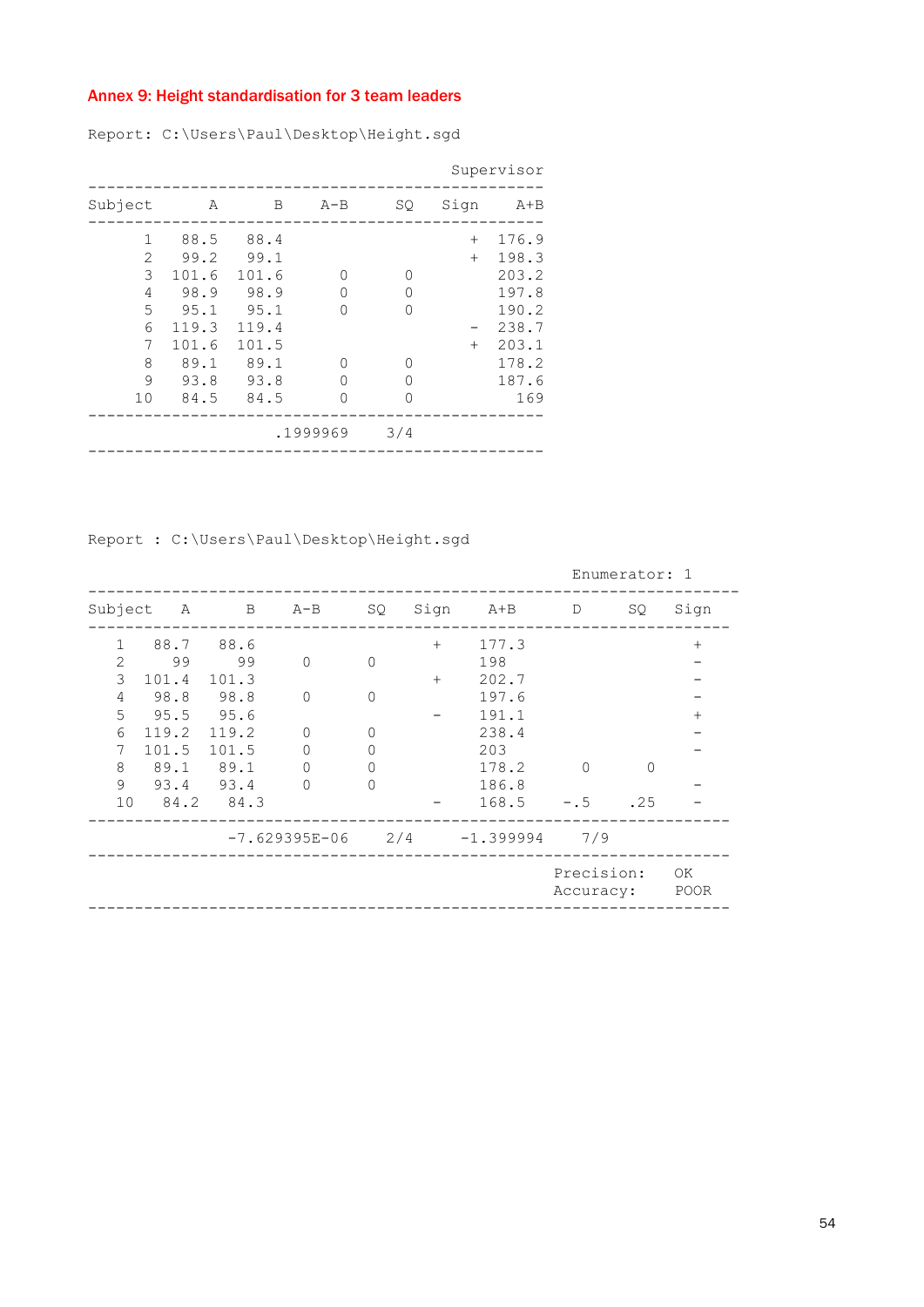## Annex 9: Height standardisation for 3 team leaders

Report: C:\Users\Paul\Desktop\Height.sgd

Supervisor

| Subject | A | B | A-B | SQ | Sign | A+B |
|---|---|---|---|---|---|---|
| 1 | 88.5 | 88.4 | | | + | 176.9 |
| 2 | 99.2 | 99.1 | | | + | 198.3 |
| 3 | 101.6 | 101.6 | 0 | 0 | | 203.2 |
| 4 | 98.9 | 98.9 | 0 | 0 | | 197.8 |
| 5 | 95.1 | 95.1 | 0 | 0 | | 190.2 |
| 6 | 119.3 | 119.4 | | | - | 238.7 |
| 7 | 101.6 | 101.5 | | | + | 203.1 |
| 8 | 89.1 | 89.1 | 0 | 0 | | 178.2 |
| 9 | 93.8 | 93.8 | 0 | 0 | | 187.6 |
| 10 | 84.5 | 84.5 | 0 | 0 | | 169 |
| | | | .1999969 | 3/4 | | |

Report : C:\Users\Paul\Desktop\Height.sgd

Enumerator: 1

| Subject | A | B | A-B | SQ | Sign | A+B | D | SQ | Sign |
|---|---|---|---|---|---|---|---|---|---|
| 1 | 88.7 | 88.6 | | | + | 177.3 | | | + |
| 2 | 99 | 99 | 0 | 0 | | 198 | | | - |
| 3 | 101.4 | 101.3 | | | + | 202.7 | | | - |
| 4 | 98.8 | 98.8 | 0 | 0 | | 197.6 | | | - |
| 5 | 95.5 | 95.6 | | | - | 191.1 | | | + |
| 6 | 119.2 | 119.2 | 0 | 0 | | 238.4 | | | - |
| 7 | 101.5 | 101.5 | 0 | 0 | | 203 | | | - |
| 8 | 89.1 | 89.1 | 0 | 0 | | 178.2 | 0 | 0 | |
| 9 | 93.4 | 93.4 | 0 | 0 | | 186.8 | | | - |
| 10 | 84.2 | 84.3 | | | - | 168.5 | -.5 | .25 | - |
| | | | -7.629395E-06 | 2/4 | | -1.399994 | 7/9 | | |
| | | | | | | | Precision: | | OK |
| | | | | | | | Accuracy: | | POOR |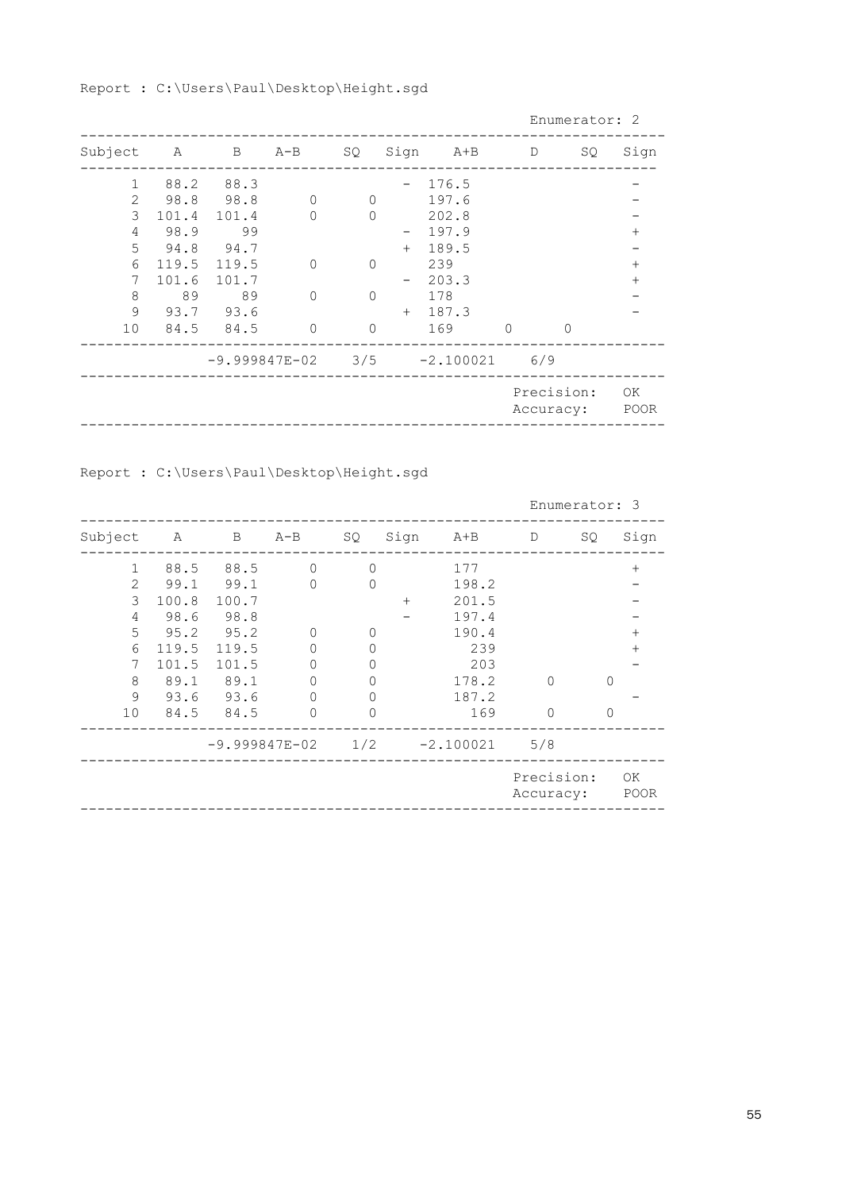Report : C:\Users\Paul\Desktop\Height.sgd

Enumerator: 2

| Subject | A | B | A-B | SQ | Sign | A+B | D | SQ | Sign |
|---|---|---|---|---|---|---|---|---|---|
| 1 | 88.2 | 88.3 | | | - | 176.5 | | | - |
| 2 | 98.8 | 98.8 | 0 | 0 | | 197.6 | | | - |
| 3 | 101.4 | 101.4 | 0 | 0 | | 202.8 | | | - |
| 4 | 98.9 | 99 | | | - | 197.9 | | | + |
| 5 | 94.8 | 94.7 | | | + | 189.5 | | | - |
| 6 | 119.5 | 119.5 | 0 | 0 | | 239 | | | + |
| 7 | 101.6 | 101.7 | | | - | 203.3 | | | + |
| 8 | 89 | 89 | 0 | 0 | | 178 | | | - |
| 9 | 93.7 | 93.6 | | | + | 187.3 | | | - |
| 10 | 84.5 | 84.5 | 0 | 0 | | 169 | 0 | 0 | |
| | | | -9.999847E-02 | 3/5 | | -2.100021 | 6/9 | | |
| | | | | | | | Precision: | | OK |
| | | | | | | | Accuracy: | | POOR |

Report : C:\Users\Paul\Desktop\Height.sgd

Enumerator: 3

| Subject | A | B | A-B | SQ | Sign | A+B | D | SQ | Sign |
|---|---|---|---|---|---|---|---|---|---|
| 1 | 88.5 | 88.5 | 0 | 0 | | 177 | | | + |
| 2 | 99.1 | 99.1 | 0 | 0 | | 198.2 | | | - |
| 3 | 100.8 | 100.7 | | | + | 201.5 | | | - |
| 4 | 98.6 | 98.8 | | | - | 197.4 | | | - |
| 5 | 95.2 | 95.2 | 0 | 0 | | 190.4 | | | + |
| 6 | 119.5 | 119.5 | 0 | 0 | | 239 | | | + |
| 7 | 101.5 | 101.5 | 0 | 0 | | 203 | | | - |
| 8 | 89.1 | 89.1 | 0 | 0 | | 178.2 | 0 | 0 | |
| 9 | 93.6 | 93.6 | 0 | 0 | | 187.2 | | | - |
| 10 | 84.5 | 84.5 | 0 | 0 | | 169 | 0 | 0 | |
| | | | -9.999847E-02 | 1/2 | | -2.100021 | 5/8 | | |
| | | | | | | | Precision: | | OK |
| | | | | | | | Accuracy: | | POOR |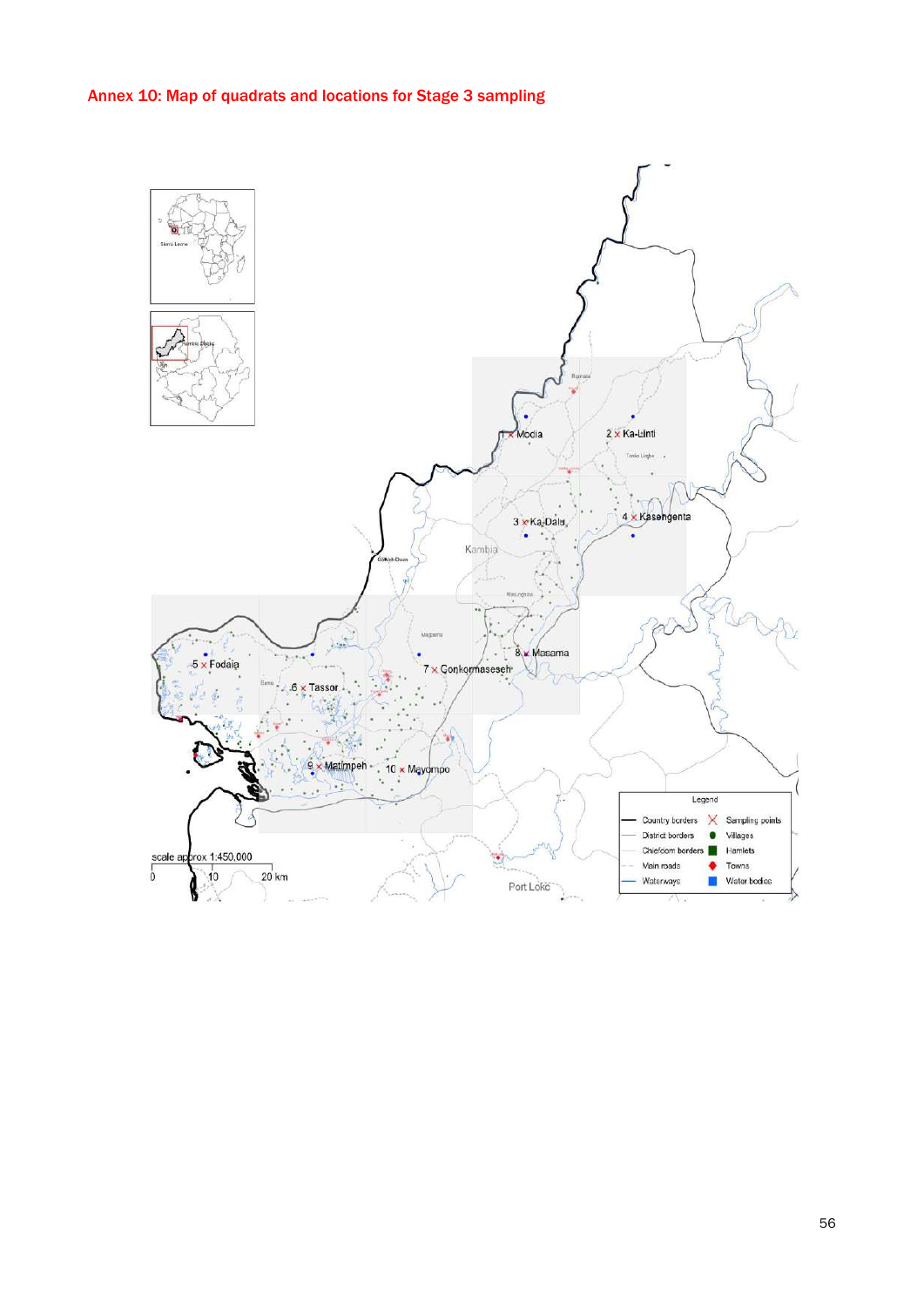## Annex 10: Map of quadrats and locations for Stage 3 sampling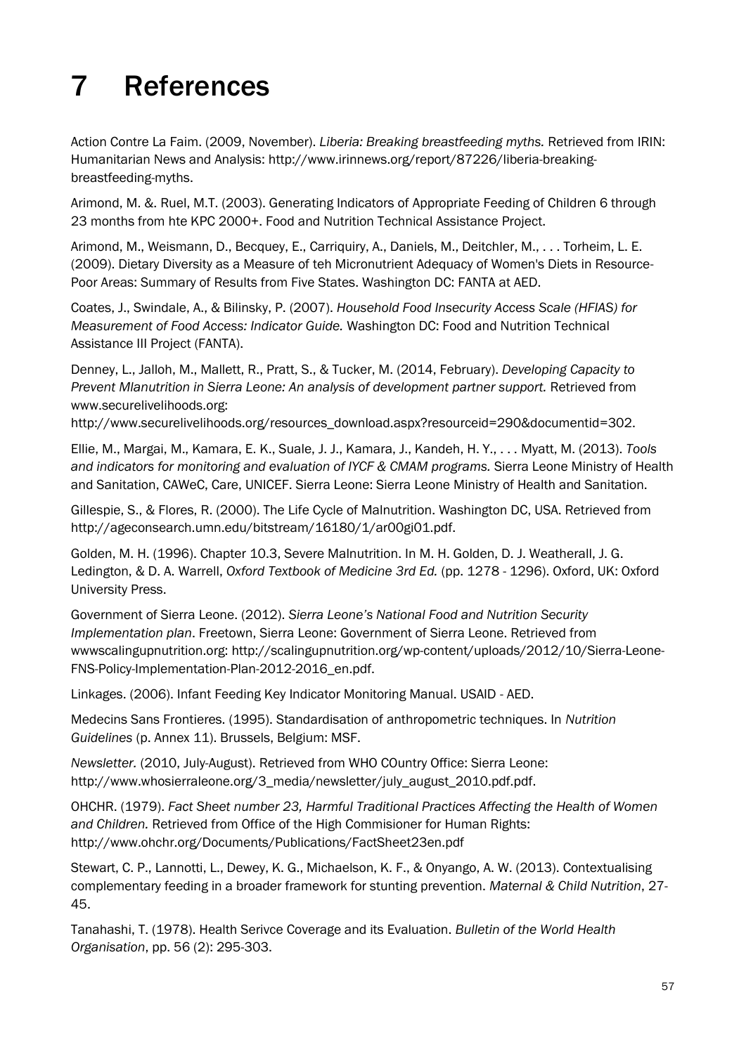# 7 References

Action Contre La Faim. (2009, November). *Liberia: Breaking breastfeeding myths.* Retrieved from IRIN: Humanitarian News and Analysis: http://www.irinnews.org/report/87226/liberia-breaking-breastfeeding-myths.

Arimond, M. &. Ruel, M.T. (2003). Generating Indicators of Appropriate Feeding of Children 6 through 23 months from hte KPC 2000+. Food and Nutrition Technical Assistance Project.

Arimond, M., Weismann, D., Becquey, E., Carriquiry, A., Daniels, M., Deitchler, M., . . . Torheim, L. E. (2009). Dietary Diversity as a Measure of teh Micronutrient Adequacy of Women's Diets in Resource-Poor Areas: Summary of Results from Five States. Washington DC: FANTA at AED.

Coates, J., Swindale, A., & Bilinsky, P. (2007). *Household Food Insecurity Access Scale (HFIAS) for Measurement of Food Access: Indicator Guide.* Washington DC: Food and Nutrition Technical Assistance III Project (FANTA).

Denney, L., Jalloh, M., Mallett, R., Pratt, S., & Tucker, M. (2014, February). *Developing Capacity to Prevent Mlanutrition in Sierra Leone: An analysis of development partner support.* Retrieved from www.securelivelihoods.org: http://www.securelivelihoods.org/resources_download.aspx?resourceid=290&documentid=302.

Ellie, M., Margai, M., Kamara, E. K., Suale, J. J., Kamara, J., Kandeh, H. Y., . . . Myatt, M. (2013). *Tools and indicators for monitoring and evaluation of IYCF & CMAM programs.* Sierra Leone Ministry of Health and Sanitation, CAWeC, Care, UNICEF. Sierra Leone: Sierra Leone Ministry of Health and Sanitation.

Gillespie, S., & Flores, R. (2000). The Life Cycle of Malnutrition. Washington DC, USA. Retrieved from http://ageconsearch.umn.edu/bitstream/16180/1/ar00gi01.pdf.

Golden, M. H. (1996). Chapter 10.3, Severe Malnutrition. In M. H. Golden, D. J. Weatherall, J. G. Ledington, & D. A. Warrell, *Oxford Textbook of Medicine 3rd Ed.* (pp. 1278 - 1296). Oxford, UK: Oxford University Press.

Government of Sierra Leone. (2012). *Sierra Leone's National Food and Nutrition Security Implementation plan*. Freetown, Sierra Leone: Government of Sierra Leone. Retrieved from wwwscalingupnutrition.org: http://scalingupnutrition.org/wp-content/uploads/2012/10/Sierra-Leone-FNS-Policy-Implementation-Plan-2012-2016_en.pdf.

Linkages. (2006). Infant Feeding Key Indicator Monitoring Manual. USAID - AED.

Medecins Sans Frontieres. (1995). Standardisation of anthropometric techniques. In *Nutrition Guidelines* (p. Annex 11). Brussels, Belgium: MSF.

*Newsletter.* (2010, July-August). Retrieved from WHO COuntry Office: Sierra Leone: http://www.whosierraleone.org/3_media/newsletter/july_august_2010.pdf.pdf.

OHCHR. (1979). *Fact Sheet number 23, Harmful Traditional Practices Affecting the Health of Women and Children.* Retrieved from Office of the High Commisioner for Human Rights: http://www.ohchr.org/Documents/Publications/FactSheet23en.pdf

Stewart, C. P., Lannotti, L., Dewey, K. G., Michaelson, K. F., & Onyango, A. W. (2013). Contextualising complementary feeding in a broader framework for stunting prevention. *Maternal & Child Nutrition*, 27-45.

Tanahashi, T. (1978). Health Serivce Coverage and its Evaluation. *Bulletin of the World Health Organisation*, pp. 56 (2): 295-303.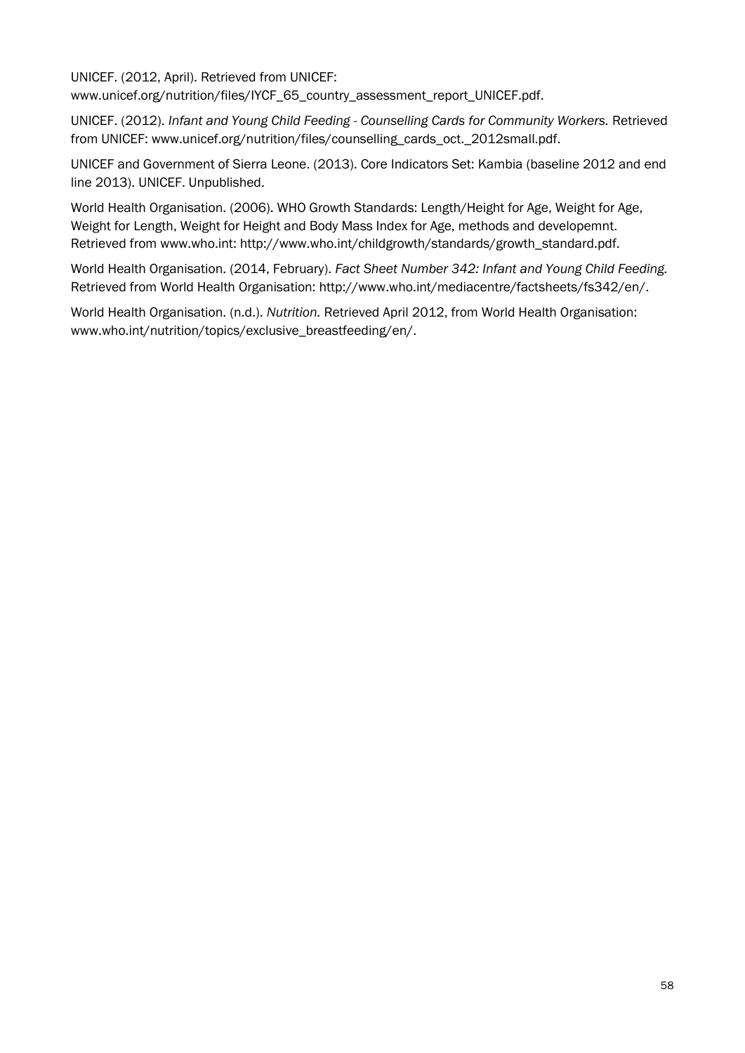UNICEF. (2012, April). Retrieved from UNICEF: www.unicef.org/nutrition/files/IYCF_65_country_assessment_report_UNICEF.pdf.

UNICEF. (2012). *Infant and Young Child Feeding - Counselling Cards for Community Workers.* Retrieved from UNICEF: www.unicef.org/nutrition/files/counselling_cards_oct._2012small.pdf.

UNICEF and Government of Sierra Leone. (2013). Core Indicators Set: Kambia (baseline 2012 and end line 2013). UNICEF. Unpublished.

World Health Organisation. (2006). WHO Growth Standards: Length/Height for Age, Weight for Age, Weight for Length, Weight for Height and Body Mass Index for Age, methods and developemnt. Retrieved from www.who.int: http://www.who.int/childgrowth/standards/growth_standard.pdf.

World Health Organisation. (2014, February). *Fact Sheet Number 342: Infant and Young Child Feeding.* Retrieved from World Health Organisation: http://www.who.int/mediacentre/factsheets/fs342/en/.

World Health Organisation. (n.d.). *Nutrition.* Retrieved April 2012, from World Health Organisation: www.who.int/nutrition/topics/exclusive_breastfeeding/en/.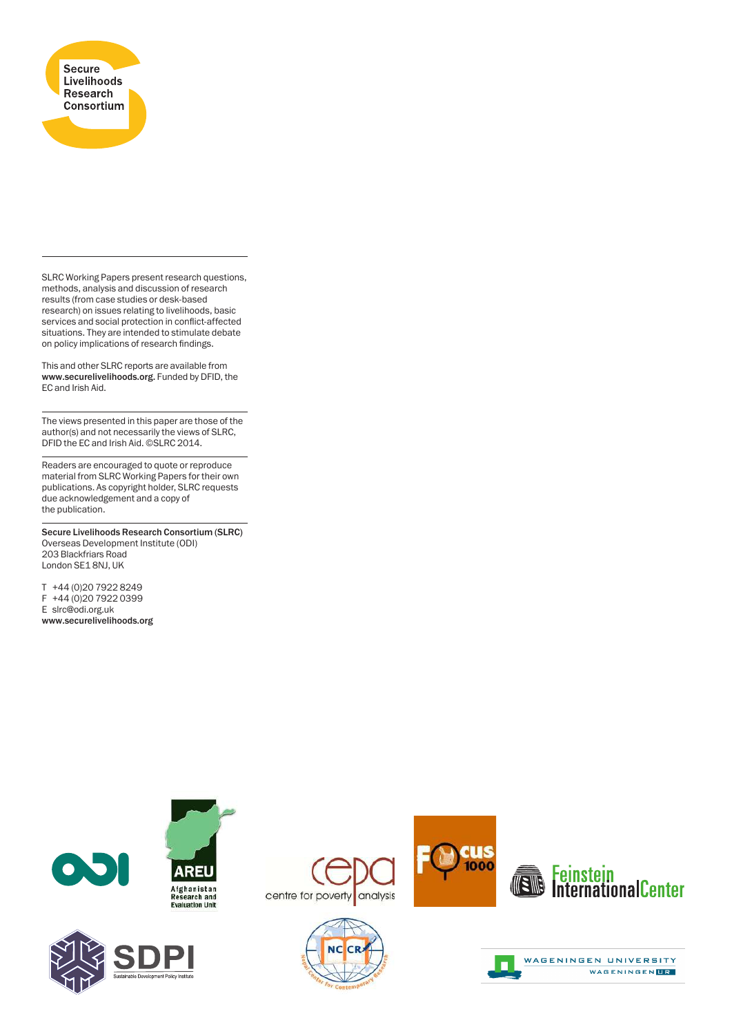Secure Livelihoods Research Consortium

SLRC Working Papers present research questions, methods, analysis and discussion of research results (from case studies or desk-based research) on issues relating to livelihoods, basic services and social protection in conflict-affected situations. They are intended to stimulate debate on policy implications of research findings.

This and other SLRC reports are available from **www.securelivelihoods.org**. Funded by DFID, the EC and Irish Aid.

The views presented in this paper are those of the author(s) and not necessarily the views of SLRC, DFID the EC and Irish Aid. ©SLRC 2014.

Readers are encouraged to quote or reproduce material from SLRC Working Papers for their own publications. As copyright holder, SLRC requests due acknowledgement and a copy of the publication.

**Secure Livelihoods Research Consortium (SLRC)**
Overseas Development Institute (ODI)
203 Blackfriars Road
London SE1 8NJ, UK

T +44 (0)20 7922 8249
F +44 (0)20 7922 0399
E slrc@odi.org.uk
**www.securelivelihoods.org**